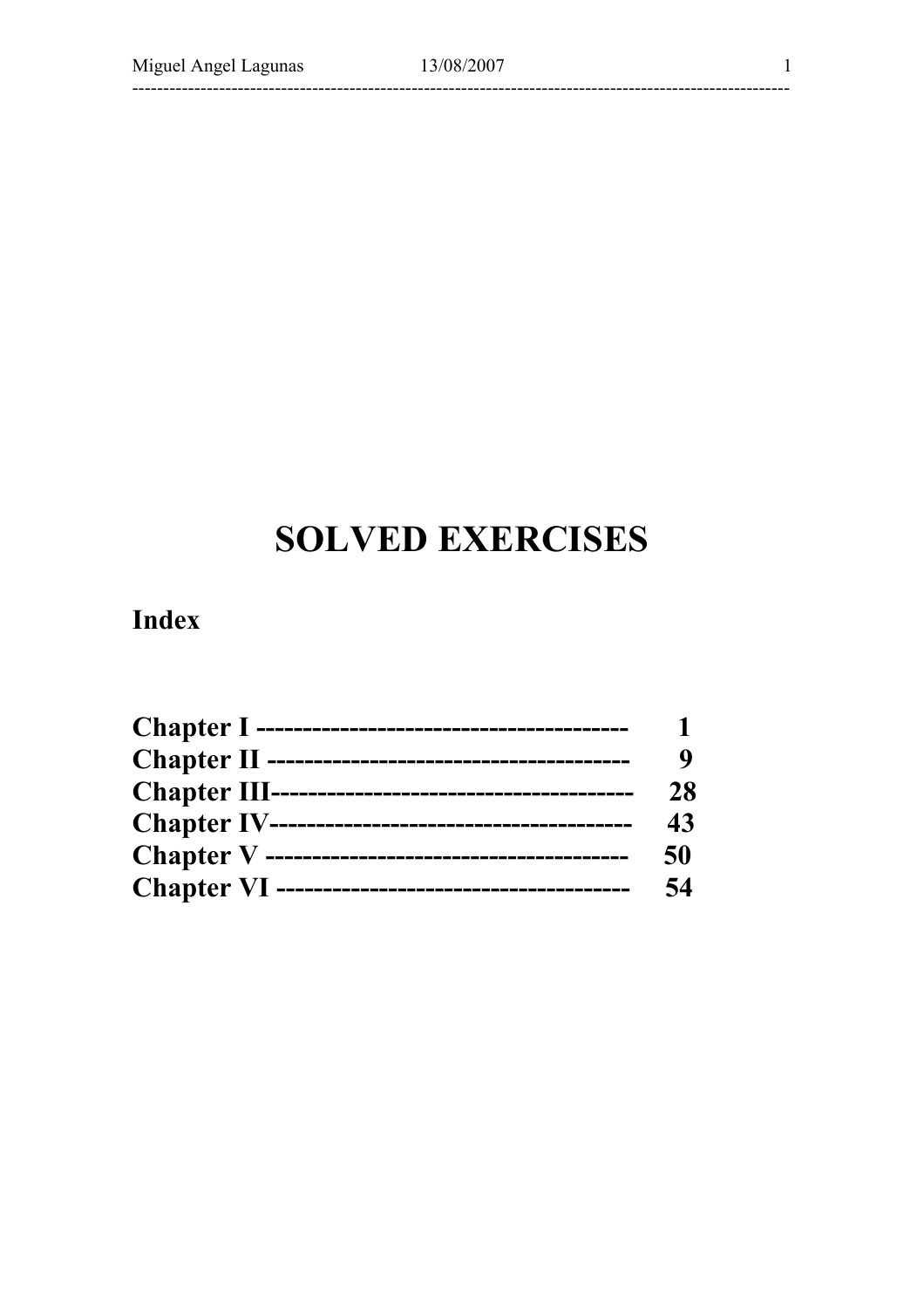# SOLVED EXERCISES

## Index

| | |
|---|---|
| **Chapter I** | **1** |
| **Chapter II** | **9** |
| **Chapter III** | **28** |
| **Chapter IV** | **43** |
| **Chapter V** | **50** |
| **Chapter VI** | **54** |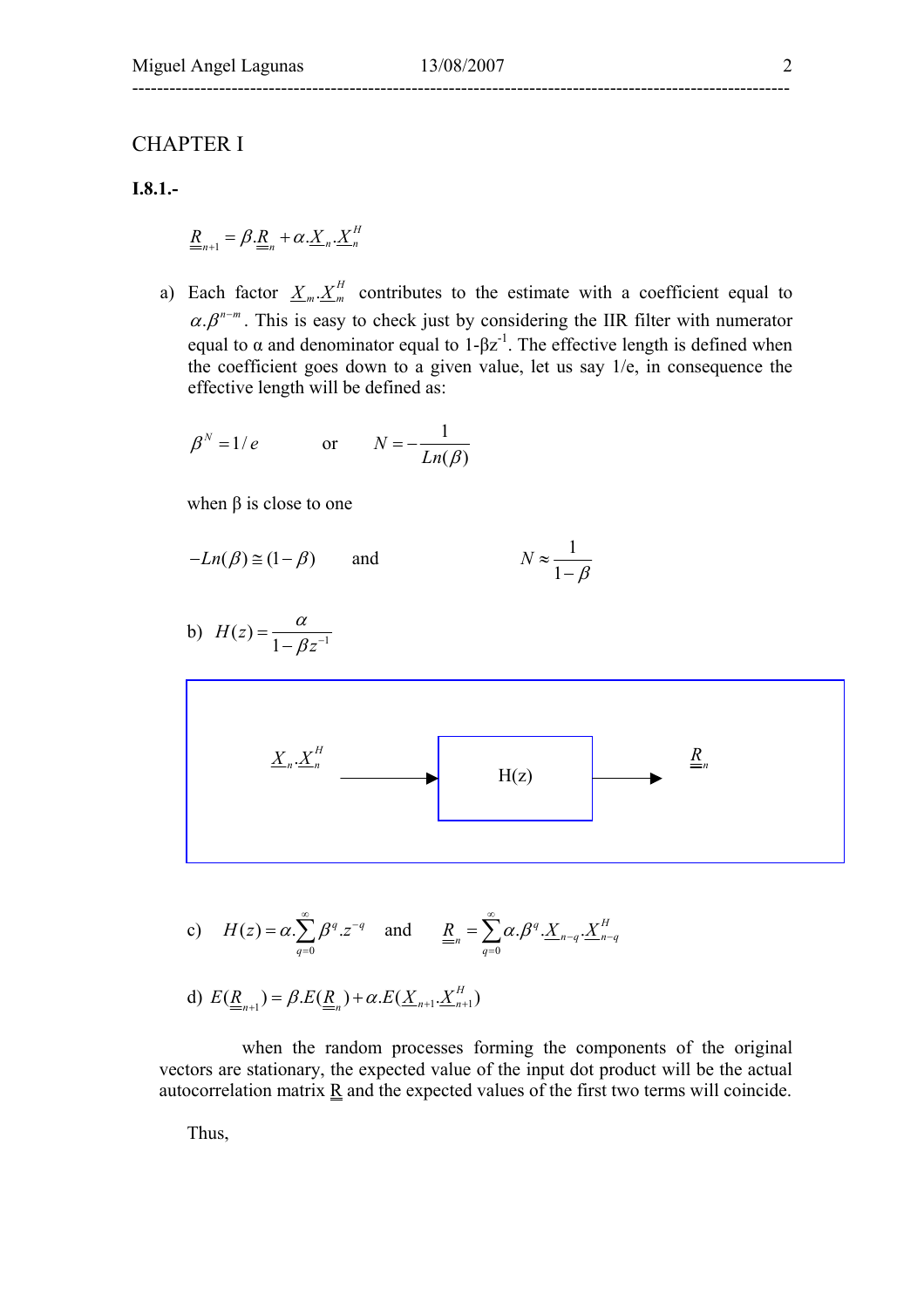# CHAPTER I

**I.8.1.-**

$$\underline{\underline{R}}_{n+1} = \beta.\underline{\underline{R}}_n + \alpha.\underline{X}_n.\underline{X}_n^H$$

a) Each factor $\underline{X}_m.\underline{X}_m^H$ contributes to the estimate with a coefficient equal to $\alpha.\beta^{n-m}$. This is easy to check just by considering the IIR filter with numerator equal to α and denominator equal to $1-\beta z^{-1}$. The effective length is defined when the coefficient goes down to a given value, let us say 1/e, in consequence the effective length will be defined as:

$$\beta^N = 1/e \qquad \text{or} \qquad N = -\frac{1}{Ln(\beta)}$$

when β is close to one

$$-Ln(\beta) \cong (1-\beta) \qquad \text{and} \qquad N \approx \frac{1}{1-\beta}$$

b) $H(z) = \dfrac{\alpha}{1-\beta z^{-1}}$

$\underline{X}_n.\underline{X}_n^H$ → H(z) → $\underline{\underline{R}}_n$

c) $H(z) = \alpha.\sum_{q=0}^{\infty} \beta^q.z^{-q}$ and $\underline{\underline{R}}_n = \sum_{q=0}^{\infty} \alpha.\beta^q.\underline{X}_{n-q}.\underline{X}_{n-q}^H$

d) $E(\underline{\underline{R}}_{n+1}) = \beta.E(\underline{\underline{R}}_n) + \alpha.E(\underline{X}_{n+1}.\underline{X}_{n+1}^H)$

when the random processes forming the components of the original vectors are stationary, the expected value of the input dot product will be the actual autocorrelation matrix $\underline{\underline{R}}$ and the expected values of the first two terms will coincide.

Thus,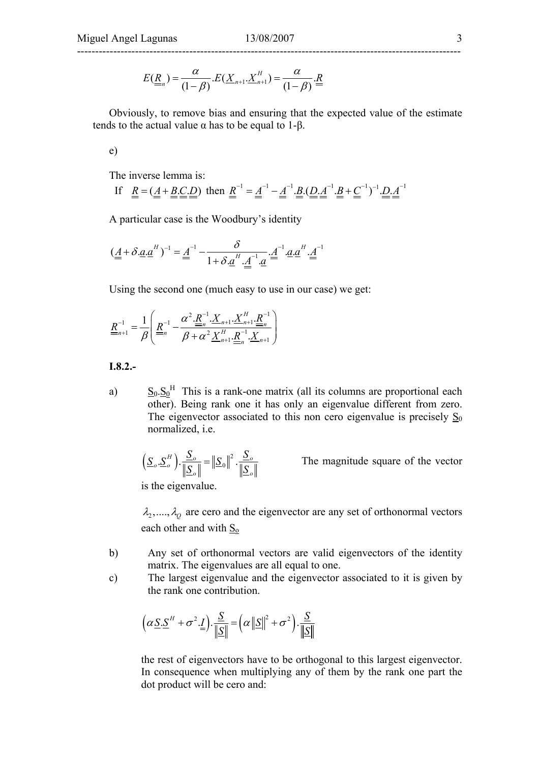$$E(\underline{\underline{R}}_n) = \frac{\alpha}{(1-\beta)}.E(\underline{X}_{n+1}.\underline{X}_{n+1}^H) = \frac{\alpha}{(1-\beta)}.\underline{\underline{R}}$$

Obviously, to remove bias and ensuring that the expected value of the estimate tends to the actual value α has to be equal to 1-β.

e)

The inverse lemma is:

If $\underline{\underline{R}} = (\underline{\underline{A}} + \underline{\underline{B}}.\underline{\underline{C}}.\underline{\underline{D}})$ then $\underline{\underline{R}}^{-1} = \underline{\underline{A}}^{-1} - \underline{\underline{A}}^{-1}.\underline{\underline{B}}.(\underline{\underline{D}}.\underline{\underline{A}}^{-1}.\underline{\underline{B}} + \underline{\underline{C}}^{-1})^{-1}.\underline{\underline{D}}.\underline{\underline{A}}^{-1}$

A particular case is the Woodbury's identity

$$(\underline{\underline{A}} + \delta.\underline{a}.\underline{a}^H)^{-1} = \underline{\underline{A}}^{-1} - \frac{\delta}{1+\delta.\underline{a}^H.\underline{\underline{A}}^{-1}.\underline{a}}.\underline{\underline{A}}^{-1}.\underline{a}.\underline{a}^H.\underline{\underline{A}}^{-1}$$

Using the second one (much easy to use in our case) we get:

$$\underline{\underline{R}}_{n+1}^{-1} = \frac{1}{\beta}\left(\underline{\underline{R}}_n^{-1} - \frac{\alpha^2.\underline{\underline{R}}_n^{-1}.\underline{X}_{n+1}.\underline{X}_{n+1}^H.\underline{\underline{R}}_n^{-1}}{\beta+\alpha^2\underline{X}_{n+1}^H.\underline{\underline{R}}_n^{-1}.\underline{X}_{n+1}}\right)$$

**I.8.2.-**

a) $\underline{S}_0.\underline{S}_0^H$ This is a rank-one matrix (all its columns are proportional each other). Being rank one it has only an eigenvalue different from zero. The eigenvector associated to this non cero eigenvalue is precisely $\underline{S}_0$ normalized, i.e.

$$\left(\underline{S}_o.\underline{S}_o^H\right).\frac{\underline{S}_o}{\left\|\underline{S}_o\right\|} = \left\|\underline{S}_0\right\|^2.\frac{\underline{S}_o}{\left\|\underline{S}_o\right\|}$$

The magnitude square of the vector is the eigenvalue.

$\lambda_2,....,\lambda_Q$ are cero and the eigenvector are any set of orthonormal vectors each other and with $\underline{S}_o$

b) Any set of orthonormal vectors are valid eigenvectors of the identity matrix. The eigenvalues are all equal to one.

c) The largest eigenvalue and the eigenvector associated to it is given by the rank one contribution.

$$\left(\alpha\underline{S}.\underline{S}^H + \sigma^2.\underline{\underline{I}}\right).\frac{\underline{S}}{\left\|\underline{S}\right\|} = \left(\alpha\left\|\underline{S}\right\|^2 + \sigma^2\right).\frac{\underline{S}}{\left\|\underline{S}\right\|}$$

the rest of eigenvectors have to be orthogonal to this largest eigenvector. In consequence when multiplying any of them by the rank one part the dot product will be cero and: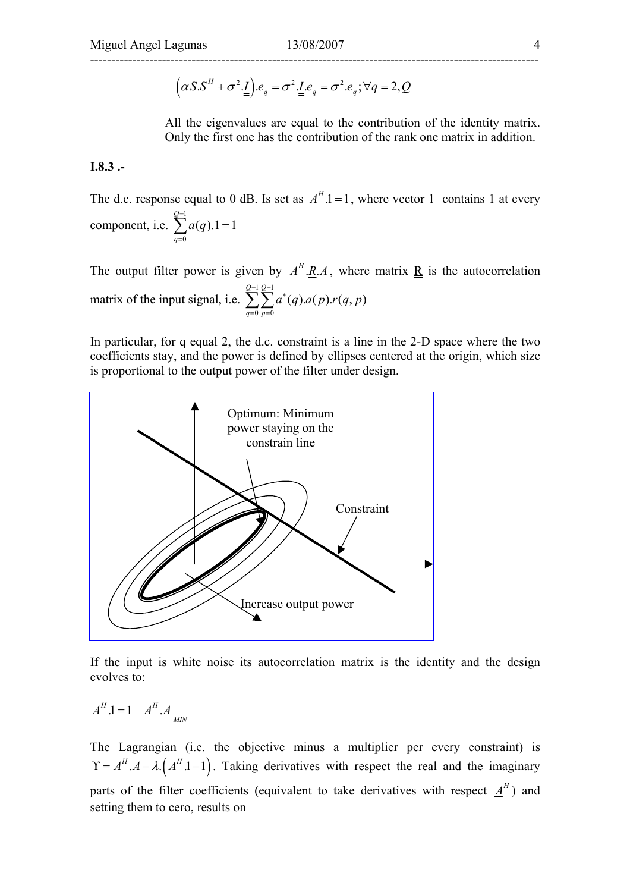$$\left(\alpha\underline{S}.\underline{S}^H + \sigma^2.\underline{\underline{I}}\right).\underline{e}_q = \sigma^2.\underline{\underline{I}}.\underline{e}_q = \sigma^2.\underline{e}_q;\forall q = 2,Q$$

All the eigenvalues are equal to the contribution of the identity matrix. Only the first one has the contribution of the rank one matrix in addition.

**I.8.3 .-**

The d.c. response equal to 0 dB. Is set as $\underline{A}^H.\underline{1} = 1$, where vector $\underline{1}$ contains 1 at every component, i.e. $\sum_{q=0}^{Q-1} a(q).1 = 1$

The output filter power is given by $\underline{A}^H.\underline{\underline{R}}.\underline{A}$, where matrix $\underline{\underline{R}}$ is the autocorrelation matrix of the input signal, i.e. $\sum_{q=0}^{Q-1}\sum_{p=0}^{Q-1} a^*(q).a(p).r(q,p)$

In particular, for q equal 2, the d.c. constraint is a line in the 2-D space where the two coefficients stay, and the power is defined by ellipses centered at the origin, which size is proportional to the output power of the filter under design.

Optimum: Minimum power staying on the constrain line

Constraint

Increase output power

If the input is white noise its autocorrelation matrix is the identity and the design evolves to:

$$\underline{A}^H.\underline{1} = 1 \quad \underline{A}^H.\underline{A}\Big|_{MIN}$$

The Lagrangian (i.e. the objective minus a multiplier per every constraint) is $\Upsilon = \underline{A}^H.\underline{A} - \lambda.\left(\underline{A}^H.\underline{1} - 1\right)$. Taking derivatives with respect the real and the imaginary parts of the filter coefficients (equivalent to take derivatives with respect $\underline{A}^H$) and setting them to cero, results on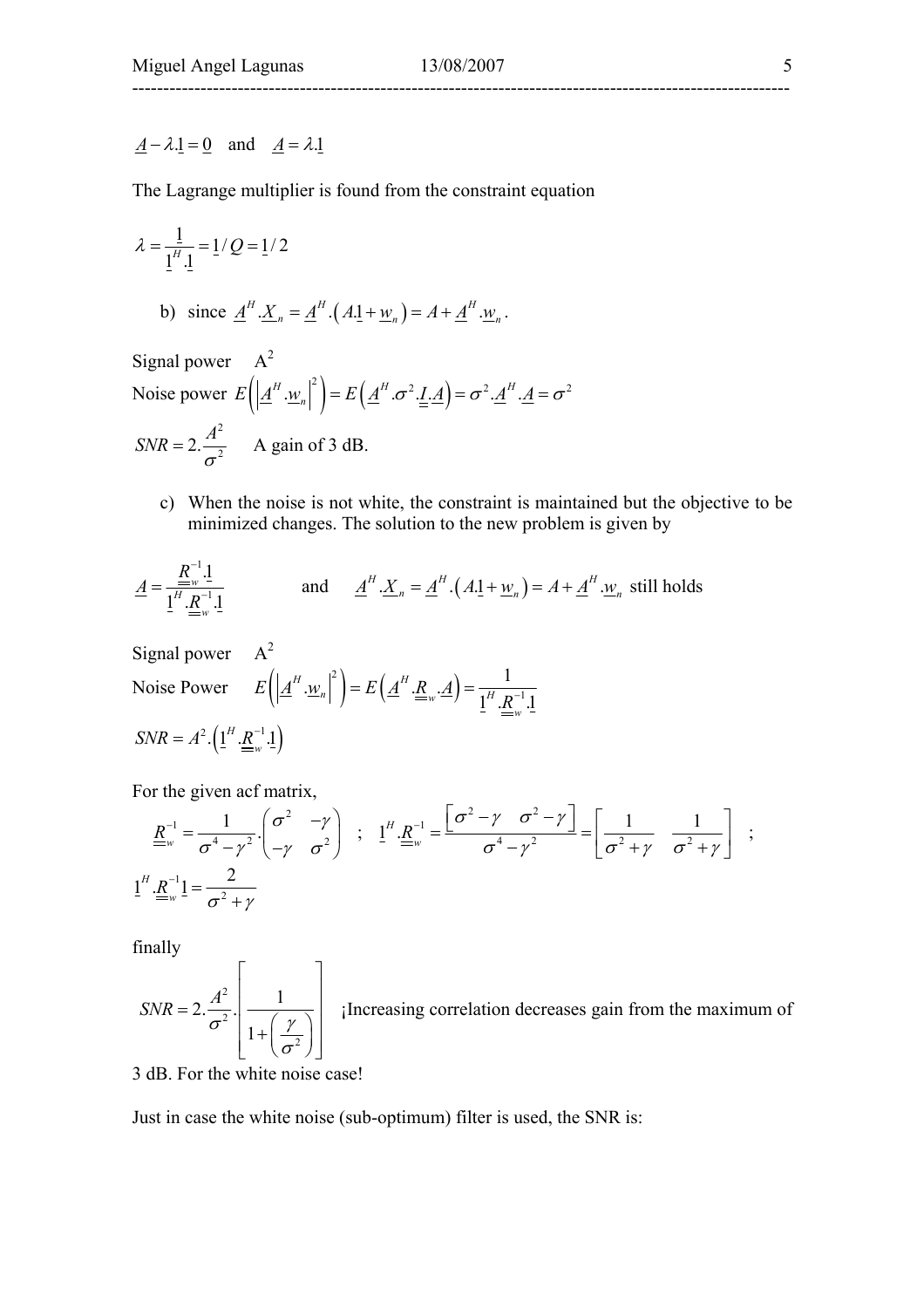$\underline{A} - \lambda.\underline{1} = \underline{0}$ and $\underline{A} = \lambda.\underline{1}$

The Lagrange multiplier is found from the constraint equation

$$\lambda = \frac{1}{\underline{1}^H.\underline{1}} = \underline{1}/Q = \underline{1}/2$$

b) since $\underline{A}^H.\underline{X}_n = \underline{A}^H.\left(A.\underline{1} + \underline{w}_n\right) = A + \underline{A}^H.\underline{w}_n$.

Signal power $\quad A^2$

Noise power $E\left(\left|\underline{A}^H.\underline{w}_n\right|^2\right) = E\left(\underline{A}^H.\sigma^2.\underline{\underline{I}}.\underline{A}\right) = \sigma^2.\underline{A}^H.\underline{A} = \sigma^2$

$$SNR = 2.\frac{A^2}{\sigma^2} \qquad \text{A gain of 3 dB.}$$

c) When the noise is not white, the constraint is maintained but the objective to be minimized changes. The solution to the new problem is given by

$$\underline{A} = \frac{\underline{\underline{R}}_w^{-1}.\underline{1}}{\underline{1}^H.\underline{\underline{R}}_w^{-1}.\underline{1}} \qquad \text{and} \qquad \underline{A}^H.\underline{X}_n = \underline{A}^H.\left(A.\underline{1} + \underline{w}_n\right) = A + \underline{A}^H.\underline{w}_n \text{ still holds}$$

Signal power $\quad A^2$

Noise Power $\quad E\left(\left|\underline{A}^H.\underline{w}_n\right|^2\right) = E\left(\underline{A}^H.\underline{\underline{R}}_w.\underline{A}\right) = \dfrac{1}{\underline{1}^H.\underline{\underline{R}}_w^{-1}.\underline{1}}$

$SNR = A^2.\left(\underline{1}^H.\underline{\underline{R}}_w^{-1}.\underline{1}\right)$

For the given acf matrix,

$$\underline{\underline{R}}_w^{-1} = \frac{1}{\sigma^4 - \gamma^2}.\begin{pmatrix} \sigma^2 & -\gamma \\ -\gamma & \sigma^2 \end{pmatrix} \quad ; \quad \underline{1}^H.\underline{\underline{R}}_w^{-1} = \frac{\left[\sigma^2 - \gamma \quad \sigma^2 - \gamma\right]}{\sigma^4 - \gamma^2} = \left[\frac{1}{\sigma^2 + \gamma} \quad \frac{1}{\sigma^2 + \gamma}\right] \quad ;$$

$$\underline{1}^H.\underline{\underline{R}}_w^{-1}\underline{1} = \frac{2}{\sigma^2 + \gamma}$$

finally

$$SNR = 2.\frac{A^2}{\sigma^2}.\left[\frac{1}{1 + \left(\frac{\gamma}{\sigma^2}\right)}\right]$$

¡Increasing correlation decreases gain from the maximum of 3 dB. For the white noise case!

Just in case the white noise (sub-optimum) filter is used, the SNR is: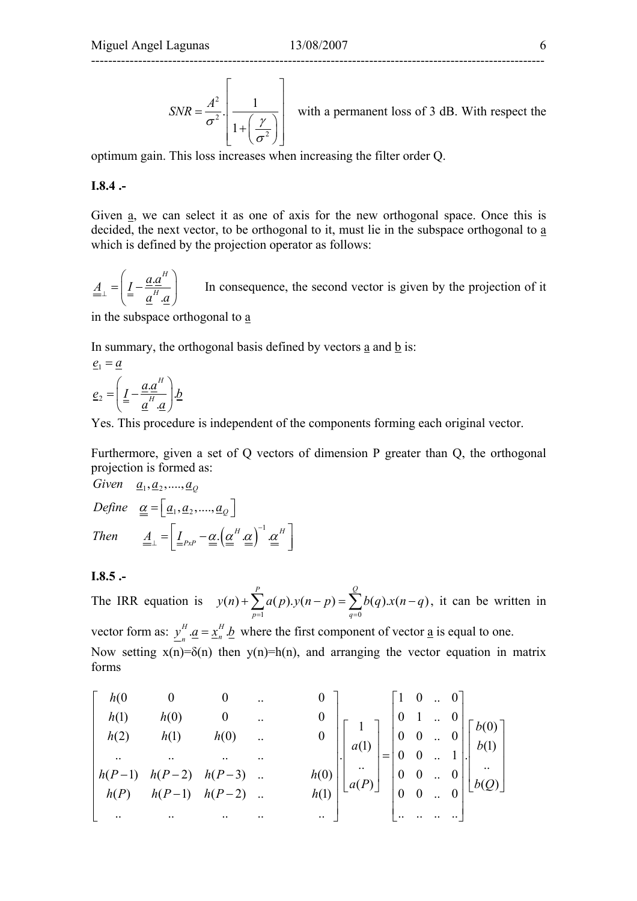$$SNR = \frac{A^2}{\sigma^2}.\left[\frac{1}{1+\left(\frac{\gamma}{\sigma^2}\right)}\right]$$ with a permanent loss of 3 dB. With respect the optimum gain. This loss increases when increasing the filter order Q.

**I.8.4 .-**

Given a, we can select it as one of axis for the new orthogonal space. Once this is decided, the next vector, to be orthogonal to it, must lie in the subspace orthogonal to a which is defined by the projection operator as follows:

$$\underline{\underline{A}}_{\perp} = \left(\underline{\underline{I}} - \frac{\underline{a}.\underline{a}^H}{\underline{a}^H.\underline{a}}\right)$$ In consequence, the second vector is given by the projection of it in the subspace orthogonal to a

In summary, the orthogonal basis defined by vectors a and b is:

$$\underline{e}_1 = \underline{a}$$

$$\underline{e}_2 = \left(\underline{\underline{I}} - \frac{\underline{a}.\underline{a}^H}{\underline{a}^H.\underline{a}}\right).\underline{b}$$

Yes. This procedure is independent of the components forming each original vector.

Furthermore, given a set of Q vectors of dimension P greater than Q, the orthogonal projection is formed as:

*Given* $\underline{a}_1, \underline{a}_2, ...., \underline{a}_Q$

*Define* $\underline{\underline{\alpha}} = \left[\underline{a}_1, \underline{a}_2, ...., \underline{a}_Q\right]$

*Then* $\underline{\underline{A}}_{\perp} = \left[\underline{\underline{I}}_{PxP} - \underline{\underline{\alpha}}.\left(\underline{\underline{\alpha}}^H.\underline{\underline{\alpha}}\right)^{-1}.\underline{\underline{\alpha}}^H\right]$

**I.8.5 .-**

The IRR equation is $y(n) + \sum_{p=1}^{P} a(p).y(n-p) = \sum_{q=0}^{Q} b(q).x(n-q)$, it can be written in vector form as: $\underline{y}_n^H.\underline{a} = \underline{x}_n^H.\underline{b}$ where the first component of vector a is equal to one.

Now setting x(n)=δ(n) then y(n)=h(n), and arranging the vector equation in matrix forms

$$\begin{bmatrix} h(0 & 0 & 0 & .. & 0 \\ h(1) & h(0) & 0 & .. & 0 \\ h(2) & h(1) & h(0) & .. & 0 \\ .. & .. & .. & .. & \\ h(P-1) & h(P-2) & h(P-3) & .. & h(0) \\ h(P) & h(P-1) & h(P-2) & .. & h(1) \\ .. & .. & .. & .. & .. \end{bmatrix}.\begin{bmatrix} 1 \\ a(1) \\ .. \\ a(P) \end{bmatrix} = \begin{bmatrix} 1 & 0 & .. & 0 \\ 0 & 1 & .. & 0 \\ 0 & 0 & .. & 0 \\ 0 & 0 & .. & 1 \\ 0 & 0 & .. & 0 \\ 0 & 0 & .. & 0 \\ .. & .. & .. & .. \end{bmatrix}.\begin{bmatrix} b(0) \\ b(1) \\ .. \\ b(Q) \end{bmatrix}$$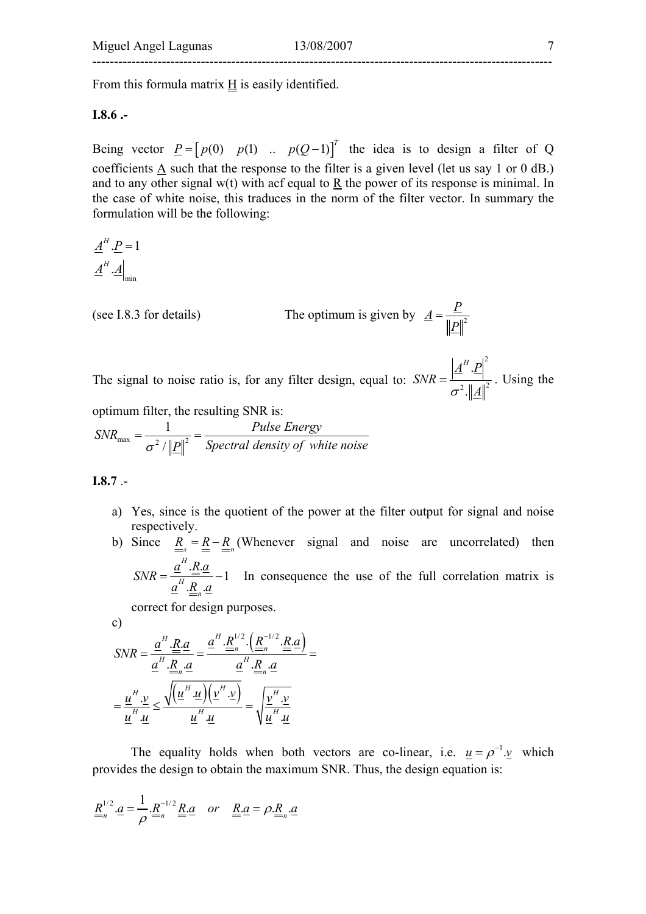From this formula matrix $\underline{\underline{H}}$ is easily identified.

**I.8.6 .-**

Being vector $\underline{P} = \left[ p(0) \quad p(1) \quad .. \quad p(Q-1) \right]^T$ the idea is to design a filter of Q coefficients $\underline{A}$ such that the response to the filter is a given level (let us say 1 or 0 dB.) and to any other signal w(t) with acf equal to $\underline{\underline{R}}$ the power of its response is minimal. In the case of white noise, this traduces in the norm of the filter vector. In summary the formulation will be the following:

$$\underline{A}^H.\underline{P} = 1$$

$$\underline{A}^H.\underline{A}\Big|_{\min}$$

(see I.8.3 for details) The optimum is given by $\underline{A} = \dfrac{\underline{P}}{\left\|\underline{P}\right\|^2}$

The signal to noise ratio is, for any filter design, equal to: $SNR = \dfrac{\left|\underline{A}^H.\underline{P}\right|^2}{\sigma^2.\left\|\underline{A}\right\|^2}$. Using the optimum filter, the resulting SNR is:

$$SNR_{\max} = \frac{1}{\sigma^2 / \left\|\underline{P}\right\|^2} = \frac{Pulse\ Energy}{Spectral\ density\ of\ white\ noise}$$

**I.8.7** .-

a) Yes, since is the quotient of the power at the filter output for signal and noise respectively.

b) Since $\underline{\underline{R}}_s = \underline{\underline{R}} - \underline{\underline{R}}_n$ (Whenever signal and noise are uncorrelated) then $SNR = \dfrac{\underline{a}^H.\underline{\underline{R}}.\underline{a}}{\underline{a}^H.\underline{\underline{R}}_n.\underline{a}} - 1$ In consequence the use of the full correlation matrix is correct for design purposes.

c)

$$SNR = \frac{\underline{a}^H.\underline{\underline{R}}.\underline{a}}{\underline{a}^H.\underline{\underline{R}}_n.\underline{a}} = \frac{\underline{a}^H.\underline{\underline{R}}_n^{1/2}.\left(\underline{\underline{R}}_n^{-1/2}.\underline{\underline{R}}.\underline{a}\right)}{\underline{a}^H.\underline{\underline{R}}_n.\underline{a}} =$$

$$= \frac{\underline{u}^H.\underline{v}}{\underline{u}^H.\underline{u}} \leq \frac{\sqrt{\left(\underline{u}^H.\underline{u}\right)\left(\underline{v}^H.\underline{v}\right)}}{\underline{u}^H.\underline{u}} = \sqrt{\frac{\underline{v}^H.\underline{v}}{\underline{u}^H.\underline{u}}}$$

The equality holds when both vectors are co-linear, i.e. $\underline{u} = \rho^{-1}.\underline{v}$ which provides the design to obtain the maximum SNR. Thus, the design equation is:

$$\underline{\underline{R}}_n^{1/2}.\underline{a} = \frac{1}{\rho}.\underline{\underline{R}}_n^{-1/2}\underline{\underline{R}}.\underline{a} \quad or \quad \underline{\underline{R}}.\underline{a} = \rho.\underline{\underline{R}}_n.\underline{a}$$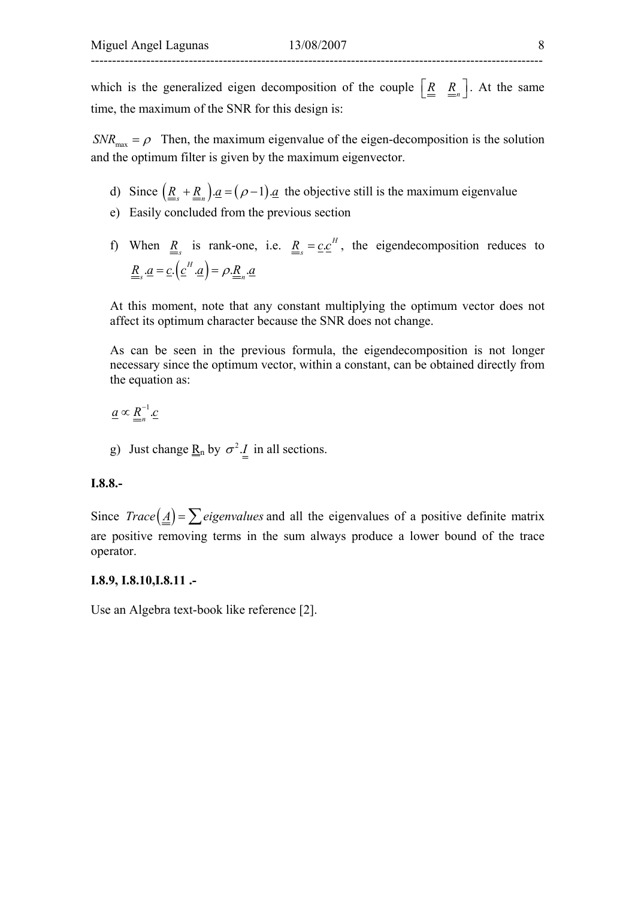which is the generalized eigen decomposition of the couple $\left[\underline{\underline{R}} \quad \underline{\underline{R}}_n\right]$. At the same time, the maximum of the SNR for this design is:

$SNR_{\max} = \rho$ Then, the maximum eigenvalue of the eigen-decomposition is the solution and the optimum filter is given by the maximum eigenvector.

d) Since $\left(\underline{\underline{R}}_s + \underline{\underline{R}}_n\right).\underline{a} = (\rho - 1).\underline{a}$ the objective still is the maximum eigenvalue

e) Easily concluded from the previous section

f) When $\underline{\underline{R}}_s$ is rank-one, i.e. $\underline{\underline{R}}_s = \underline{c}.\underline{c}^H$, the eigendecomposition reduces to $\underline{\underline{R}}_s.\underline{a} = \underline{c}.\left(\underline{c}^H.\underline{a}\right) = \rho.\underline{\underline{R}}_n.\underline{a}$

At this moment, note that any constant multiplying the optimum vector does not affect its optimum character because the SNR does not change.

As can be seen in the previous formula, the eigendecomposition is not longer necessary since the optimum vector, within a constant, can be obtained directly from the equation as:

$\underline{a} \propto \underline{\underline{R}}_n^{-1}.\underline{c}$

g) Just change $\underline{\underline{R}}_n$ by $\sigma^2.\underline{\underline{I}}$ in all sections.

**I.8.8.-**

Since $Trace\left(\underline{\underline{A}}\right) = \sum eigenvalues$ and all the eigenvalues of a positive definite matrix are positive removing terms in the sum always produce a lower bound of the trace operator.

**I.8.9, I.8.10,I.8.11 .-**

Use an Algebra text-book like reference [2].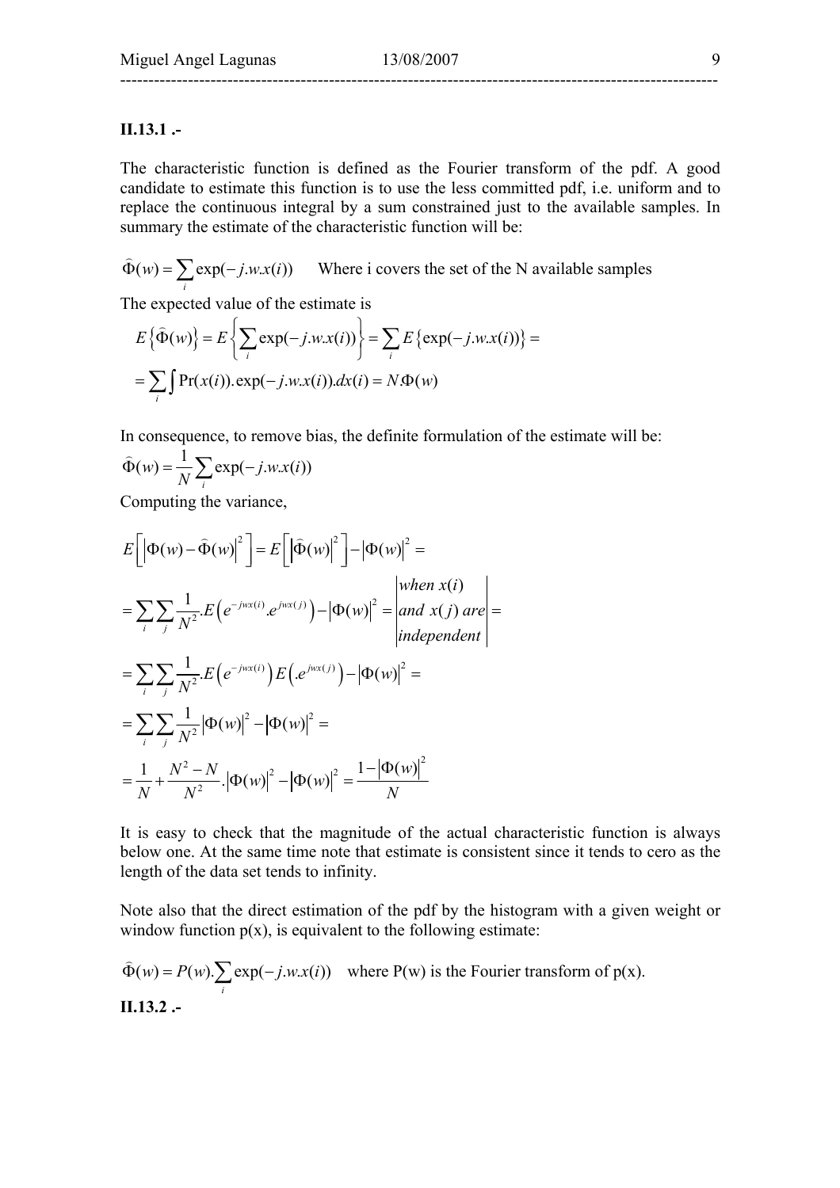**II.13.1 .-**

The characteristic function is defined as the Fourier transform of the pdf. A good candidate to estimate this function is to use the less committed pdf, i.e. uniform and to replace the continuous integral by a sum constrained just to the available samples. In summary the estimate of the characteristic function will be:

$$\hat{\Phi}(w) = \sum_i \exp(-j.w.x(i)) \qquad \text{Where i covers the set of the N available samples}$$

The expected value of the estimate is

$$E\left\{\hat{\Phi}(w)\right\} = E\left\{\sum_i \exp(-j.w.x(i))\right\} = \sum_i E\left\{\exp(-j.w.x(i))\right\} =$$
$$= \sum_i \int \Pr(x(i)).\exp(-j.w.x(i)).dx(i) = N.\Phi(w)$$

In consequence, to remove bias, the definite formulation of the estimate will be:

$$\hat{\Phi}(w) = \frac{1}{N}\sum_i \exp(-j.w.x(i))$$

Computing the variance,

$$E\left[\left|\Phi(w) - \hat{\Phi}(w)\right|^2\right] = E\left[\left|\hat{\Phi}(w)\right|^2\right] - \left|\Phi(w)\right|^2 =$$

$$= \sum_i \sum_j \frac{1}{N^2}.E\left(e^{-jwx(i)}.e^{jwx(j)}\right) - \left|\Phi(w)\right|^2 = \left|\begin{matrix} when\ x(i) \\ and\ x(j)\ are \\ independent \end{matrix}\right| =$$

$$= \sum_i \sum_j \frac{1}{N^2}.E\left(e^{-jwx(i)}\right)E\left(.e^{jwx(j)}\right) - \left|\Phi(w)\right|^2 =$$

$$= \sum_i \sum_j \frac{1}{N^2}\left|\Phi(w)\right|^2 - \left|\Phi(w)\right|^2 =$$

$$= \frac{1}{N} + \frac{N^2 - N}{N^2}.\left|\Phi(w)\right|^2 - \left|\Phi(w)\right|^2 = \frac{1 - \left|\Phi(w)\right|^2}{N}$$

It is easy to check that the magnitude of the actual characteristic function is always below one. At the same time note that estimate is consistent since it tends to cero as the length of the data set tends to infinity.

Note also that the direct estimation of the pdf by the histogram with a given weight or window function p(x), is equivalent to the following estimate:

$$\hat{\Phi}(w) = P(w).\sum_i \exp(-j.w.x(i)) \quad \text{where P(w) is the Fourier transform of p(x).}$$

**II.13.2 .-**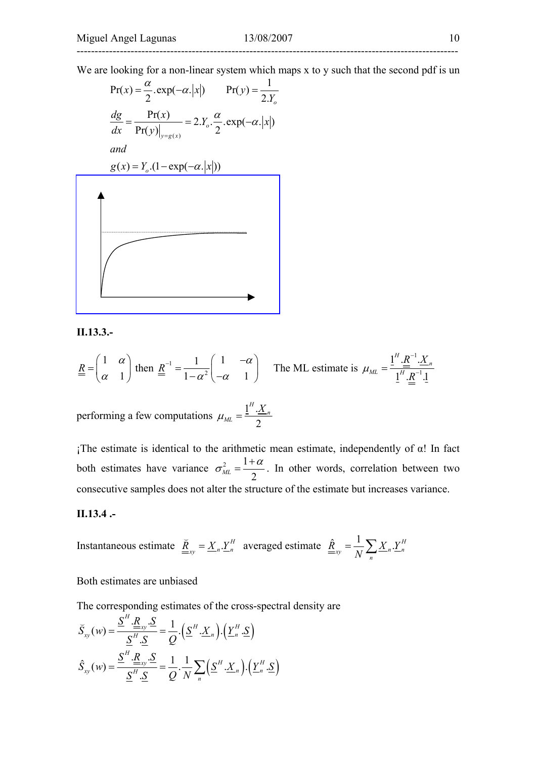We are looking for a non-linear system which maps x to y such that the second pdf is un

$$\Pr(x) = \frac{\alpha}{2}.\exp(-\alpha.|x|) \qquad \Pr(y) = \frac{1}{2.Y_o}$$

$$\frac{dg}{dx} = \frac{\Pr(x)}{\Pr(y)\big|_{y=g(x)}} = 2.Y_o.\frac{\alpha}{2}.\exp(-\alpha.|x|)$$

*and*

$$g(x) = Y_o.(1 - \exp(-\alpha.|x|))$$

### II.13.3.-

$\underline{\underline{R}} = \begin{pmatrix} 1 & \alpha \\ \alpha & 1 \end{pmatrix}$ then $\underline{\underline{R}}^{-1} = \dfrac{1}{1-\alpha^2}\begin{pmatrix} 1 & -\alpha \\ -\alpha & 1 \end{pmatrix}$ The ML estimate is $\mu_{ML} = \dfrac{\underline{1}^H.\underline{\underline{R}}^{-1}.\underline{X}_n}{\underline{1}^H.\underline{\underline{R}}^{-1}.\underline{1}}$

performing a few computations $\mu_{ML} = \dfrac{\underline{1}^H.\underline{X}_n}{2}$

¡The estimate is identical to the arithmetic mean estimate, independently of α! In fact both estimates have variance $\sigma_{ML}^2 = \dfrac{1+\alpha}{2}$. In other words, correlation between two consecutive samples does not alter the structure of the estimate but increases variance.

### II.13.4 .-

Instantaneous estimate $\breve{\underline{\underline{R}}}_{xy} = \underline{X}_n.\underline{Y}_n^H$ averaged estimate $\hat{\underline{\underline{R}}}_{xy} = \dfrac{1}{N}\sum_n \underline{X}_n.\underline{Y}_n^H$

Both estimates are unbiased

The corresponding estimates of the cross-spectral density are

$$\breve{S}_{xy}(w) = \frac{\underline{S}^H.\underline{\underline{R}}_{xy}.\underline{S}}{\underline{S}^H.\underline{S}} = \frac{1}{Q}.\left(\underline{S}^H.\underline{X}_n\right).\left(\underline{Y}_n^H.\underline{S}\right)$$

$$\hat{S}_{xy}(w) = \frac{\underline{S}^H.\underline{\underline{R}}_{xy}.\underline{S}}{\underline{S}^H.\underline{S}} = \frac{1}{Q}.\frac{1}{N}\sum_n\left(\underline{S}^H.\underline{X}_n\right).\left(\underline{Y}_n^H.\underline{S}\right)$$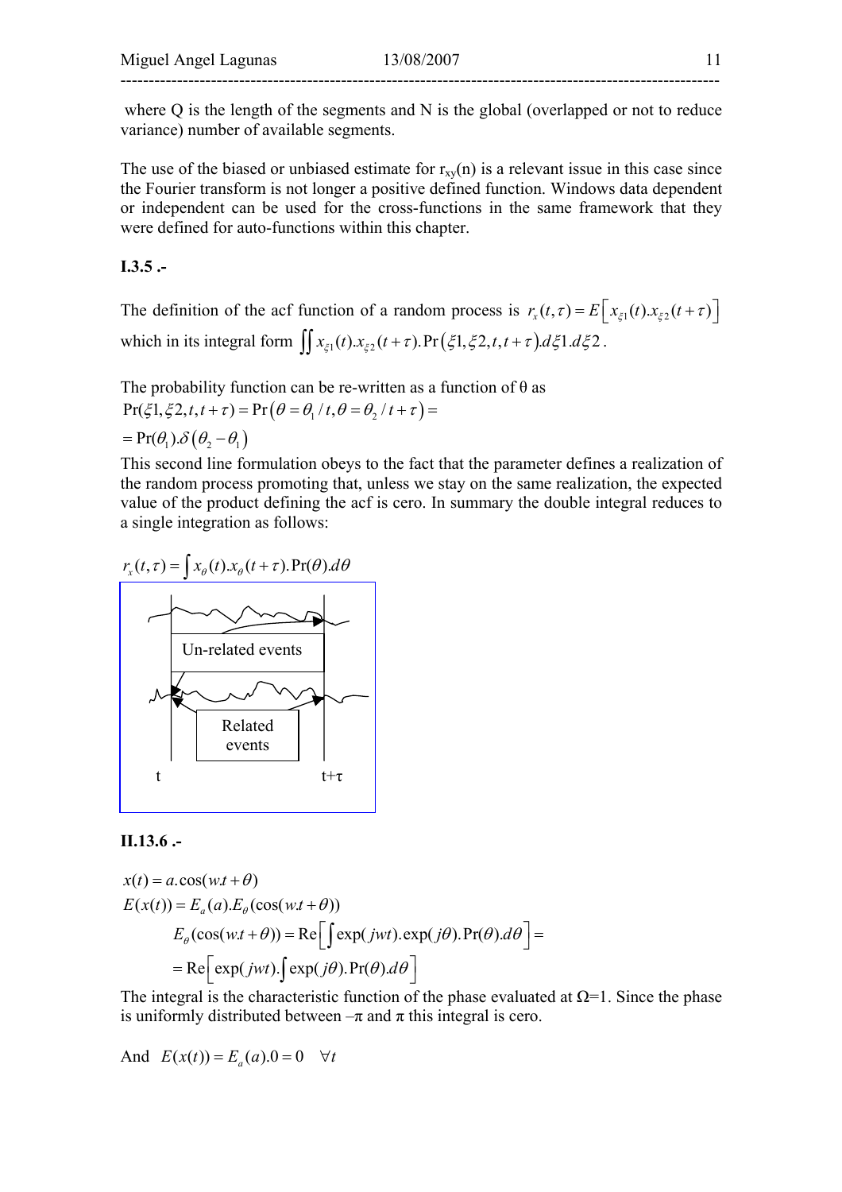where Q is the length of the segments and N is the global (overlapped or not to reduce variance) number of available segments.

The use of the biased or unbiased estimate for $r_{xy}(n)$ is a relevant issue in this case since the Fourier transform is not longer a positive defined function. Windows data dependent or independent can be used for the cross-functions in the same framework that they were defined for auto-functions within this chapter.

**I.3.5 .-**

The definition of the acf function of a random process is $r_x(t,\tau) = E\left[x_{\xi 1}(t).x_{\xi 2}(t+\tau)\right]$ which in its integral form $\iint x_{\xi 1}(t).x_{\xi 2}(t+\tau).\Pr\left(\xi 1, \xi 2, t, t+\tau\right).d\xi 1.d\xi 2$.

The probability function can be re-written as a function of θ as

$$\Pr(\xi 1, \xi 2, t, t+\tau) = \Pr\left(\theta = \theta_1 / t, \theta = \theta_2 / t+\tau\right) =$$

$$= \Pr(\theta_1).\delta\left(\theta_2 - \theta_1\right)$$

This second line formulation obeys to the fact that the parameter defines a realization of the random process promoting that, unless we stay on the same realization, the expected value of the product defining the acf is cero. In summary the double integral reduces to a single integration as follows:

$$r_x(t,\tau) = \int x_\theta(t).x_\theta(t+\tau).\Pr(\theta).d\theta$$

Un-related events

Related events

t t+τ

**II.13.6 .-**

$$x(t) = a.\cos(w.t + \theta)$$

$$E(x(t)) = E_a(a).E_\theta(\cos(w.t + \theta))$$

$$E_\theta(\cos(w.t + \theta)) = \operatorname{Re}\left[\int \exp(jwt).\exp(j\theta).\Pr(\theta).d\theta\right] =$$

$$= \operatorname{Re}\left[\exp(jwt).\int \exp(j\theta).\Pr(\theta).d\theta\right]$$

The integral is the characteristic function of the phase evaluated at Ω=1. Since the phase is uniformly distributed between –π and π this integral is cero.

And $E(x(t)) = E_a(a).0 = 0 \quad \forall t$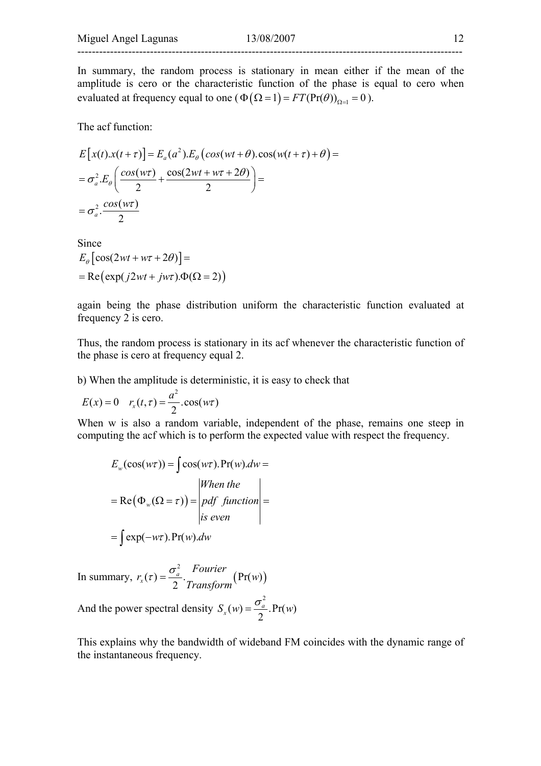In summary, the random process is stationary in mean either if the mean of the amplitude is cero or the characteristic function of the phase is equal to cero when evaluated at frequency equal to one ( $\Phi(\Omega = 1) = FT(\Pr(\theta))_{\Omega=1} = 0$ ).

The acf function:

$$
\begin{aligned}
E\left[x(t).x(t+\tau)\right] &= E_a(a^2).E_\theta\left(cos(wt+\theta).\cos(w(t+\tau)+\theta\right) = \\
&= \sigma_a^2.E_\theta\left(\frac{cos(w\tau)}{2} + \frac{\cos(2wt+w\tau+2\theta)}{2}\right) = \\
&= \sigma_a^2.\frac{cos(w\tau)}{2}
\end{aligned}
$$

Since

$$
\begin{aligned}
&E_\theta\left[\cos(2wt+w\tau+2\theta)\right] = \\
&= \operatorname{Re}\left(\exp(j2wt+jw\tau).\Phi(\Omega=2)\right)
\end{aligned}
$$

again being the phase distribution uniform the characteristic function evaluated at frequency 2 is cero.

Thus, the random process is stationary in its acf whenever the characteristic function of the phase is cero at frequency equal 2.

b) When the amplitude is deterministic, it is easy to check that

$$E(x) = 0 \quad r_x(t,\tau) = \frac{a^2}{2}.\cos(w\tau)$$

When w is also a random variable, independent of the phase, remains one steep in computing the acf which is to perform the expected value with respect the frequency.

$$
\begin{aligned}
E_w(\cos(w\tau)) &= \int \cos(w\tau).\Pr(w).dw = \\
&= \operatorname{Re}\left(\Phi_w(\Omega=\tau)\right) = \left|\begin{array}{l} When\ the \\ pdf\ \ function \\ is\ even \end{array}\right| = \\
&= \int \exp(-w\tau).\Pr(w).dw
\end{aligned}
$$

In summary, $r_x(\tau) = \dfrac{\sigma_a^2}{2}.\dfrac{Fourier}{Transform}\left(\Pr(w)\right)$

And the power spectral density $S_x(w) = \dfrac{\sigma_a^2}{2}.\Pr(w)$

This explains why the bandwidth of wideband FM coincides with the dynamic range of the instantaneous frequency.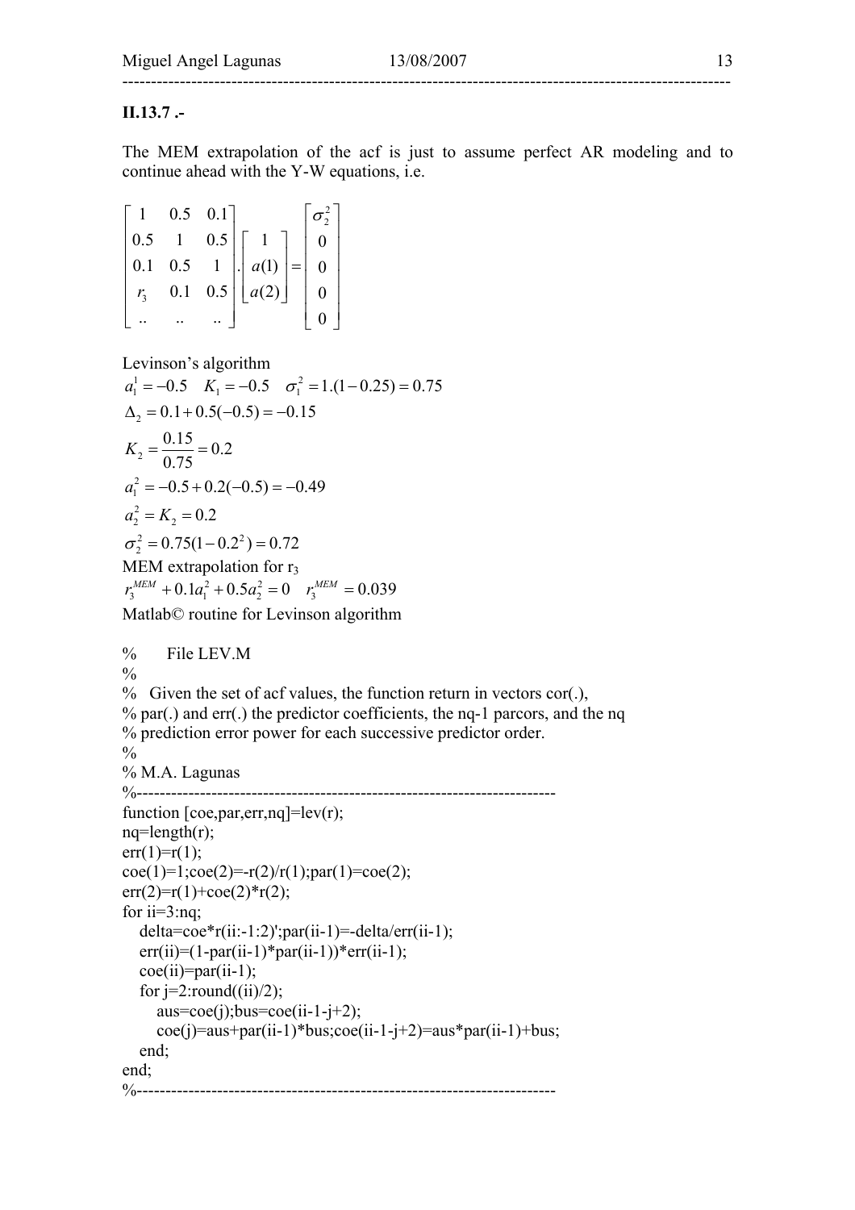**II.13.7 .-**

The MEM extrapolation of the acf is just to assume perfect AR modeling and to continue ahead with the Y-W equations, i.e.

$$\begin{bmatrix} 1 & 0.5 & 0.1 \\ 0.5 & 1 & 0.5 \\ 0.1 & 0.5 & 1 \\ r_3 & 0.1 & 0.5 \\ .. & .. & .. \end{bmatrix} . \begin{bmatrix} 1 \\ a(1) \\ a(2) \end{bmatrix} = \begin{bmatrix} \sigma_2^2 \\ 0 \\ 0 \\ 0 \\ 0 \end{bmatrix}$$

Levinson's algorithm

$a_1^1 = -0.5 \quad K_1 = -0.5 \quad \sigma_1^2 = 1.(1-0.25) = 0.75$

$\Delta_2 = 0.1 + 0.5(-0.5) = -0.15$

$K_2 = \dfrac{0.15}{0.75} = 0.2$

$a_1^2 = -0.5 + 0.2(-0.5) = -0.49$

$a_2^2 = K_2 = 0.2$

$\sigma_2^2 = 0.75(1-0.2^2) = 0.72$

MEM extrapolation for $r_3$

$r_3^{MEM} + 0.1a_1^2 + 0.5a_2^2 = 0 \quad r_3^{MEM} = 0.039$

Matlab© routine for Levinson algorithm

```
%      File LEV.M
%
%   Given the set of acf values, the function return in vectors cor(.),
% par(.) and err(.) the predictor coefficients, the nq-1 parcors, and the nq
% prediction error power for each successive predictor order.
%
% M.A. Lagunas
%------------------------------------------------------------------------
function [coe,par,err,nq]=lev(r);
nq=length(r);
err(1)=r(1);
coe(1)=1;coe(2)=-r(2)/r(1);par(1)=coe(2);
err(2)=r(1)+coe(2)*r(2);
for ii=3:nq;
   delta=coe*r(ii:-1:2)';par(ii-1)=-delta/err(ii-1);
   err(ii)=(1-par(ii-1)*par(ii-1))*err(ii-1);
   coe(ii)=par(ii-1);
   for j=2:round((ii)/2);
      aus=coe(j);bus=coe(ii-1-j+2);
      coe(j)=aus+par(ii-1)*bus;coe(ii-1-j+2)=aus*par(ii-1)+bus;
   end;
end;
%------------------------------------------------------------------------
```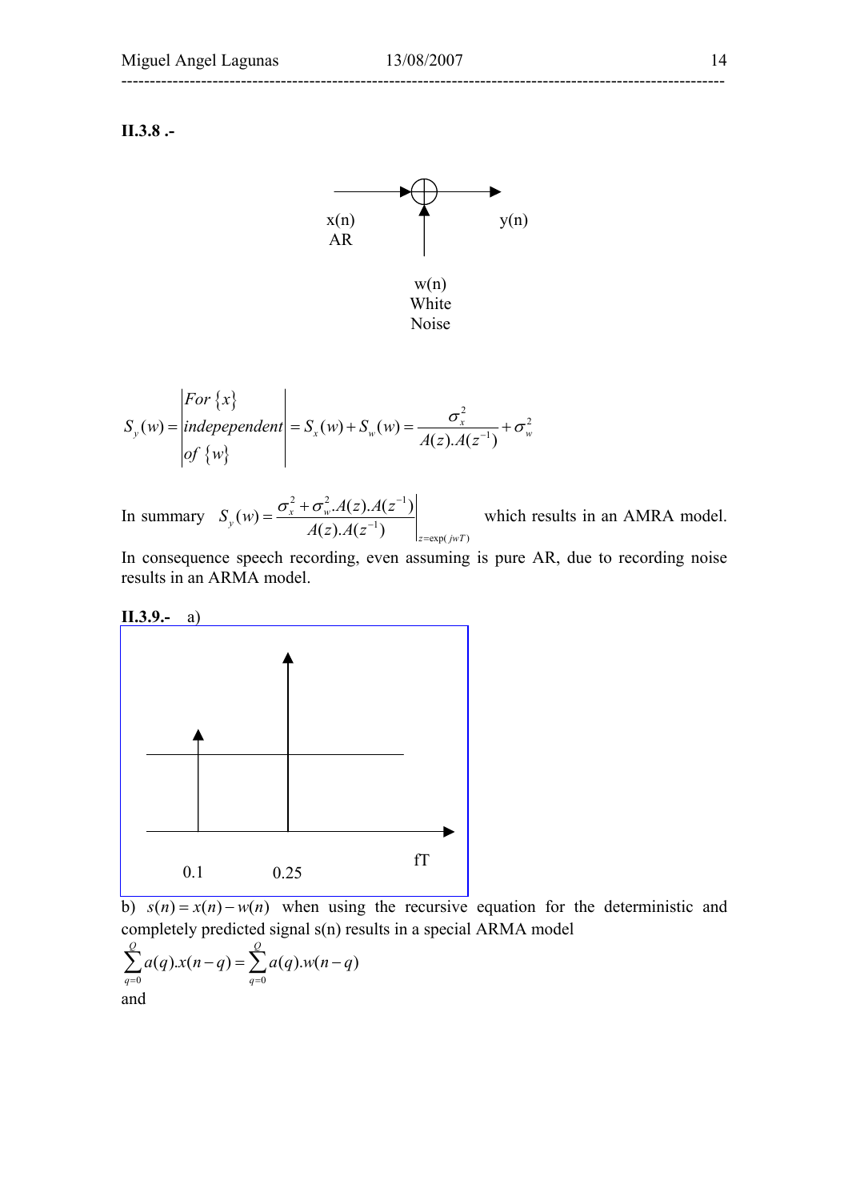**II.3.8 .-**

x(n) AR, w(n) White Noise, y(n)

$$S_y(w) = \left| \begin{array}{l} For\ \{x\} \\ indepependent \\ of\ \{w\} \end{array} \right| = S_x(w) + S_w(w) = \frac{\sigma_x^2}{A(z).A(z^{-1})} + \sigma_w^2$$

In summary $S_y(w) = \left. \dfrac{\sigma_x^2 + \sigma_w^2.A(z).A(z^{-1})}{A(z).A(z^{-1})} \right|_{z=\exp(jwT)}$ which results in an AMRA model.

In consequence speech recording, even assuming is pure AR, due to recording noise results in an ARMA model.

**II.3.9.-** a)

0.1, 0.25, fT

b) $s(n) = x(n) - w(n)$ when using the recursive equation for the deterministic and completely predicted signal s(n) results in a special ARMA model

$$\sum_{q=0}^{Q} a(q).x(n-q) = \sum_{q=0}^{Q} a(q).w(n-q)$$

and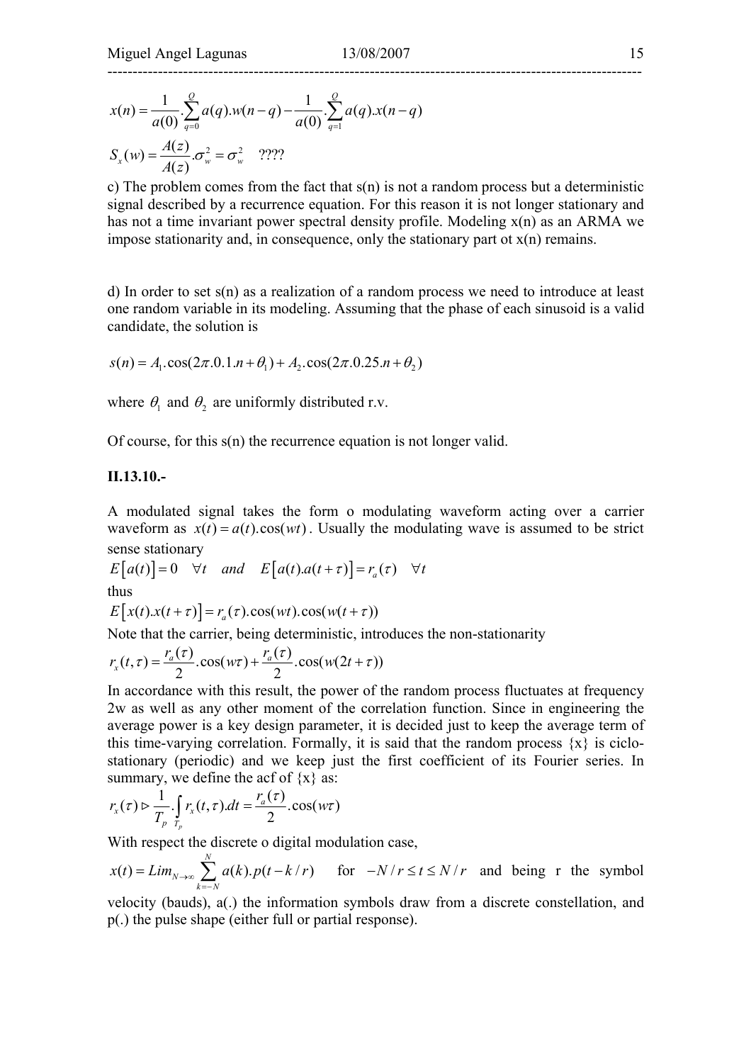$$x(n) = \frac{1}{a(0)}.\sum_{q=0}^{Q} a(q).w(n-q) - \frac{1}{a(0)}.\sum_{q=1}^{Q} a(q).x(n-q)$$

$$S_x(w) = \frac{A(z)}{A(z)}.\sigma_w^2 = \sigma_w^2 \quad ????$$

c) The problem comes from the fact that s(n) is not a random process but a deterministic signal described by a recurrence equation. For this reason it is not longer stationary and has not a time invariant power spectral density profile. Modeling x(n) as an ARMA we impose stationarity and, in consequence, only the stationary part ot x(n) remains.

d) In order to set s(n) as a realization of a random process we need to introduce at least one random variable in its modeling. Assuming that the phase of each sinusoid is a valid candidate, the solution is

$$s(n) = A_1.\cos(2\pi.0.1.n + \theta_1) + A_2.\cos(2\pi.0.25.n + \theta_2)$$

where $\theta_1$ and $\theta_2$ are uniformly distributed r.v.

Of course, for this s(n) the recurrence equation is not longer valid.

**II.13.10.-**

A modulated signal takes the form o modulating waveform acting over a carrier waveform as $x(t) = a(t).\cos(wt)$. Usually the modulating wave is assumed to be strict sense stationary

$$E\left[a(t)\right] = 0 \quad \forall t \quad and \quad E\left[a(t).a(t+\tau)\right] = r_a(\tau) \quad \forall t$$

thus

$$E\left[x(t).x(t+\tau)\right] = r_a(\tau).\cos(wt).\cos(w(t+\tau))$$

Note that the carrier, being deterministic, introduces the non-stationarity

$$r_x(t,\tau) = \frac{r_a(\tau)}{2}.\cos(w\tau) + \frac{r_a(\tau)}{2}.\cos(w(2t+\tau))$$

In accordance with this result, the power of the random process fluctuates at frequency 2w as well as any other moment of the correlation function. Since in engineering the average power is a key design parameter, it is decided just to keep the average term of this time-varying correlation. Formally, it is said that the random process {x} is ciclo-stationary (periodic) and we keep just the first coefficient of its Fourier series. In summary, we define the acf of {x} as:

$$r_x(\tau) \triangleright \frac{1}{T_p}.\int_{T_p} r_x(t,\tau).dt = \frac{r_a(\tau)}{2}.\cos(w\tau)$$

With respect the discrete o digital modulation case,

$x(t) = Lim_{N\to\infty} \sum_{k=-N}^{N} a(k).p(t-k/r)$ for $-N/r \le t \le N/r$ and being r the symbol velocity (bauds), a(.) the information symbols draw from a discrete constellation, and p(.) the pulse shape (either full or partial response).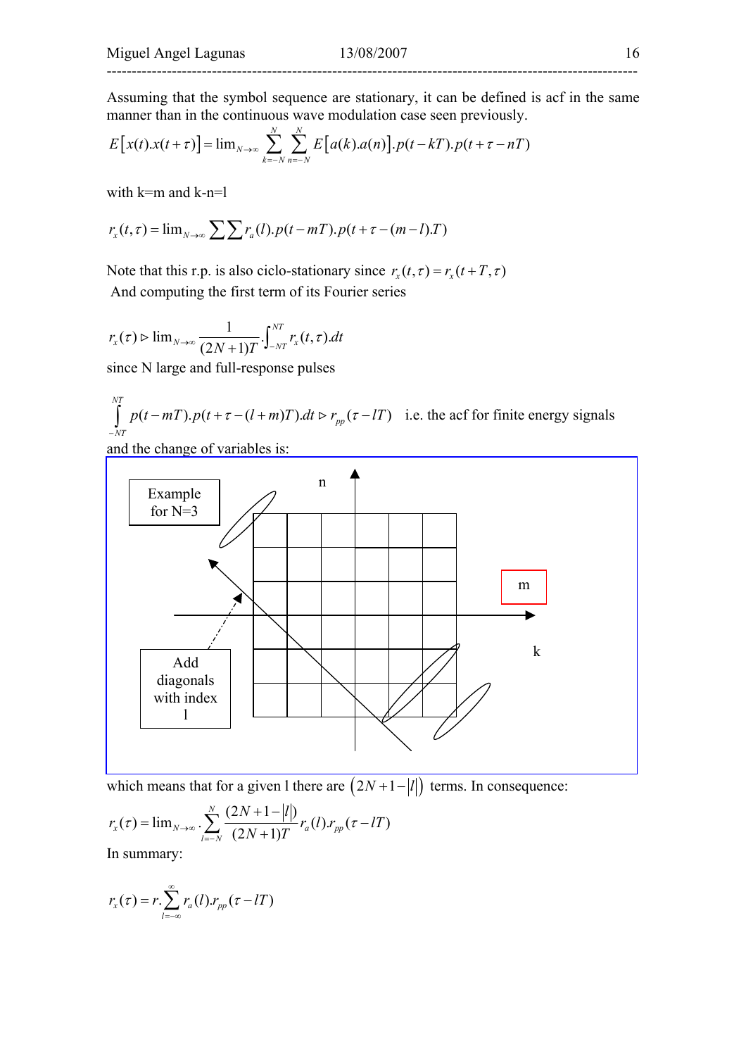Assuming that the symbol sequence are stationary, it can be defined is acf in the same manner than in the continuous wave modulation case seen previously.

$$E\left[x(t).x(t+\tau)\right] = \lim_{N\to\infty} \sum_{k=-N}^{N} \sum_{n=-N}^{N} E\left[a(k).a(n)\right].p(t-kT).p(t+\tau-nT)$$

with k=m and k-n=l

$$r_x(t,\tau) = \lim_{N\to\infty} \sum \sum r_a(l).p(t-mT).p(t+\tau-(m-l).T)$$

Note that this r.p. is also ciclo-stationary since $r_x(t,\tau) = r_x(t+T,\tau)$

And computing the first term of its Fourier series

$$r_x(\tau) \triangleright \lim_{N\to\infty} \frac{1}{(2N+1)T} . \int_{-NT}^{NT} r_x(t,\tau).dt$$

since N large and full-response pulses

$$\int_{-NT}^{NT} p(t-mT).p(t+\tau-(l+m)T).dt \triangleright r_{pp}(\tau-lT)$$ i.e. the acf for finite energy signals

and the change of variables is:

Example for N=3

Add diagonals with index l

which means that for a given l there are $(2N+1-|l|)$ terms. In consequence:

$$r_x(\tau) = \lim_{N\to\infty} . \sum_{l=-N}^{N} \frac{(2N+1-|l|)}{(2N+1)T} r_a(l).r_{pp}(\tau-lT)$$

In summary:

$$r_x(\tau) = r.\sum_{l=-\infty}^{\infty} r_a(l).r_{pp}(\tau-lT)$$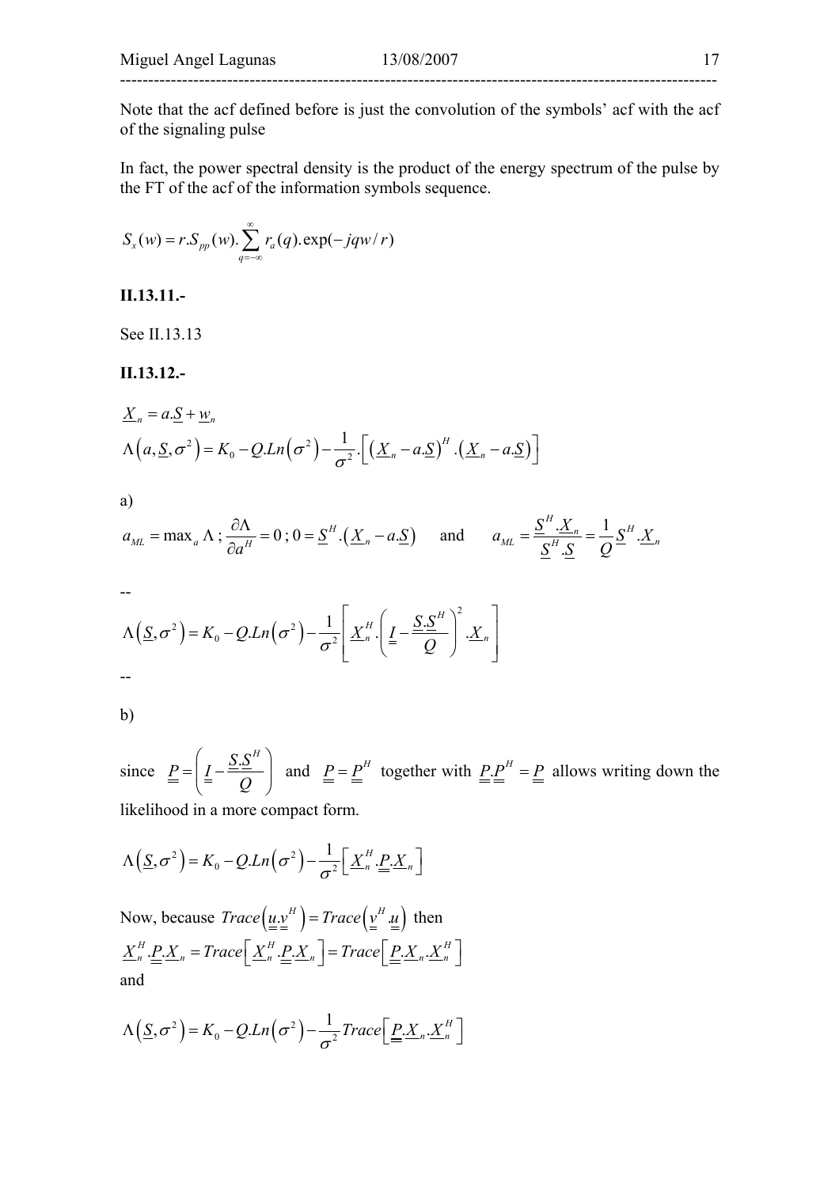Note that the acf defined before is just the convolution of the symbols' acf with the acf of the signaling pulse

In fact, the power spectral density is the product of the energy spectrum of the pulse by the FT of the acf of the information symbols sequence.

$$S_x(w) = r.S_{pp}(w).\sum_{q=-\infty}^{\infty} r_a(q).\exp(-jqw/r)$$

**II.13.11.-**

See II.13.13

**II.13.12.-**

$$\underline{X}_n = a.\underline{S} + \underline{w}_n$$

$$\Lambda\left(a,\underline{S},\sigma^2\right) = K_0 - Q.Ln\left(\sigma^2\right) - \frac{1}{\sigma^2}.\left[\left(\underline{X}_n - a.\underline{S}\right)^H.\left(\underline{X}_n - a.\underline{S}\right)\right]$$

a)

$$a_{ML} = \max_a \Lambda \; ; \frac{\partial \Lambda}{\partial a^H} = 0 \; ; 0 = \underline{S}^H.\left(\underline{X}_n - a.\underline{S}\right) \quad \text{and} \quad a_{ML} = \frac{\underline{S}^H.\underline{X}_n}{\underline{S}^H.\underline{S}} = \frac{1}{Q}\underline{S}^H.\underline{X}_n$$

--

$$\Lambda\left(\underline{S},\sigma^2\right) = K_0 - Q.Ln\left(\sigma^2\right) - \frac{1}{\sigma^2}\left[\underline{X}_n^H.\left(\underline{\underline{I}} - \frac{\underline{S}.\underline{S}^H}{Q}\right)^2.\underline{X}_n\right]$$

--

b)

since $\underline{\underline{P}} = \left(\underline{\underline{I}} - \frac{\underline{S}.\underline{S}^H}{Q}\right)$ and $\underline{\underline{P}} = \underline{\underline{P}}^H$ together with $\underline{\underline{P}}.\underline{\underline{P}}^H = \underline{\underline{P}}$ allows writing down the likelihood in a more compact form.

$$\Lambda\left(\underline{S},\sigma^2\right) = K_0 - Q.Ln\left(\sigma^2\right) - \frac{1}{\sigma^2}\left[\underline{X}_n^H.\underline{\underline{P}}.\underline{X}_n\right]$$

Now, because $Trace\left(\underline{u}.\underline{v}^H\right) = Trace\left(\underline{v}^H.\underline{u}\right)$ then

$$\underline{X}_n^H.\underline{\underline{P}}.\underline{X}_n = Trace\left[\underline{X}_n^H.\underline{\underline{P}}.\underline{X}_n\right] = Trace\left[\underline{\underline{P}}.\underline{X}_n.\underline{X}_n^H\right]$$

and

$$\Lambda\left(\underline{S},\sigma^2\right) = K_0 - Q.Ln\left(\sigma^2\right) - \frac{1}{\sigma^2}Trace\left[\underline{\underline{P}}.\underline{X}_n.\underline{X}_n^H\right]$$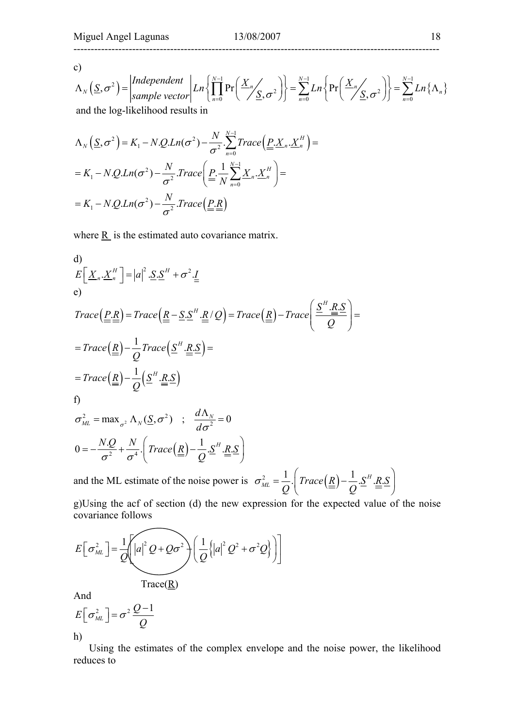c)

$$\Lambda_N\left(\underline{S},\sigma^2\right) = \left|\begin{matrix} Independent \\ sample\ vector \end{matrix}\right| Ln\left\{\prod_{n=0}^{N-1} \Pr\left(\underline{X}_n / \underline{S},\sigma^2\right)\right\} = \sum_{n=0}^{N-1} Ln\left\{\Pr\left(\underline{X}_n / \underline{S},\sigma^2\right)\right\} = \sum_{n=0}^{N-1} Ln\left\{\Lambda_n\right\}$$

and the log-likelihood results in

$$\Lambda_N\left(\underline{S},\sigma^2\right) = K_1 - N.Q.Ln(\sigma^2) - \frac{N}{\sigma^2}.\sum_{n=0}^{N-1} Trace\left(\underline{\underline{P}}.\underline{X}_n.\underline{X}_n^H\right) =$$

$$= K_1 - N.Q.Ln(\sigma^2) - \frac{N}{\sigma^2}.Trace\left(\underline{\underline{P}}.\frac{1}{N}\sum_{n=0}^{N-1}\underline{X}_n.\underline{X}_n^H\right) =$$

$$= K_1 - N.Q.Ln(\sigma^2) - \frac{N}{\sigma^2}.Trace\left(\underline{\underline{P}}.\underline{\underline{R}}\right)$$

where $\underline{\underline{R}}$ is the estimated auto covariance matrix.

d)

$$E\left[\underline{X}_n.\underline{X}_n^H\right] = |a|^2.\underline{S}.\underline{S}^H + \sigma^2.\underline{\underline{I}}$$

e)

$$Trace\left(\underline{\underline{P}}.\underline{\underline{R}}\right) = Trace\left(\underline{\underline{R}} - \underline{S}.\underline{S}^H.\underline{\underline{R}}/Q\right) = Trace\left(\underline{\underline{R}}\right) - Trace\left(\frac{\underline{S}^H.\underline{\underline{R}}.\underline{S}}{Q}\right) =$$

$$= Trace\left(\underline{\underline{R}}\right) - \frac{1}{Q}Trace\left(\underline{S}^H.\underline{\underline{R}}.\underline{S}\right) =$$

$$= Trace\left(\underline{\underline{R}}\right) - \frac{1}{Q}\left(\underline{S}^H.\underline{\underline{R}}.\underline{S}\right)$$

f)

$$\sigma_{ML}^2 = \max_{\sigma^2} \Lambda_N(\underline{S},\sigma^2) \quad ; \quad \frac{d\Lambda_N}{d\sigma^2} = 0$$

$$0 = -\frac{N.Q}{\sigma^2} + \frac{N}{\sigma^4}.\left(Trace\left(\underline{\underline{R}}\right) - \frac{1}{Q}.\underline{S}^H.\underline{\underline{R}}.\underline{S}\right)$$

and the ML estimate of the noise power is $\sigma_{ML}^2 = \frac{1}{Q}.\left(Trace\left(\underline{\underline{R}}\right) - \frac{1}{Q}.\underline{S}^H.\underline{\underline{R}}.\underline{S}\right)$

g)Using the acf of section (d) the new expression for the expected value of the noise covariance follows

$$E\left[\sigma_{ML}^2\right] = \frac{1}{Q}\left[\underbrace{\left(|a|^2 Q + Q\sigma^2\right)}_{Trace(\underline{\underline{R}})} - \left(\frac{1}{Q}\left\{|a|^2 Q^2 + \sigma^2 Q\right\}\right)\right]$$

And

$$E\left[\sigma_{ML}^2\right] = \sigma^2\frac{Q-1}{Q}$$

h)

Using the estimates of the complex envelope and the noise power, the likelihood reduces to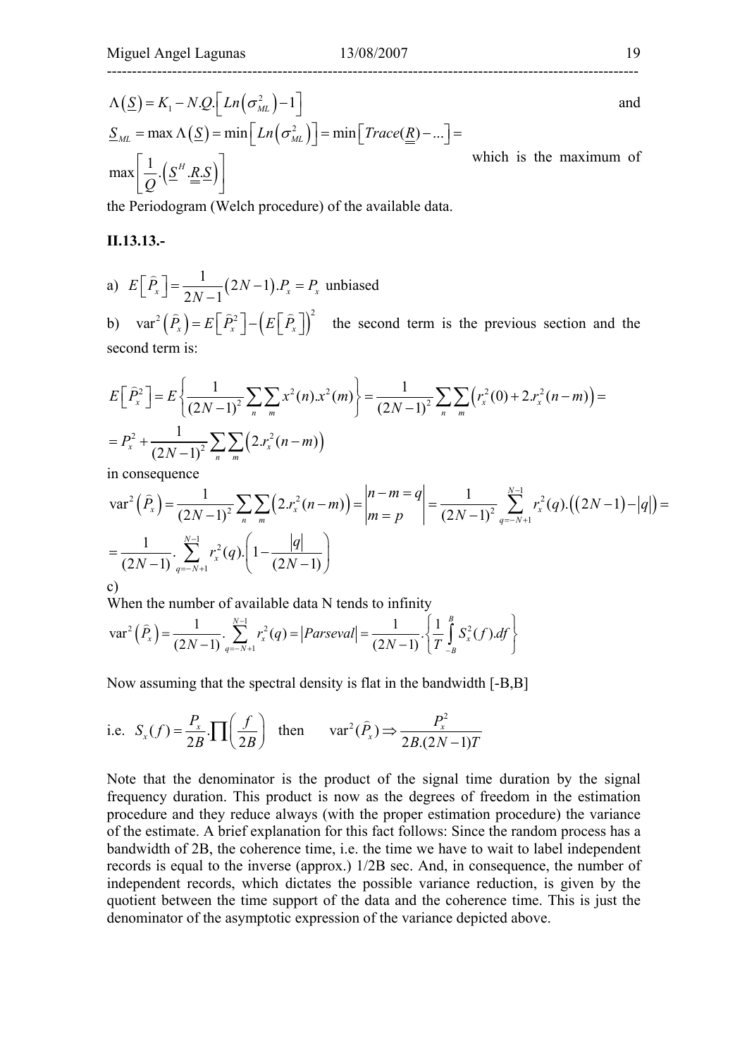$$\Lambda\left(\underline{S}\right) = K_1 - N.Q.\left[Ln\left(\sigma_{ML}^2\right) - 1\right]$$ and

$$\underline{S}_{ML} = \max \Lambda\left(\underline{S}\right) = \min\left[Ln\left(\sigma_{ML}^2\right)\right] = \min\left[Trace(\underline{\underline{R}}) - ...\right] =$$

$$\max\left[\frac{1}{Q}.\left(\underline{S}^H.\underline{\underline{R}}.\underline{S}\right)\right]$$ which is the maximum of the Periodogram (Welch procedure) of the available data.

**II.13.13.-**

a) $E\left[\widehat{P}_x\right] = \dfrac{1}{2N-1}\left(2N-1\right).P_x = P_x$ unbiased

b) $\text{var}^2\left(\widehat{P}_x\right) = E\left[\widehat{P}_x^2\right] - \left(E\left[\widehat{P}_x\right]\right)^2$ the second term is the previous section and the second term is:

$$E\left[\widehat{P}_x^2\right] = E\left\{\frac{1}{(2N-1)^2}\sum_n\sum_m x^2(n).x^2(m)\right\} = \frac{1}{(2N-1)^2}\sum_n\sum_m\left(r_x^2(0) + 2.r_x^2(n-m)\right) =$$

$$= P_x^2 + \frac{1}{(2N-1)^2}\sum_n\sum_m\left(2.r_x^2(n-m)\right)$$

in consequence

$$\text{var}^2\left(\widehat{P}_x\right) = \frac{1}{(2N-1)^2}\sum_n\sum_m\left(2.r_x^2(n-m)\right) = \begin{vmatrix} n-m=q \\ m=p \end{vmatrix} = \frac{1}{(2N-1)^2}\sum_{q=-N+1}^{N-1} r_x^2(q).\left(\left(2N-1\right) - \left|q\right|\right) =$$

$$= \frac{1}{(2N-1)}.\sum_{q=-N+1}^{N-1} r_x^2(q).\left(1 - \frac{\left|q\right|}{(2N-1)}\right)$$

c)

When the number of available data N tends to infinity

$$\text{var}^2\left(\widehat{P}_x\right) = \frac{1}{(2N-1)}.\sum_{q=-N+1}^{N-1} r_x^2(q) = \left|Parseval\right| = \frac{1}{(2N-1)}.\left\{\frac{1}{T}\int_{-B}^{B} S_x^2(f).df\right\}$$

Now assuming that the spectral density is flat in the bandwidth [-B,B]

i.e. $S_x(f) = \dfrac{P_x}{2B}.\prod\left(\dfrac{f}{2B}\right)$ then $\text{var}^2(\widehat{P}_x) \Rightarrow \dfrac{P_x^2}{2B.(2N-1)T}$

Note that the denominator is the product of the signal time duration by the signal frequency duration. This product is now as the degrees of freedom in the estimation procedure and they reduce always (with the proper estimation procedure) the variance of the estimate. A brief explanation for this fact follows: Since the random process has a bandwidth of 2B, the coherence time, i.e. the time we have to wait to label independent records is equal to the inverse (approx.) 1/2B sec. And, in consequence, the number of independent records, which dictates the possible variance reduction, is given by the quotient between the time support of the data and the coherence time. This is just the denominator of the asymptotic expression of the variance depicted above.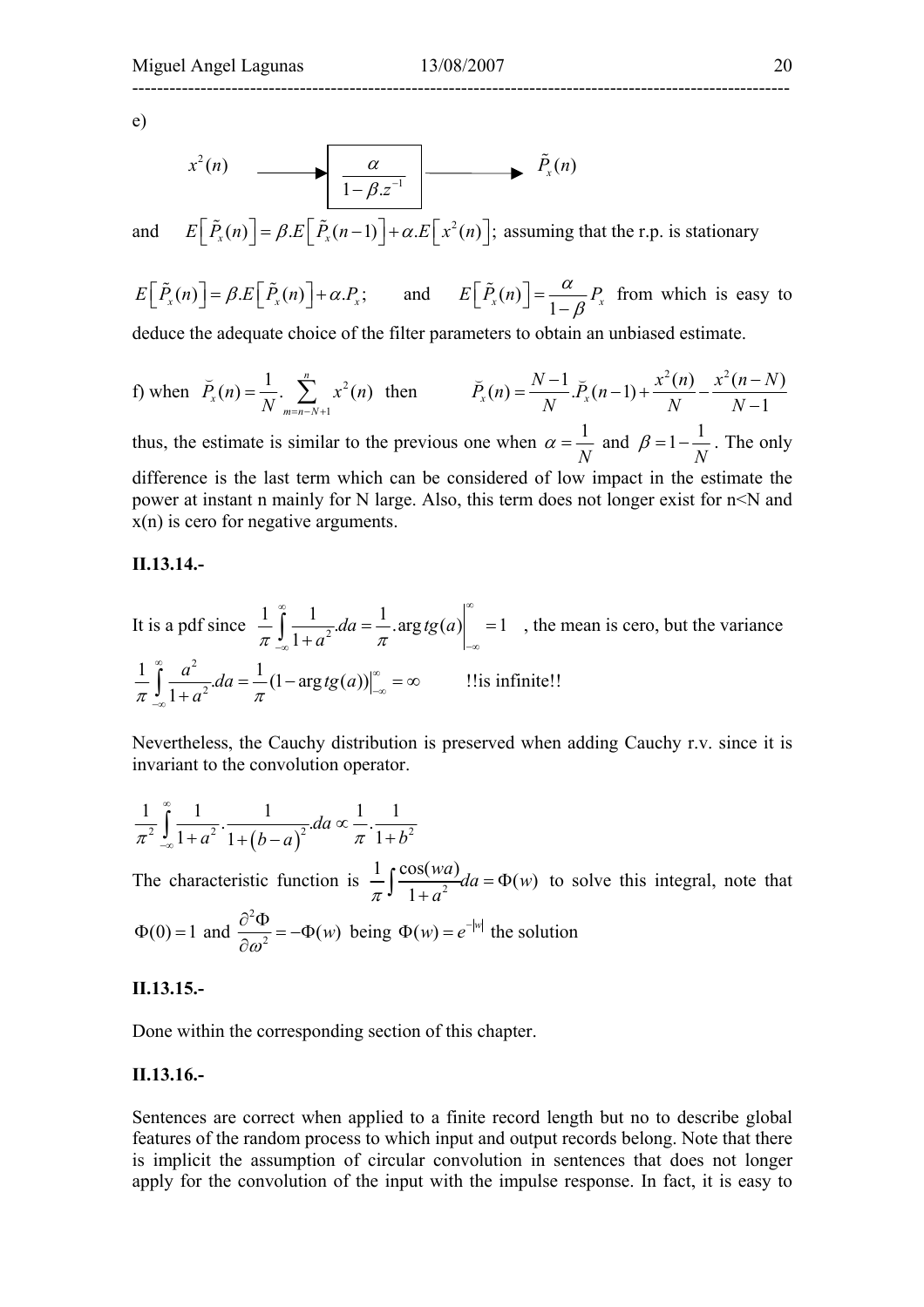e)

$$x^2(n) \longrightarrow \boxed{\frac{\alpha}{1-\beta.z^{-1}}} \longrightarrow \tilde{P}_x(n)$$

and $E\left[\tilde{P}_x(n)\right] = \beta.E\left[\tilde{P}_x(n-1)\right] + \alpha.E\left[x^2(n)\right]$; assuming that the r.p. is stationary

$E\left[\tilde{P}_x(n)\right] = \beta.E\left[\tilde{P}_x(n)\right] + \alpha.P_x$; and $E\left[\tilde{P}_x(n)\right] = \dfrac{\alpha}{1-\beta}P_x$ from which is easy to deduce the adequate choice of the filter parameters to obtain an unbiased estimate.

f) when $\breve{P}_x(n) = \dfrac{1}{N}.\displaystyle\sum_{m=n-N+1}^{n} x^2(n)$ then $\breve{P}_x(n) = \dfrac{N-1}{N}.\breve{P}_x(n-1) + \dfrac{x^2(n)}{N} - \dfrac{x^2(n-N)}{N-1}$

thus, the estimate is similar to the previous one when $\alpha = \dfrac{1}{N}$ and $\beta = 1 - \dfrac{1}{N}$. The only difference is the last term which can be considered of low impact in the estimate the power at instant n mainly for N large. Also, this term does not longer exist for n<N and x(n) is cero for negative arguments.

### II.13.14.-

It is a pdf since $\dfrac{1}{\pi}\displaystyle\int_{-\infty}^{\infty}\frac{1}{1+a^2}.da = \frac{1}{\pi}.\arg tg(a)\Big|_{-\infty}^{\infty} = 1$ , the mean is cero, but the variance $\dfrac{1}{\pi}\displaystyle\int_{-\infty}^{\infty}\frac{a^2}{1+a^2}.da = \frac{1}{\pi}(1-\arg tg(a))\Big|_{-\infty}^{\infty} = \infty$ !!is infinite!!

Nevertheless, the Cauchy distribution is preserved when adding Cauchy r.v. since it is invariant to the convolution operator.

$$\frac{1}{\pi^2}\int_{-\infty}^{\infty}\frac{1}{1+a^2}.\frac{1}{1+\left(b-a\right)^2}.da \propto \frac{1}{\pi}.\frac{1}{1+b^2}$$

The characteristic function is $\dfrac{1}{\pi}\displaystyle\int\frac{\cos(wa)}{1+a^2}da = \Phi(w)$ to solve this integral, note that $\Phi(0)=1$ and $\dfrac{\partial^2\Phi}{\partial\omega^2} = -\Phi(w)$ being $\Phi(w) = e^{-|w|}$ the solution

### II.13.15.-

Done within the corresponding section of this chapter.

### II.13.16.-

Sentences are correct when applied to a finite record length but no to describe global features of the random process to which input and output records belong. Note that there is implicit the assumption of circular convolution in sentences that does not longer apply for the convolution of the input with the impulse response. In fact, it is easy to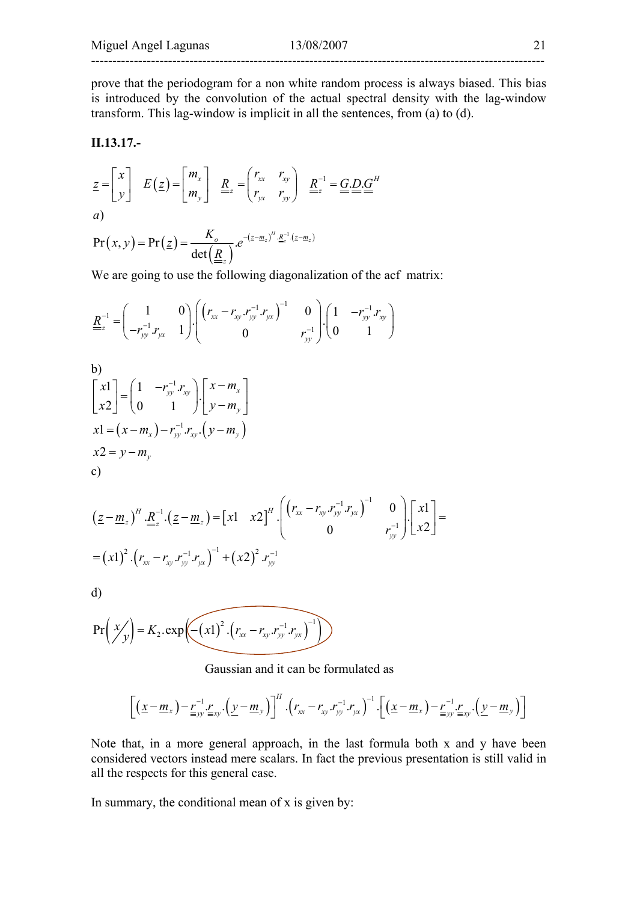prove that the periodogram for a non white random process is always biased. This bias is introduced by the convolution of the actual spectral density with the lag-window transform. This lag-window is implicit in all the sentences, from (a) to (d).

**II.13.17.-**

$$\underline{z}=\begin{bmatrix} x \\ y \end{bmatrix} \quad E(\underline{z})=\begin{bmatrix} m_x \\ m_y \end{bmatrix} \quad \underline{\underline{R}}_z=\begin{pmatrix} r_{xx} & r_{xy} \\ r_{yx} & r_{yy} \end{pmatrix} \quad \underline{\underline{R}}_z^{-1}=\underline{\underline{G}}.\underline{\underline{D}}.\underline{\underline{G}}^H$$

*a*)

$$\Pr(x,y)=\Pr(\underline{z})=\frac{K_o}{\det\left(\underline{\underline{R}}_z\right)}.e^{-\left(\underline{z}-\underline{m}_z\right)^H.\underline{\underline{R}}_z^{-1}.\left(\underline{z}-\underline{m}_z\right)}$$

We are going to use the following diagonalization of the acf matrix:

$$\underline{\underline{R}}_z^{-1}=\begin{pmatrix} 1 & 0 \\ -r_{yy}^{-1}.r_{yx} & 1 \end{pmatrix}.\begin{pmatrix} \left(r_{xx}-r_{xy}.r_{yy}^{-1}.r_{yx}\right)^{-1} & 0 \\ 0 & r_{yy}^{-1} \end{pmatrix}.\begin{pmatrix} 1 & -r_{yy}^{-1}.r_{xy} \\ 0 & 1 \end{pmatrix}$$

b)

$$\begin{bmatrix} x1 \\ x2 \end{bmatrix}=\begin{pmatrix} 1 & -r_{yy}^{-1}.r_{xy} \\ 0 & 1 \end{pmatrix}.\begin{bmatrix} x-m_x \\ y-m_y \end{bmatrix}$$

$$x1=\left(x-m_x\right)-r_{yy}^{-1}.r_{xy}.\left(y-m_y\right)$$

$$x2=y-m_y$$

c)

$$\left(\underline{z}-\underline{m}_z\right)^H.\underline{\underline{R}}_z^{-1}.\left(\underline{z}-\underline{m}_z\right)=\begin{bmatrix} x1 & x2 \end{bmatrix}^H.\begin{pmatrix} \left(r_{xx}-r_{xy}.r_{yy}^{-1}.r_{yx}\right)^{-1} & 0 \\ 0 & r_{yy}^{-1} \end{pmatrix}.\begin{bmatrix} x1 \\ x2 \end{bmatrix}=$$

$$=(x1)^2.\left(r_{xx}-r_{xy}.r_{yy}^{-1}.r_{yx}\right)^{-1}+(x2)^2.r_{yy}^{-1}$$

d)

$$\Pr\left(x/y\right)=K_2.\exp\left(-(x1)^2.\left(r_{xx}-r_{xy}.r_{yy}^{-1}.r_{yx}\right)^{-1}\right)$$

Gaussian and it can be formulated as

$$\left[\left(\underline{x}-\underline{m}_x\right)-\underline{\underline{r}}_{yy}^{-1}.\underline{\underline{r}}_{xy}.\left(\underline{y}-\underline{m}_y\right)\right]^H.\left(r_{xx}-r_{xy}.r_{yy}^{-1}.r_{yx}\right)^{-1}.\left[\left(\underline{x}-\underline{m}_x\right)-\underline{\underline{r}}_{yy}^{-1}.\underline{\underline{r}}_{xy}.\left(\underline{y}-\underline{m}_y\right)\right]$$

Note that, in a more general approach, in the last formula both x and y have been considered vectors instead mere scalars. In fact the previous presentation is still valid in all the respects for this general case.

In summary, the conditional mean of x is given by: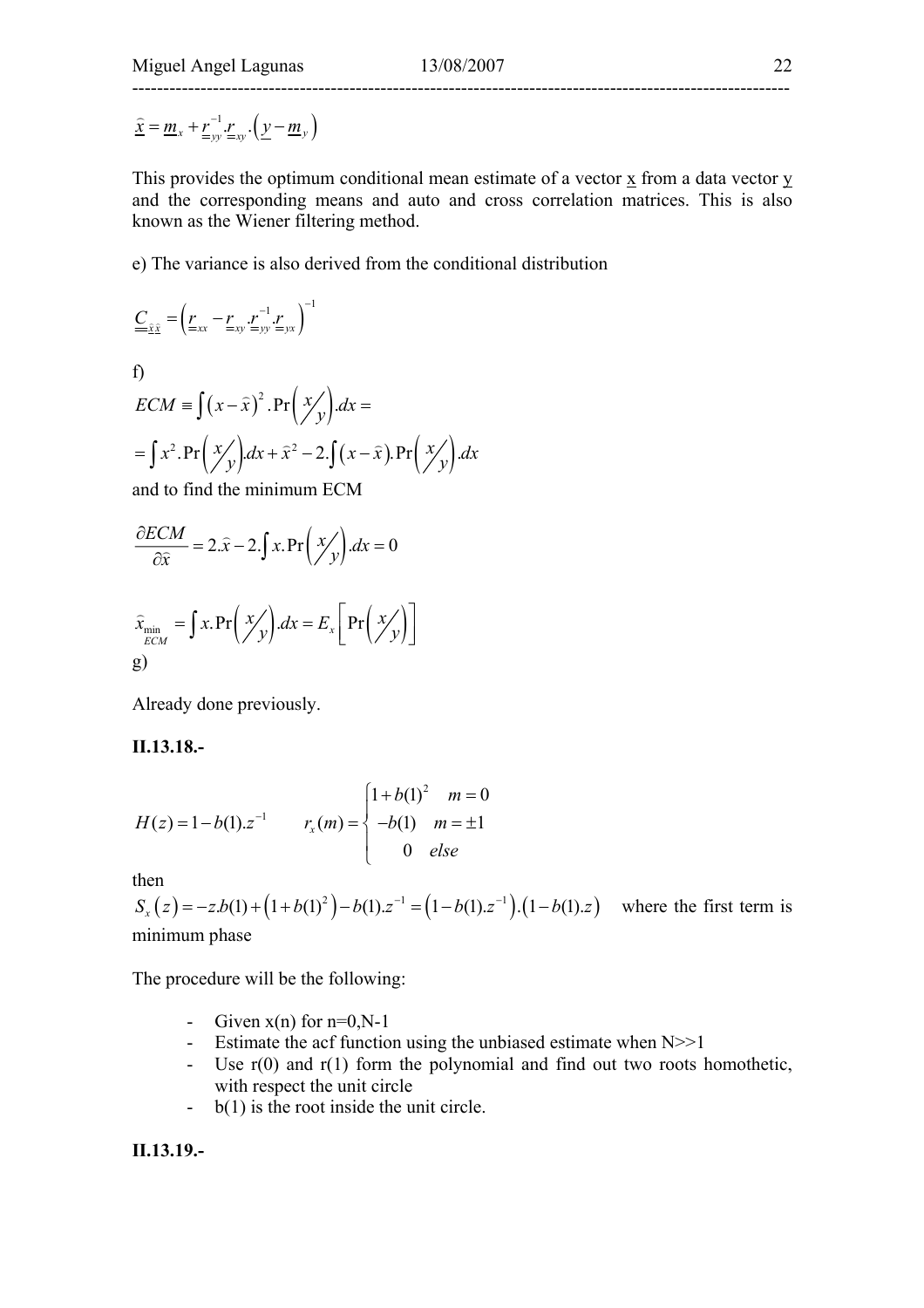$$\hat{x} = \underline{m}_x + \underline{\underline{r}}_{yy}^{-1}.\underline{\underline{r}}_{xy}.\left(\underline{y} - \underline{m}_y\right)$$

This provides the optimum conditional mean estimate of a vector x from a data vector y and the corresponding means and auto and cross correlation matrices. This is also known as the Wiener filtering method.

e) The variance is also derived from the conditional distribution

$$\underline{\underline{C}}_{\hat{x}\hat{x}} = \left(\underline{\underline{r}}_{xx} - \underline{\underline{r}}_{xy}.\underline{\underline{r}}_{yy}^{-1}.\underline{\underline{r}}_{yx}\right)^{-1}$$

f)

$$ECM \equiv \int \left(x - \hat{x}\right)^2.\Pr\left(x/y\right).dx =$$

$$= \int x^2.\Pr\left(x/y\right).dx + \hat{x}^2 - 2.\int \left(x - \hat{x}\right).\Pr\left(x/y\right).dx$$

and to find the minimum ECM

$$\frac{\partial ECM}{\partial \hat{x}} = 2.\hat{x} - 2.\int x.\Pr\left(x/y\right).dx = 0$$

$$\hat{x}_{\substack{\min \\ ECM}} = \int x.\Pr\left(x/y\right).dx = E_x\left[\Pr\left(x/y\right)\right]$$

g)

Already done previously.

**II.13.18.-**

$$H(z) = 1 - b(1).z^{-1} \qquad r_x(m) = \begin{cases} 1 + b(1)^2 & m = 0 \\ -b(1) & m = \pm 1 \\ 0 & else \end{cases}$$

then

$S_x\left(z\right) = -z.b(1) + \left(1 + b(1)^2\right) - b(1).z^{-1} = \left(1 - b(1).z^{-1}\right).\left(1 - b(1).z\right)$ where the first term is minimum phase

The procedure will be the following:

- Given x(n) for n=0,N-1
- Estimate the acf function using the unbiased estimate when N>>1
- Use r(0) and r(1) form the polynomial and find out two roots homothetic, with respect the unit circle
- b(1) is the root inside the unit circle.

**II.13.19.-**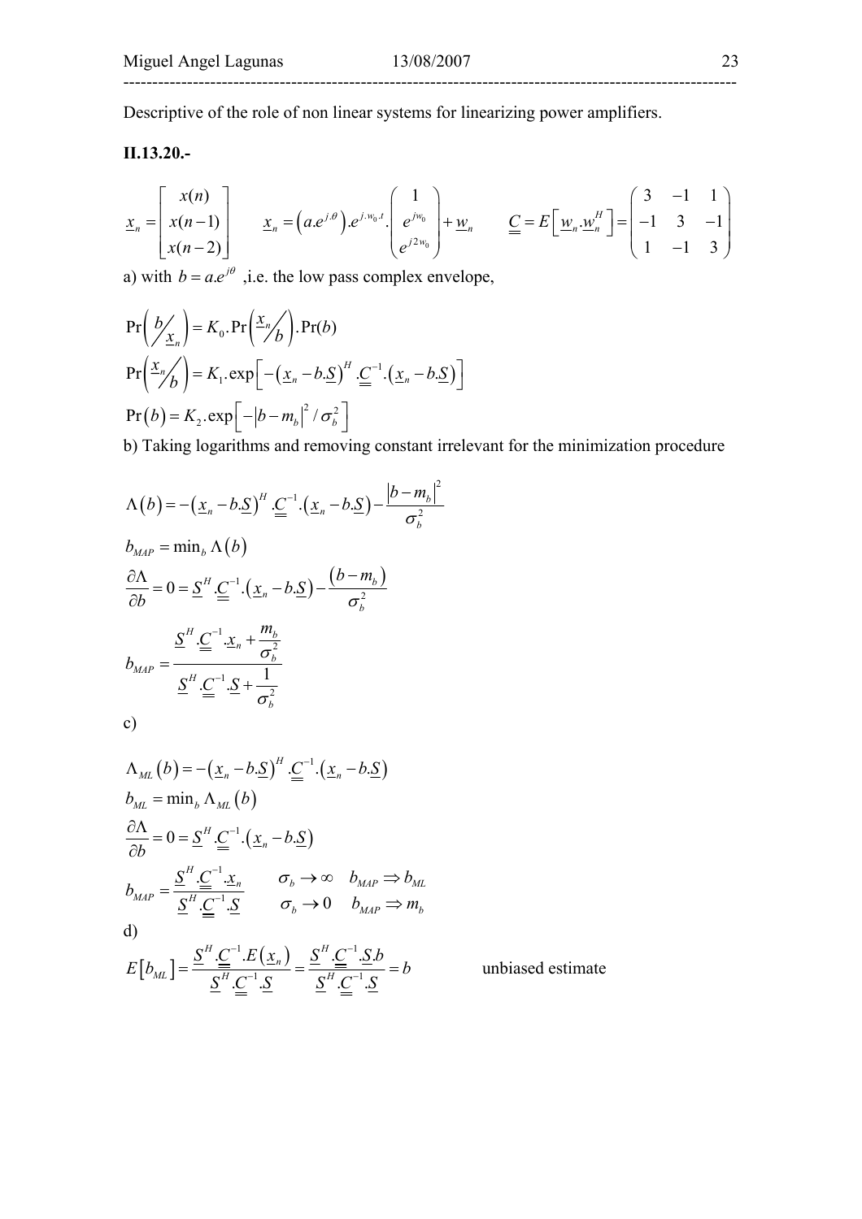Descriptive of the role of non linear systems for linearizing power amplifiers.

**II.13.20.-**

$$\underline{x}_n = \begin{bmatrix} x(n) \\ x(n-1) \\ x(n-2) \end{bmatrix} \qquad \underline{x}_n = \left(a.e^{j.\theta}\right).e^{j.w_0.t}.\begin{pmatrix} 1 \\ e^{jw_0} \\ e^{j2w_0} \end{pmatrix} + \underline{w}_n \qquad \underline{\underline{C}} = E\left[\underline{w}_n.\underline{w}_n^H\right] = \begin{pmatrix} 3 & -1 & 1 \\ -1 & 3 & -1 \\ 1 & -1 & 3 \end{pmatrix}$$

a) with $b = a.e^{j\theta}$ ,i.e. the low pass complex envelope,

$$\Pr\left(b/\underline{x}_n\right) = K_0.\Pr\left(\underline{x}_n/b\right).\Pr(b)$$

$$\Pr\left(\underline{x}_n/b\right) = K_1.\exp\left[-\left(\underline{x}_n - b.\underline{S}\right)^H.\underline{\underline{C}}^{-1}.\left(\underline{x}_n - b.\underline{S}\right)\right]$$

$$\Pr(b) = K_2.\exp\left[-\left|b - m_b\right|^2/\sigma_b^2\right]$$

b) Taking logarithms and removing constant irrelevant for the minimization procedure

$$\Lambda(b) = -\left(\underline{x}_n - b.\underline{S}\right)^H.\underline{\underline{C}}^{-1}.\left(\underline{x}_n - b.\underline{S}\right) - \frac{\left|b - m_b\right|^2}{\sigma_b^2}$$

$$b_{MAP} = \min_b \Lambda(b)$$

$$\frac{\partial \Lambda}{\partial b} = 0 = \underline{S}^H.\underline{\underline{C}}^{-1}.\left(\underline{x}_n - b.\underline{S}\right) - \frac{\left(b - m_b\right)}{\sigma_b^2}$$

$$b_{MAP} = \frac{\underline{S}^H.\underline{\underline{C}}^{-1}.\underline{x}_n + \dfrac{m_b}{\sigma_b^2}}{\underline{S}^H.\underline{\underline{C}}^{-1}.\underline{S} + \dfrac{1}{\sigma_b^2}}$$

c)

$$\Lambda_{ML}(b) = -\left(\underline{x}_n - b.\underline{S}\right)^H.\underline{\underline{C}}^{-1}.\left(\underline{x}_n - b.\underline{S}\right)$$

$$b_{ML} = \min_b \Lambda_{ML}(b)$$

$$\frac{\partial \Lambda}{\partial b} = 0 = \underline{S}^H.\underline{\underline{C}}^{-1}.\left(\underline{x}_n - b.\underline{S}\right)$$

$$b_{MAP} = \frac{\underline{S}^H.\underline{\underline{C}}^{-1}.\underline{x}_n}{\underline{S}^H.\underline{\underline{C}}^{-1}.\underline{S}} \qquad \begin{matrix} \sigma_b \to \infty & b_{MAP} \Rightarrow b_{ML} \\ \sigma_b \to 0 & b_{MAP} \Rightarrow m_b \end{matrix}$$

d)

$$E\left[b_{ML}\right] = \frac{\underline{S}^H.\underline{\underline{C}}^{-1}.E\left(\underline{x}_n\right)}{\underline{S}^H.\underline{\underline{C}}^{-1}.\underline{S}} = \frac{\underline{S}^H.\underline{\underline{C}}^{-1}.\underline{S}.b}{\underline{S}^H.\underline{\underline{C}}^{-1}.\underline{S}} = b \qquad \text{unbiased estimate}$$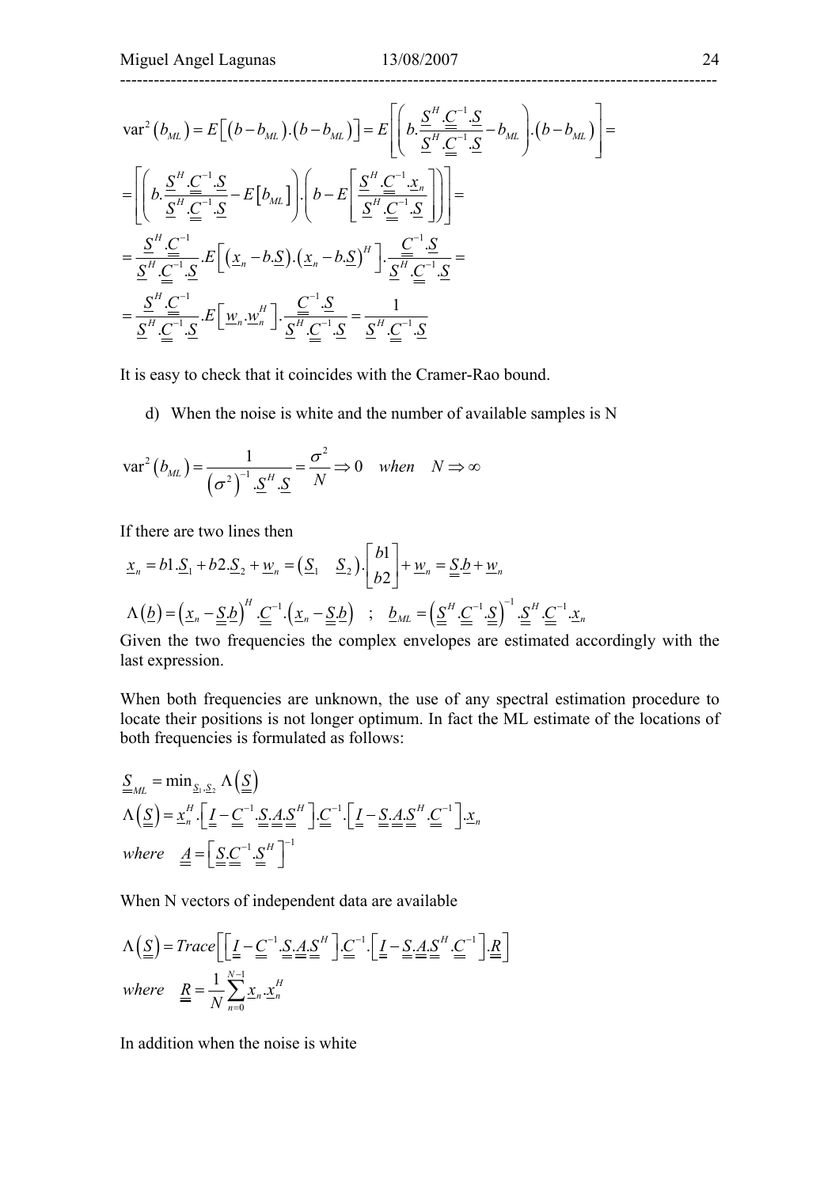$$\mathrm{var}^2\left(b_{ML}\right)=E\left[\left(b-b_{ML}\right).\left(b-b_{ML}\right)\right]=E\left[\left(b.\frac{\underline{S}^H.\underline{\underline{C}}^{-1}.\underline{S}}{\underline{S}^H.\underline{\underline{C}}^{-1}.\underline{S}}-b_{ML}\right).\left(b-b_{ML}\right)\right]=$$

$$=\left[\left(b.\frac{\underline{S}^H.\underline{\underline{C}}^{-1}.\underline{S}}{\underline{S}^H.\underline{\underline{C}}^{-1}.\underline{S}}-E\left[b_{ML}\right]\right).\left(b-E\left[\frac{\underline{S}^H.\underline{\underline{C}}^{-1}.\underline{x}_n}{\underline{S}^H.\underline{\underline{C}}^{-1}.\underline{S}}\right]\right)\right]=$$

$$=\frac{\underline{S}^H.\underline{\underline{C}}^{-1}}{\underline{S}^H.\underline{\underline{C}}^{-1}.\underline{S}}.E\left[\left(\underline{x}_n-b.\underline{S}\right).\left(\underline{x}_n-b.\underline{S}\right)^H\right].\frac{\underline{\underline{C}}^{-1}.\underline{S}}{\underline{S}^H.\underline{\underline{C}}^{-1}.\underline{S}}=$$

$$=\frac{\underline{S}^H.\underline{\underline{C}}^{-1}}{\underline{S}^H.\underline{\underline{C}}^{-1}.\underline{S}}.E\left[\underline{w}_n.\underline{w}_n^H\right].\frac{\underline{\underline{C}}^{-1}.\underline{S}}{\underline{S}^H.\underline{\underline{C}}^{-1}.\underline{S}}=\frac{1}{\underline{S}^H.\underline{\underline{C}}^{-1}.\underline{S}}$$

It is easy to check that it coincides with the Cramer-Rao bound.

d) When the noise is white and the number of available samples is N

$$\mathrm{var}^2\left(b_{ML}\right)=\frac{1}{\left(\sigma^2\right)^{-1}.\underline{S}^H.\underline{S}}=\frac{\sigma^2}{N}\Rightarrow 0 \quad when \quad N\Rightarrow\infty$$

If there are two lines then

$$\underline{x}_n=b1.\underline{S}_1+b2.\underline{S}_2+\underline{w}_n=\left(\underline{S}_1 \quad \underline{S}_2\right).\begin{bmatrix}b1\\b2\end{bmatrix}+\underline{w}_n=\underline{\underline{S}}.\underline{b}+\underline{w}_n$$

$$\Lambda\left(\underline{b}\right)=\left(\underline{x}_n-\underline{\underline{S}}.\underline{b}\right)^H.\underline{\underline{C}}^{-1}.\left(\underline{x}_n-\underline{\underline{S}}.\underline{b}\right) \quad ; \quad \underline{b}_{ML}=\left(\underline{\underline{S}}^H.\underline{\underline{C}}^{-1}.\underline{\underline{S}}\right)^{-1}.\underline{\underline{S}}^H.\underline{\underline{C}}^{-1}.\underline{x}_n$$

Given the two frequencies the complex envelopes are estimated accordingly with the last expression.

When both frequencies are unknown, the use of any spectral estimation procedure to locate their positions is not longer optimum. In fact the ML estimate of the locations of both frequencies is formulated as follows:

$$\underline{\underline{S}}_{ML}=\min_{\underline{S}_1,\underline{S}_2}\Lambda\left(\underline{\underline{S}}\right)$$

$$\Lambda\left(\underline{\underline{S}}\right)=\underline{x}_n^H.\left[\underline{\underline{I}}-\underline{\underline{C}}^{-1}.\underline{\underline{S}}.\underline{\underline{A}}.\underline{\underline{S}}^H\right].\underline{\underline{C}}^{-1}.\left[\underline{\underline{I}}-\underline{\underline{S}}.\underline{\underline{A}}.\underline{\underline{S}}^H.\underline{\underline{C}}^{-1}\right].\underline{x}_n$$

$$where \quad \underline{\underline{A}}=\left[\underline{\underline{S}}.\underline{\underline{C}}^{-1}.\underline{\underline{S}}^H\right]^{-1}$$

When N vectors of independent data are available

$$\Lambda\left(\underline{\underline{S}}\right)=Trace\left[\left[\underline{\underline{I}}-\underline{\underline{C}}^{-1}.\underline{\underline{S}}.\underline{\underline{A}}.\underline{\underline{S}}^H\right].\underline{\underline{C}}^{-1}.\left[\underline{\underline{I}}-\underline{\underline{S}}.\underline{\underline{A}}.\underline{\underline{S}}^H.\underline{\underline{C}}^{-1}\right].\underline{\underline{R}}\right]$$

$$where \quad \underline{\underline{R}}=\frac{1}{N}\sum_{n=0}^{N-1}\underline{x}_n.\underline{x}_n^H$$

In addition when the noise is white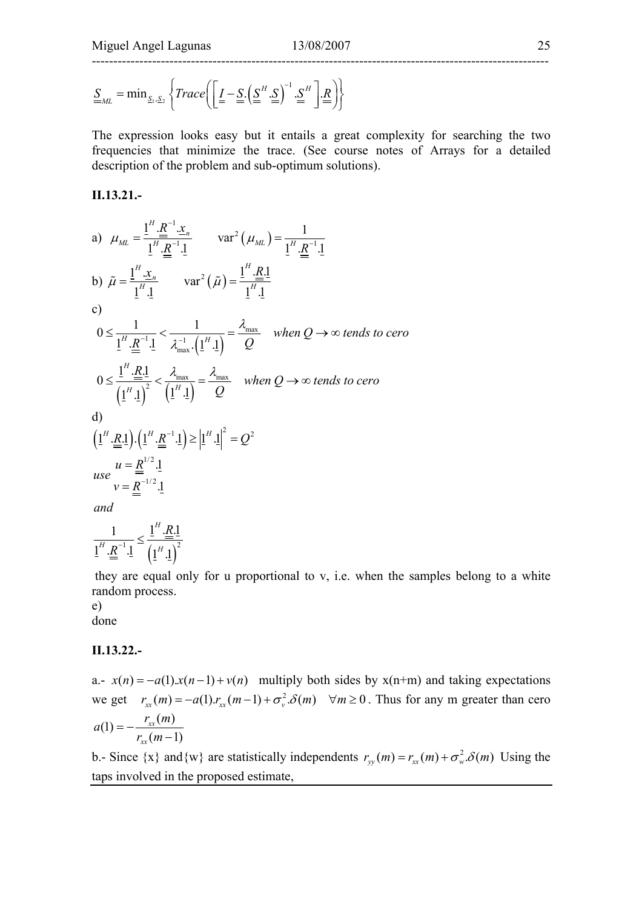$$\underline{\underline{S}}_{ML} = \min_{\underline{S}_1,\underline{S}_2} \left\{ Trace\left( \left[ \underline{\underline{I}} - \underline{\underline{S}}.\left(\underline{\underline{S}}^H.\underline{\underline{S}}\right)^{-1}.\underline{\underline{S}}^H \right].\underline{\underline{R}} \right) \right\}$$

The expression looks easy but it entails a great complexity for searching the two frequencies that minimize the trace. (See course notes of Arrays for a detailed description of the problem and sub-optimum solutions).

### II.13.21.-

a) $\mu_{ML} = \dfrac{\underline{1}^H.\underline{\underline{R}}^{-1}.\underline{x}_n}{\underline{1}^H.\underline{\underline{R}}^{-1}.\underline{1}} \qquad \operatorname{var}^2\left(\mu_{ML}\right) = \dfrac{1}{\underline{1}^H.\underline{\underline{R}}^{-1}.\underline{1}}$

b) $\tilde{\mu} = \dfrac{\underline{1}^H.\underline{x}_n}{\underline{1}^H.\underline{1}} \qquad \operatorname{var}^2\left(\tilde{\mu}\right) = \dfrac{\underline{1}^H.\underline{\underline{R}}.\underline{1}}{\underline{1}^H.\underline{1}}$

c)

$$0 \le \frac{1}{\underline{1}^H.\underline{\underline{R}}^{-1}.\underline{1}} < \frac{1}{\lambda_{\max}^{-1}.\left(\underline{1}^H.\underline{1}\right)} = \frac{\lambda_{\max}}{Q} \quad when\ Q \to \infty\ tends\ to\ cero$$

$$0 \le \frac{\underline{1}^H.\underline{\underline{R}}.\underline{1}}{\left(\underline{1}^H.\underline{1}\right)^2} < \frac{\lambda_{\max}}{\left(\underline{1}^H.\underline{1}\right)} = \frac{\lambda_{\max}}{Q} \quad when\ Q \to \infty\ tends\ to\ cero$$

d)

$$\left(\underline{1}^H.\underline{\underline{R}}.\underline{1}\right).\left(\underline{1}^H.\underline{\underline{R}}^{-1}.\underline{1}\right) \ge \left|\underline{1}^H.\underline{1}\right|^2 = Q^2$$

*use* $\begin{aligned} u &= \underline{\underline{R}}^{1/2}.\underline{1} \\ v &= \underline{\underline{R}}^{-1/2}.\underline{1} \end{aligned}$

*and*

$$\frac{1}{\underline{1}^H.\underline{\underline{R}}^{-1}.\underline{1}} \le \frac{\underline{1}^H.\underline{\underline{R}}.\underline{1}}{\left(\underline{1}^H.\underline{1}\right)^2}$$

they are equal only for u proportional to v, i.e. when the samples belong to a white random process.

e)

done

### II.13.22.-

a.- $x(n) = -a(1).x(n-1) + v(n)$ multiply both sides by x(n+m) and taking expectations we get $r_{xx}(m) = -a(1).r_{xx}(m-1) + \sigma_v^2.\delta(m) \quad \forall m \ge 0$. Thus for any m greater than cero $a(1) = -\dfrac{r_{xx}(m)}{r_{xx}(m-1)}$

b.- Since {x} and{w} are statistically independents $r_{yy}(m) = r_{xx}(m) + \sigma_w^2.\delta(m)$ Using the taps involved in the proposed estimate,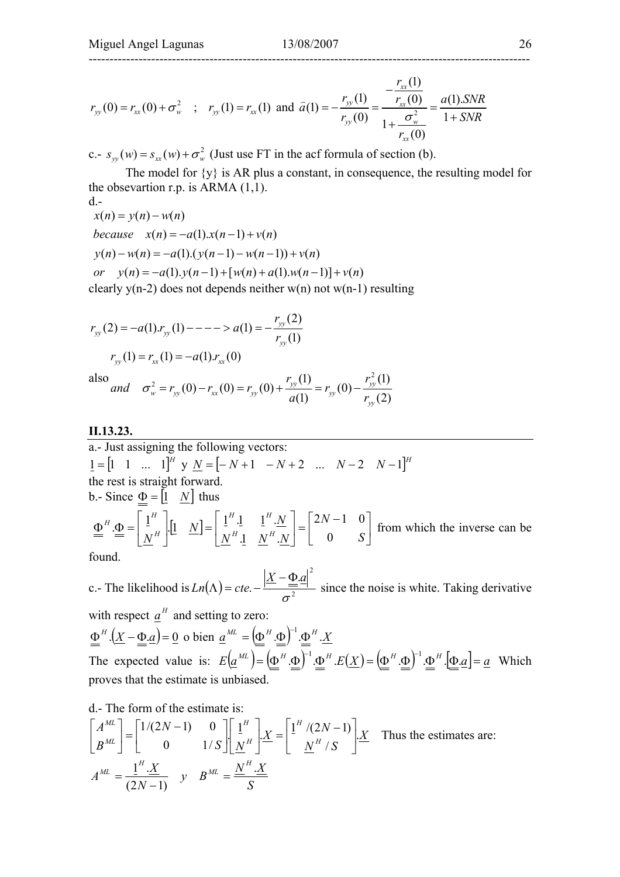$$r_{yy}(0) = r_{xx}(0) + \sigma_w^2 \quad ; \quad r_{yy}(1) = r_{xx}(1) \text{ and } \hat{a}(1) = -\frac{r_{yy}(1)}{r_{yy}(0)} = \frac{-\dfrac{r_{xx}(1)}{r_{xx}(0)}}{1 + \dfrac{\sigma_w^2}{r_{xx}(0)}} = \frac{a(1).SNR}{1 + SNR}$$

c.- $s_{yy}(w) = s_{xx}(w) + \sigma_w^2$ (Just use FT in the acf formula of section (b).

The model for {y} is AR plus a constant, in consequence, the resulting model for the obsevartion r.p. is ARMA (1,1).

d.-

$$x(n) = y(n) - w(n)$$

$$because \quad x(n) = -a(1).x(n-1) + v(n)$$

$$y(n) - w(n) = -a(1).(y(n-1) - w(n-1)) + v(n)$$

$$or \quad y(n) = -a(1).y(n-1) + [w(n) + a(1).w(n-1)] + v(n)$$

clearly y(n-2) does not depends neither w(n) not w(n-1) resulting

$$r_{yy}(2) = -a(1).r_{yy}(1) ----> a(1) = -\frac{r_{yy}(2)}{r_{yy}(1)}$$

$$r_{yy}(1) = r_{xx}(1) = -a(1).r_{xx}(0)$$

also

$$and \quad \sigma_w^2 = r_{yy}(0) - r_{xx}(0) = r_{yy}(0) + \frac{r_{yy}(1)}{a(1)} = r_{yy}(0) - \frac{r_{yy}^2(1)}{r_{yy}(2)}$$

## II.13.23.

a.- Just assigning the following vectors:

$\underline{1} = [1 \quad 1 \quad \ldots \quad 1]^H$ y $\underline{N} = [-N+1 \quad -N+2 \quad \ldots \quad N-2 \quad N-1]^H$

the rest is straight forward.

b.- Since $\underline{\underline{\Phi}} = [\underline{1} \quad \underline{N}]$ thus

$$\underline{\underline{\Phi}}^H.\underline{\underline{\Phi}} = \begin{bmatrix} \underline{1}^H \\ \underline{N}^H \end{bmatrix}.[\underline{1} \quad \underline{N}] = \begin{bmatrix} \underline{1}^H.\underline{1} & \underline{1}^H.\underline{N} \\ \underline{N}^H.\underline{1} & \underline{N}^H.\underline{N} \end{bmatrix} = \begin{bmatrix} 2N-1 & 0 \\ 0 & S \end{bmatrix}$$ from which the inverse can be found.

c.- The likelihood is $Ln(\Lambda) = cte. - \dfrac{|\underline{X} - \underline{\underline{\Phi}}.\underline{a}|^2}{\sigma^2}$ since the noise is white. Taking derivative with respect $\underline{a}^H$ and setting to zero:

$\underline{\underline{\Phi}}^H.(\underline{X} - \underline{\underline{\Phi}}.\underline{a}) = \underline{0}$ o bien $\underline{a}^{ML} = (\underline{\underline{\Phi}}^H.\underline{\underline{\Phi}})^{-1}.\underline{\underline{\Phi}}^H.\underline{X}$

The expected value is: $E(\underline{a}^{ML}) = (\underline{\underline{\Phi}}^H.\underline{\underline{\Phi}})^{-1}.\underline{\underline{\Phi}}^H.E(\underline{X}) = (\underline{\underline{\Phi}}^H.\underline{\underline{\Phi}})^{-1}.\underline{\underline{\Phi}}^H.[\underline{\underline{\Phi}}.\underline{a}] = \underline{a}$ Which proves that the estimate is unbiased.

d.- The form of the estimate is:

$$\begin{bmatrix} A^{ML} \\ B^{ML} \end{bmatrix} = \begin{bmatrix} 1/(2N-1) & 0 \\ 0 & 1/S \end{bmatrix} . \begin{bmatrix} \underline{1}^H \\ \underline{N}^H \end{bmatrix} . \underline{X} = \begin{bmatrix} \underline{1}^H/(2N-1) \\ \underline{N}^H/S \end{bmatrix} . \underline{X}$$ Thus the estimates are:

$$A^{ML} = \frac{\underline{1}^H.\underline{X}}{(2N-1)} \quad y \quad B^{ML} = \frac{\underline{N}^H.\underline{X}}{S}$$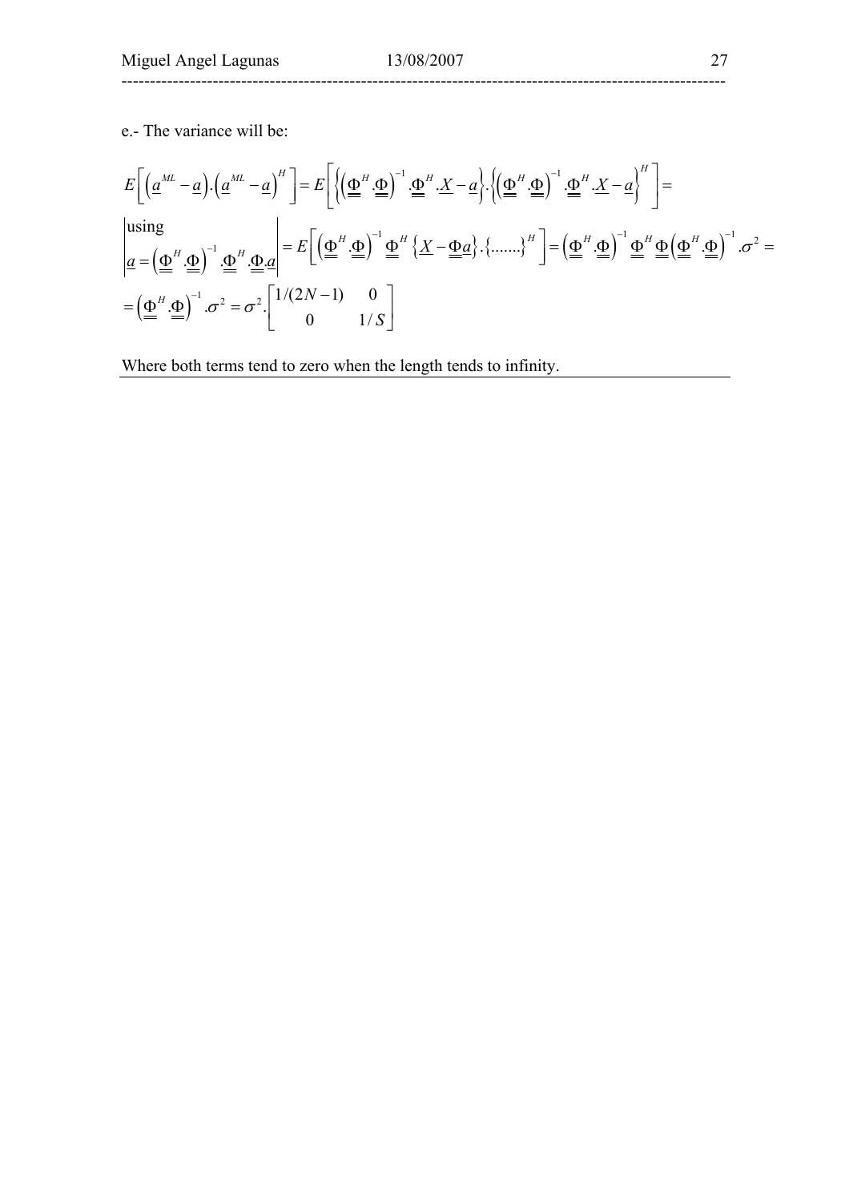e.- The variance will be:

$$E\left[\left(\underline{a}^{ML}-\underline{a}\right).\left(\underline{a}^{ML}-\underline{a}\right)^{H}\right]=E\left[\left\{\left(\underline{\underline{\Phi}}^{H}.\underline{\underline{\Phi}}\right)^{-1}.\underline{\underline{\Phi}}^{H}.\underline{X}-\underline{a}\right\}.\left\{\left(\underline{\underline{\Phi}}^{H}.\underline{\underline{\Phi}}\right)^{-1}.\underline{\underline{\Phi}}^{H}.\underline{X}-\underline{a}\right\}^{H}\right]=$$

$$\left|\begin{array}{l}\text{using}\\ \underline{a}=\left(\underline{\underline{\Phi}}^{H}.\underline{\underline{\Phi}}\right)^{-1}.\underline{\underline{\Phi}}^{H}.\underline{\underline{\Phi}}.\underline{a}\end{array}\right|=E\left[\left(\underline{\underline{\Phi}}^{H}.\underline{\underline{\Phi}}\right)^{-1}\underline{\underline{\Phi}}^{H}\left\{\underline{X}-\underline{\underline{\Phi}}\underline{a}\right\}.\left\{.......\right\}^{H}\right]=\left(\underline{\underline{\Phi}}^{H}.\underline{\underline{\Phi}}\right)^{-1}\underline{\underline{\Phi}}^{H}\underline{\underline{\Phi}}\left(\underline{\underline{\Phi}}^{H}.\underline{\underline{\Phi}}\right)^{-1}.\sigma^{2}=$$

$$=\left(\underline{\underline{\Phi}}^{H}.\underline{\underline{\Phi}}\right)^{-1}.\sigma^{2}=\sigma^{2}.\begin{bmatrix}1/(2N-1) & 0\\ 0 & 1/S\end{bmatrix}$$

Where both terms tend to zero when the length tends to infinity.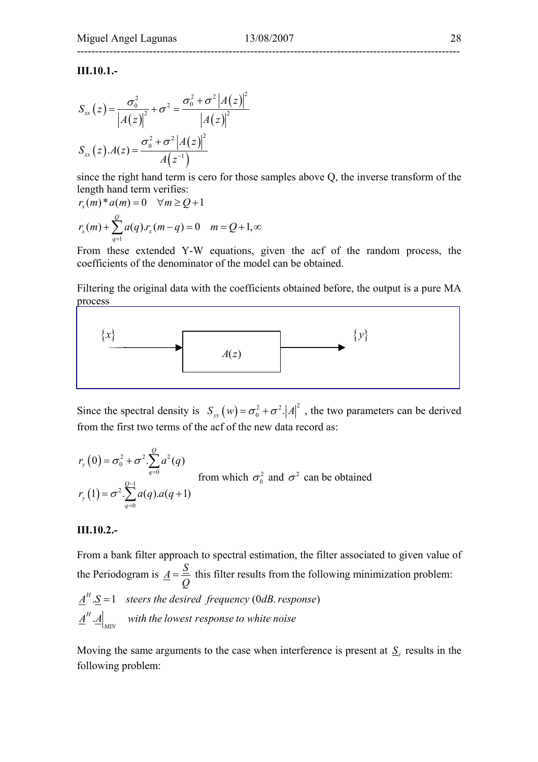**III.10.1.-**

$$S_{xx}(z) = \frac{\sigma_0^2}{|A(z)|^2} + \sigma^2 = \frac{\sigma_0^2 + \sigma^2 |A(z)|^2}{|A(z)|^2}$$

$$S_{xx}(z).A(z) = \frac{\sigma_0^2 + \sigma^2 |A(z)|^2}{A(z^{-1})}$$

since the right hand term is cero for those samples above Q, the inverse transform of the length hand term verifies:

$$r_x(m) * a(m) = 0 \quad \forall m \geq Q+1$$

$$r_x(m) + \sum_{q=1}^{Q} a(q).r_x(m-q) = 0 \quad m = Q+1, \infty$$

From these extended Y-W equations, given the acf of the random process, the coefficients of the denominator of the model can be obtained.

Filtering the original data with the coefficients obtained before, the output is a pure MA process

$$\{x\} \longrightarrow \boxed{A(z)} \longrightarrow \{y\}$$

Since the spectral density is $S_{yy}(w) = \sigma_0^2 + \sigma^2.|A|^2$, the two parameters can be derived from the first two terms of the acf of the new data record as:

$$r_y(0) = \sigma_0^2 + \sigma^2.\sum_{q=0}^{Q} a^2(q)$$

$$r_y(1) = \sigma^2.\sum_{q=0}^{Q-1} a(q).a(q+1)$$

from which $\sigma_0^2$ and $\sigma^2$ can be obtained

**III.10.2.-**

From a bank filter approach to spectral estimation, the filter associated to given value of the Periodogram is $\underline{A} = \frac{\underline{S}}{Q}$ this filter results from the following minimization problem:

$\underline{A}^H.\underline{S} = 1$ *steers the desired frequency* (*0dB. response*)

$\underline{A}^H.\underline{A}\big|_{MIN}$ *with the lowest response to white noise*

Moving the same arguments to the case when interference is present at $\underline{S}_i$ results in the following problem: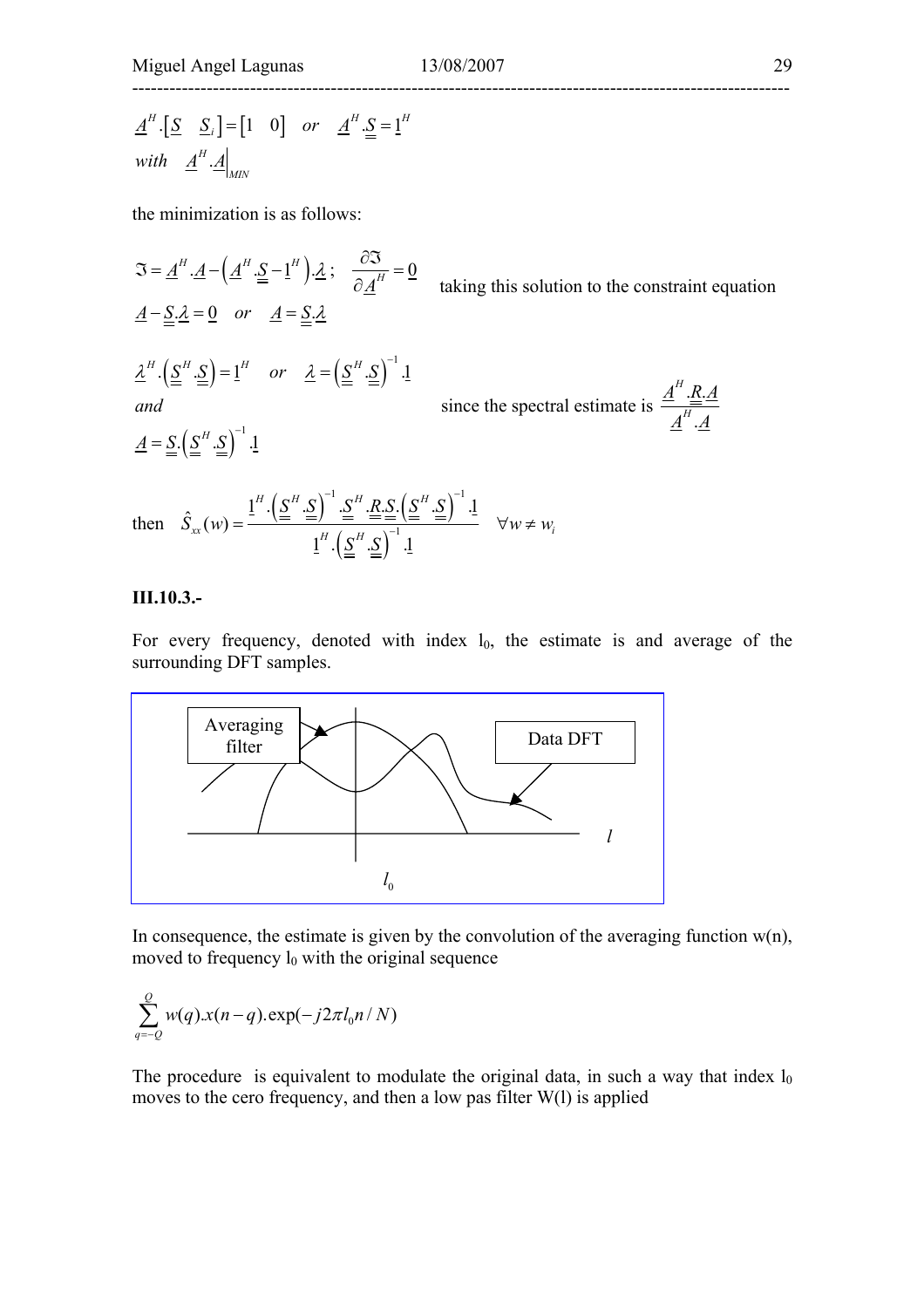$$\underline{A}^H.\left[\underline{S} \quad \underline{S}_i\right] = \left[1 \quad 0\right] \quad or \quad \underline{A}^H.\underline{\underline{S}} = \underline{1}^H$$
$$with \quad \underline{A}^H.\underline{A}\Big|_{MIN}$$

the minimization is as follows:

$$\Im = \underline{A}^H.\underline{A} - \left(\underline{A}^H.\underline{\underline{S}} - \underline{1}^H\right).\underline{\lambda}\,; \quad \frac{\partial \Im}{\partial \underline{A}^H} = \underline{0}$$
$$\underline{A} - \underline{\underline{S}}.\underline{\lambda} = \underline{0} \quad or \quad \underline{A} = \underline{\underline{S}}.\underline{\lambda}$$

taking this solution to the constraint equation

$$\underline{\lambda}^H.\left(\underline{\underline{S}}^H.\underline{\underline{S}}\right) = \underline{1}^H \quad or \quad \underline{\lambda} = \left(\underline{\underline{S}}^H.\underline{\underline{S}}\right)^{-1}.\underline{1}$$

*and* since the spectral estimate is $\dfrac{\underline{A}^H.\underline{\underline{R}}.\underline{A}}{\underline{A}^H.\underline{A}}$

$$\underline{A} = \underline{\underline{S}}.\left(\underline{\underline{S}}^H.\underline{\underline{S}}\right)^{-1}.\underline{1}$$

then
$$\hat{S}_{xx}(w) = \frac{\underline{1}^H.\left(\underline{\underline{S}}^H.\underline{\underline{S}}\right)^{-1}.\underline{\underline{S}}^H.\underline{\underline{R}}.\underline{\underline{S}}.\left(\underline{\underline{S}}^H.\underline{\underline{S}}\right)^{-1}.\underline{1}}{\underline{1}^H.\left(\underline{\underline{S}}^H.\underline{\underline{S}}\right)^{-1}.\underline{1}} \quad \forall w \neq w_i$$

### III.10.3.-

For every frequency, denoted with index $l_0$, the estimate is and average of the surrounding DFT samples.

In consequence, the estimate is given by the convolution of the averaging function w(n), moved to frequency $l_0$ with the original sequence

$$\sum_{q=-Q}^{Q} w(q).x(n-q).\exp(-j2\pi l_0 n/N)$$

The procedure is equivalent to modulate the original data, in such a way that index $l_0$ moves to the cero frequency, and then a low pas filter W(l) is applied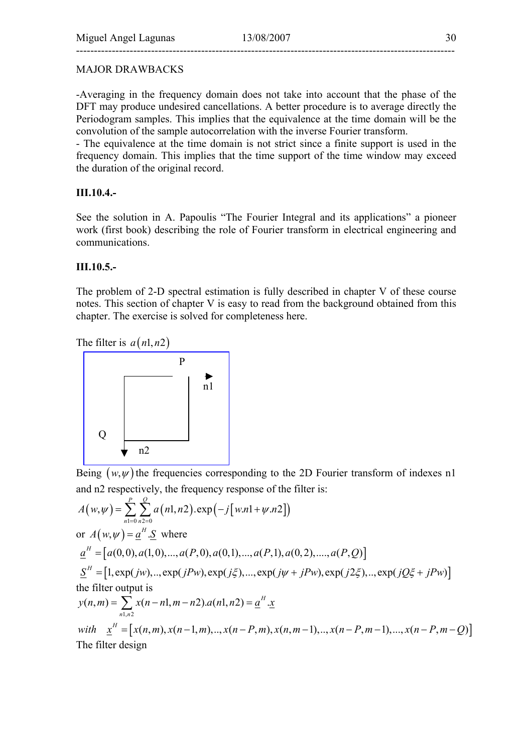MAJOR DRAWBACKS

-Averaging in the frequency domain does not take into account that the phase of the DFT may produce undesired cancellations. A better procedure is to average directly the Periodogram samples. This implies that the equivalence at the time domain will be the convolution of the sample autocorrelation with the inverse Fourier transform.

- The equivalence at the time domain is not strict since a finite support is used in the frequency domain. This implies that the time support of the time window may exceed the duration of the original record.

**III.10.4.-**

See the solution in A. Papoulis "The Fourier Integral and its applications" a pioneer work (first book) describing the role of Fourier transform in electrical engineering and communications.

**III.10.5.-**

The problem of 2-D spectral estimation is fully described in chapter V of these course notes. This section of chapter V is easy to read from the background obtained from this chapter. The exercise is solved for completeness here.

The filter is $a(n1,n2)$

Being $(w,\psi)$ the frequencies corresponding to the 2D Fourier transform of indexes n1 and n2 respectively, the frequency response of the filter is:

$$A(w,\psi)=\sum_{n1=0}^{P}\sum_{n2=0}^{Q}a(n1,n2).\exp\left(-j\left[w.n1+\psi.n2\right]\right)$$

or $A(w,\psi)=\underline{a}^{H}.\underline{S}$ where

$$\underline{a}^{H}=\left[a(0,0),a(1,0),...,a(P,0),a(0,1),...,a(P,1),a(0,2),....,a(P,Q)\right]$$

$$\underline{S}^{H}=\left[1,\exp(jw),..,\exp(jPw),\exp(j\xi),...,\exp(j\psi+jPw),\exp(j2\xi),..,\exp(jQ\xi+jPw)\right]$$

the filter output is

$$y(n,m)=\sum_{n1,n2}x(n-n1,m-n2).a(n1,n2)=\underline{a}^{H}.\underline{x}$$

$$with \quad \underline{x}^{H}=\left[x(n,m),x(n-1,m),..,x(n-P,m),x(n,m-1),..,x(n-P,m-1),...,x(n-P,m-Q)\right]$$

The filter design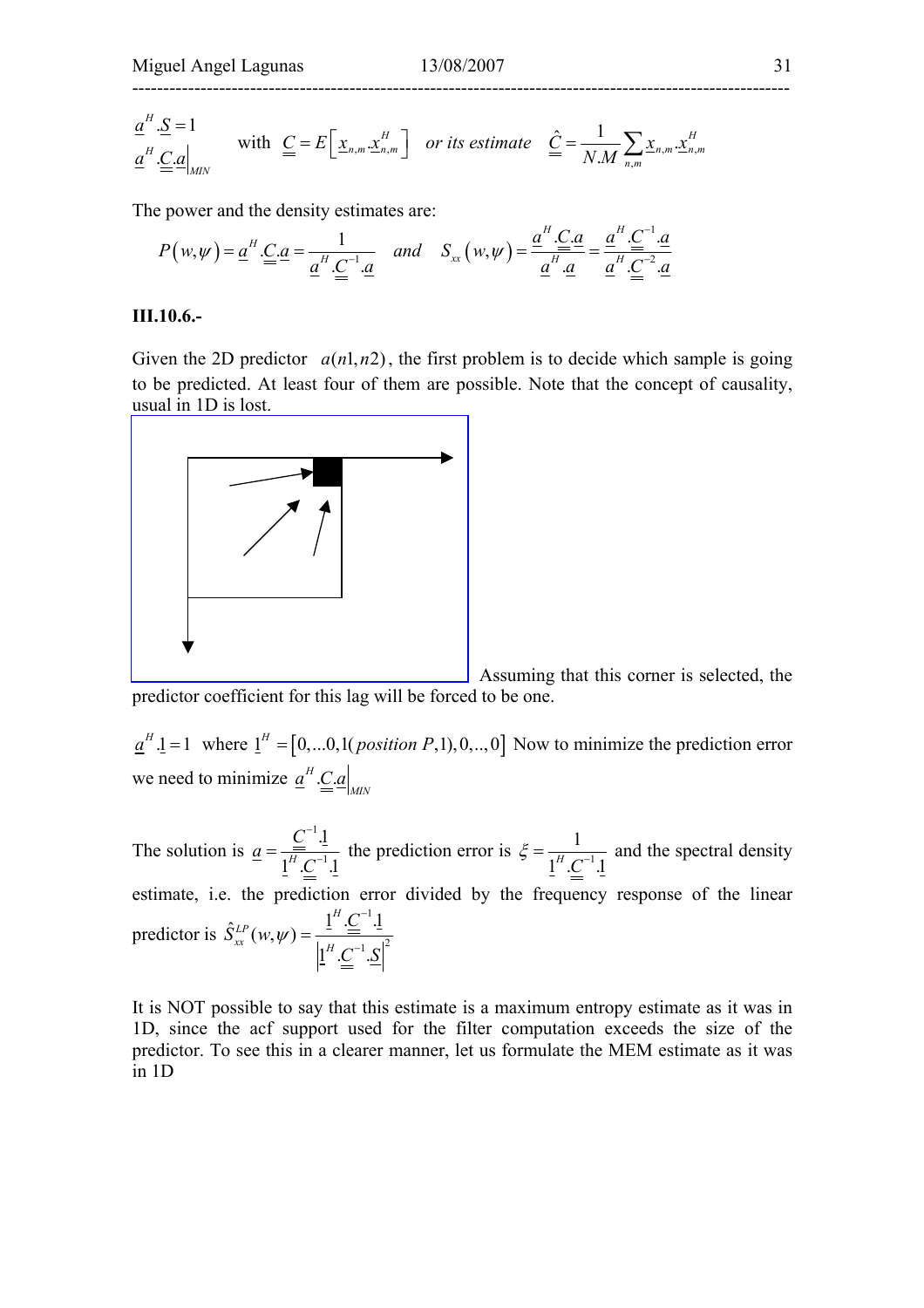$$\underline{a}^H.\underline{S} = 1$$
$$\underline{a}^H.\underline{\underline{C}}.\underline{a}\Big|_{MIN} \quad \text{with} \quad \underline{\underline{C}} = E\left[\underline{x}_{n,m}.\underline{x}_{n,m}^H\right] \quad \textit{or its estimate} \quad \hat{\underline{\underline{C}}} = \frac{1}{N.M}\sum_{n,m}\underline{x}_{n,m}.\underline{x}_{n,m}^H$$

The power and the density estimates are:

$$P(w,\psi) = \underline{a}^H.\underline{\underline{C}}.\underline{a} = \frac{1}{\underline{a}^H.\underline{\underline{C}}^{-1}.\underline{a}} \quad \textit{and} \quad S_{xx}(w,\psi) = \frac{\underline{a}^H.\underline{\underline{C}}.\underline{a}}{\underline{a}^H.\underline{a}} = \frac{\underline{a}^H.\underline{\underline{C}}^{-1}.\underline{a}}{\underline{a}^H.\underline{\underline{C}}^{-2}.\underline{a}}$$

**III.10.6.-**

Given the 2D predictor $a(n1,n2)$, the first problem is to decide which sample is going to be predicted. At least four of them are possible. Note that the concept of causality, usual in 1D is lost.

Assuming that this corner is selected, the predictor coefficient for this lag will be forced to be one.

$\underline{a}^H.\underline{1} = 1$ where $\underline{1}^H = \left[0,...0,1(\textit{position } P,1),0,..,0\right]$ Now to minimize the prediction error we need to minimize $\underline{a}^H.\underline{\underline{C}}.\underline{a}\Big|_{MIN}$

The solution is $\underline{a} = \dfrac{\underline{\underline{C}}^{-1}.\underline{1}}{\underline{1}^H.\underline{\underline{C}}^{-1}.\underline{1}}$ the prediction error is $\xi = \dfrac{1}{\underline{1}^H.\underline{\underline{C}}^{-1}.\underline{1}}$ and the spectral density estimate, i.e. the prediction error divided by the frequency response of the linear predictor is $\hat{S}_{xx}^{LP}(w,\psi) = \dfrac{\underline{1}^H.\underline{\underline{C}}^{-1}.\underline{1}}{\left|\underline{1}^H.\underline{\underline{C}}^{-1}.\underline{S}\right|^2}$

It is NOT possible to say that this estimate is a maximum entropy estimate as it was in 1D, since the acf support used for the filter computation exceeds the size of the predictor. To see this in a clearer manner, let us formulate the MEM estimate as it was in 1D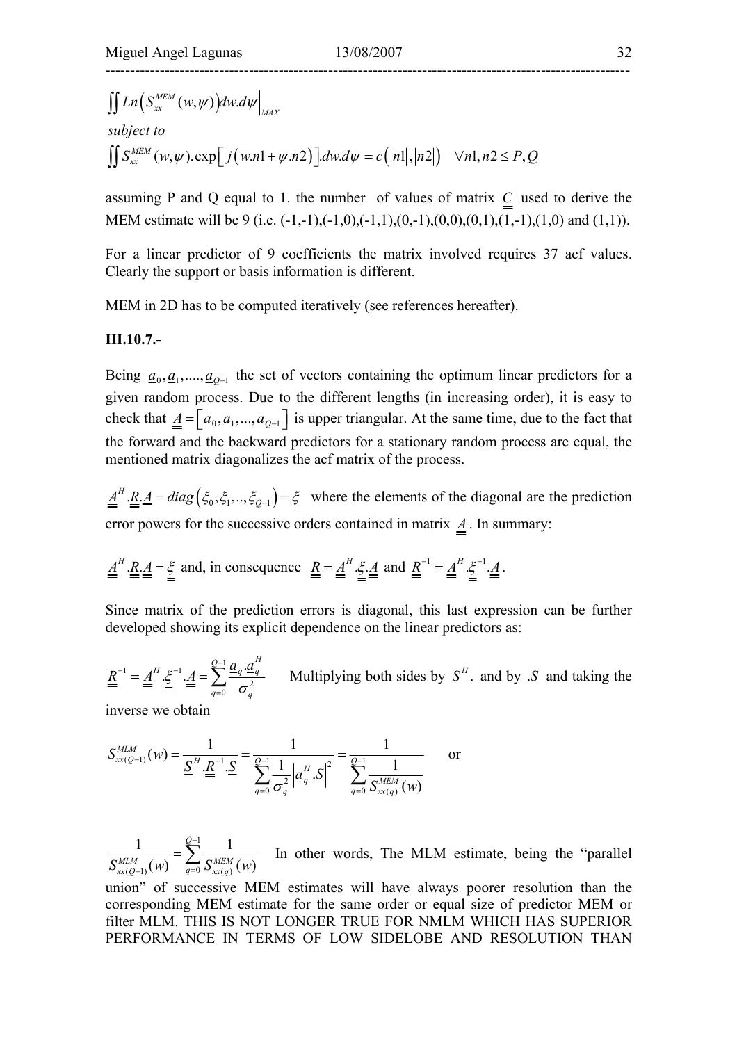$$\iint Ln\left(S_{xx}^{MEM}(w,\psi)\right)dw.d\psi\Big|_{MAX}$$

*subject to*

$$\iint S_{xx}^{MEM}(w,\psi).\exp\left[j\left(w.n1+\psi.n2\right)\right].dw.d\psi = c\left(|n1|,|n2|\right) \quad \forall n1,n2 \leq P,Q$$

assuming P and Q equal to 1. the number of values of matrix $\underline{\underline{C}}$ used to derive the MEM estimate will be 9 (i.e. (-1,-1),(-1,0),(-1,1),(0,-1),(0,0),(0,1),(1,-1),(1,0) and (1,1)).

For a linear predictor of 9 coefficients the matrix involved requires 37 acf values. Clearly the support or basis information is different.

MEM in 2D has to be computed iteratively (see references hereafter).

**III.10.7.-**

Being $\underline{a}_0, \underline{a}_1, ...., \underline{a}_{Q-1}$ the set of vectors containing the optimum linear predictors for a given random process. Due to the different lengths (in increasing order), it is easy to check that $\underline{\underline{A}} = \left[\underline{a}_0, \underline{a}_1, ..., \underline{a}_{Q-1}\right]$ is upper triangular. At the same time, due to the fact that the forward and the backward predictors for a stationary random process are equal, the mentioned matrix diagonalizes the acf matrix of the process.

$\underline{\underline{A}}^H.\underline{\underline{R}}.\underline{\underline{A}} = diag\left(\xi_0, \xi_1, .., \xi_{Q-1}\right) = \underline{\underline{\xi}}$ where the elements of the diagonal are the prediction error powers for the successive orders contained in matrix $\underline{\underline{A}}$. In summary:

$\underline{\underline{A}}^H.\underline{\underline{R}}.\underline{\underline{A}} = \underline{\underline{\xi}}$ and, in consequence $\underline{\underline{R}} = \underline{\underline{A}}^H.\underline{\underline{\xi}}.\underline{\underline{A}}$ and $\underline{\underline{R}}^{-1} = \underline{\underline{A}}^H.\underline{\underline{\xi}}^{-1}.\underline{\underline{A}}$.

Since matrix of the prediction errors is diagonal, this last expression can be further developed showing its explicit dependence on the linear predictors as:

$\underline{\underline{R}}^{-1} = \underline{\underline{A}}^H.\underline{\underline{\xi}}^{-1}.\underline{\underline{A}} = \sum_{q=0}^{Q-1} \frac{\underline{a}_q.\underline{a}_q^H}{\sigma_q^2}$ Multiplying both sides by $\underline{S}^H.$ and by $.\underline{S}$ and taking the inverse we obtain

$$S_{xx(Q-1)}^{MLM}(w) = \frac{1}{\underline{S}^H.\underline{\underline{R}}^{-1}.\underline{S}} = \frac{1}{\sum_{q=0}^{Q-1}\frac{1}{\sigma_q^2}\left|\underline{a}_q^H.\underline{S}\right|^2} = \frac{1}{\sum_{q=0}^{Q-1}\frac{1}{S_{xx(q)}^{MEM}(w)}} \quad \text{or}$$

$\frac{1}{S_{xx(Q-1)}^{MLM}(w)} = \sum_{q=0}^{Q-1}\frac{1}{S_{xx(q)}^{MEM}(w)}$ In other words, The MLM estimate, being the "parallel union" of successive MEM estimates will have always poorer resolution than the corresponding MEM estimate for the same order or equal size of predictor MEM or filter MLM. THIS IS NOT LONGER TRUE FOR NMLM WHICH HAS SUPERIOR PERFORMANCE IN TERMS OF LOW SIDELOBE AND RESOLUTION THAN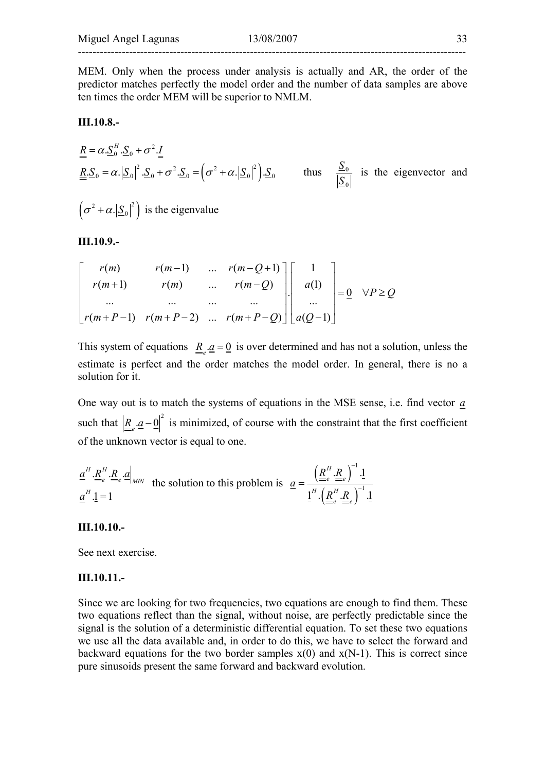MEM. Only when the process under analysis is actually and AR, the order of the predictor matches perfectly the model order and the number of data samples are above ten times the order MEM will be superior to NMLM.

**III.10.8.-**

$$\underline{\underline{R}} = \alpha.\underline{S}_0^H.\underline{S}_0 + \sigma^2.\underline{\underline{I}}$$

$$\underline{\underline{R}}.\underline{S}_0 = \alpha.\left|\underline{S}_0\right|^2.\underline{S}_0 + \sigma^2.\underline{S}_0 = \left(\sigma^2 + \alpha.\left|\underline{S}_0\right|^2\right).\underline{S}_0$$

thus $\dfrac{\underline{S}_0}{\left|\underline{S}_0\right|}$ is the eigenvector and $\left(\sigma^2 + \alpha.\left|\underline{S}_0\right|^2\right)$ is the eigenvalue

**III.10.9.-**

$$\begin{bmatrix} r(m) & r(m-1) & \ldots & r(m-Q+1) \\ r(m+1) & r(m) & \ldots & r(m-Q) \\ \ldots & \ldots & \ldots & \ldots \\ r(m+P-1) & r(m+P-2) & \ldots & r(m+P-Q) \end{bmatrix} . \begin{bmatrix} 1 \\ a(1) \\ \ldots \\ a(Q-1) \end{bmatrix} = \underline{0} \quad \forall P \geq Q$$

This system of equations $\underline{\underline{R}}_e.\underline{a} = \underline{0}$ is over determined and has not a solution, unless the estimate is perfect and the order matches the model order. In general, there is no a solution for it.

One way out is to match the systems of equations in the MSE sense, i.e. find vector $\underline{a}$ such that $\left|\underline{\underline{R}}_e.\underline{a} - \underline{0}\right|^2$ is minimized, of course with the constraint that the first coefficient of the unknown vector is equal to one.

$$\left.\underline{a}^H.\underline{\underline{R}}_e^H.\underline{\underline{R}}_e.\underline{a}\right|_{MIN} \qquad \underline{a}^H.\underline{1} = 1$$

the solution to this problem is

$$\underline{a} = \frac{\left(\underline{\underline{R}}_e^H.\underline{\underline{R}}_e\right)^{-1}.\underline{1}}{\underline{1}^H.\left(\underline{\underline{R}}_e^H.\underline{\underline{R}}_e\right)^{-1}.\underline{1}}$$

**III.10.10.-**

See next exercise.

**III.10.11.-**

Since we are looking for two frequencies, two equations are enough to find them. These two equations reflect than the signal, without noise, are perfectly predictable since the signal is the solution of a deterministic differential equation. To set these two equations we use all the data available and, in order to do this, we have to select the forward and backward equations for the two border samples x(0) and x(N-1). This is correct since pure sinusoids present the same forward and backward evolution.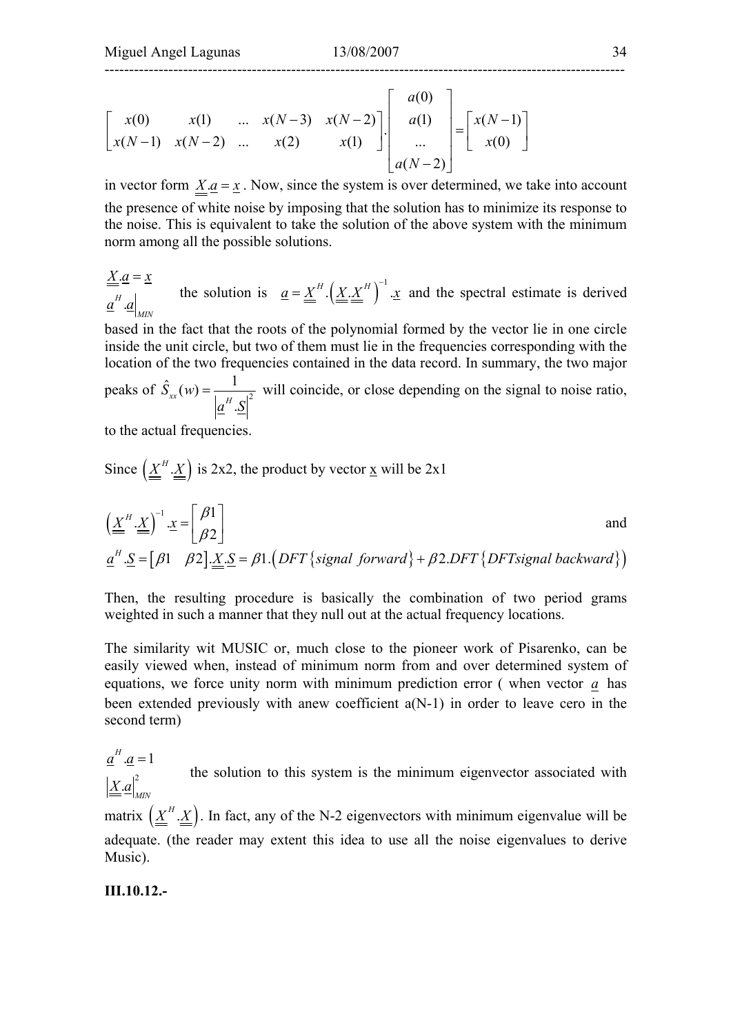$$\begin{bmatrix} x(0) & x(1) & \ldots & x(N-3) & x(N-2) \\ x(N-1) & x(N-2) & \ldots & x(2) & x(1) \end{bmatrix} . \begin{bmatrix} a(0) \\ a(1) \\ \ldots \\ a(N-2) \end{bmatrix} = \begin{bmatrix} x(N-1) \\ x(0) \end{bmatrix}$$

in vector form $\underline{\underline{X}}.\underline{a} = \underline{x}$ . Now, since the system is over determined, we take into account the presence of white noise by imposing that the solution has to minimize its response to the noise. This is equivalent to take the solution of the above system with the minimum norm among all the possible solutions.

$$\begin{aligned} &\underline{\underline{X}}.\underline{a} = \underline{x} \\ &\underline{a}^H.\underline{a}\big|_{MIN} \end{aligned}$$

the solution is $\underline{a} = \underline{\underline{X}}^H.\left(\underline{\underline{X}}.\underline{\underline{X}}^H\right)^{-1}.\underline{x}$ and the spectral estimate is derived based in the fact that the roots of the polynomial formed by the vector lie in one circle inside the unit circle, but two of them must lie in the frequencies corresponding with the location of the two frequencies contained in the data record. In summary, the two major peaks of $\hat{S}_{xx}(w) = \dfrac{1}{\left|\underline{a}^H.\underline{S}\right|^2}$ will coincide, or close depending on the signal to noise ratio, to the actual frequencies.

Since $\left(\underline{\underline{X}}^H.\underline{\underline{X}}\right)$ is 2x2, the product by vector $\underline{x}$ will be 2x1

$$\left(\underline{\underline{X}}^H.\underline{\underline{X}}\right)^{-1}.\underline{x} = \begin{bmatrix} \beta 1 \\ \beta 2 \end{bmatrix}$$

and

$$\underline{a}^H.\underline{S} = \begin{bmatrix} \beta 1 & \beta 2 \end{bmatrix}.\underline{\underline{X}}.\underline{S} = \beta 1.\left(DFT\{signal\ \ forward\} + \beta 2.DFT\{DFTsignal\ backward\}\right)$$

Then, the resulting procedure is basically the combination of two period grams weighted in such a manner that they null out at the actual frequency locations.

The similarity wit MUSIC or, much close to the pioneer work of Pisarenko, can be easily viewed when, instead of minimum norm from and over determined system of equations, we force unity norm with minimum prediction error ( when vector $\underline{a}$ has been extended previously with anew coefficient a(N-1) in order to leave cero in the second term)

$$\begin{aligned} &\underline{a}^H.\underline{a} = 1 \\ &\left|\underline{\underline{X}}.\underline{a}\right|^2_{MIN} \end{aligned}$$

the solution to this system is the minimum eigenvector associated with matrix $\left(\underline{\underline{X}}^H.\underline{\underline{X}}\right)$. In fact, any of the N-2 eigenvectors with minimum eigenvalue will be adequate. (the reader may extent this idea to use all the noise eigenvalues to derive Music).

**III.10.12.-**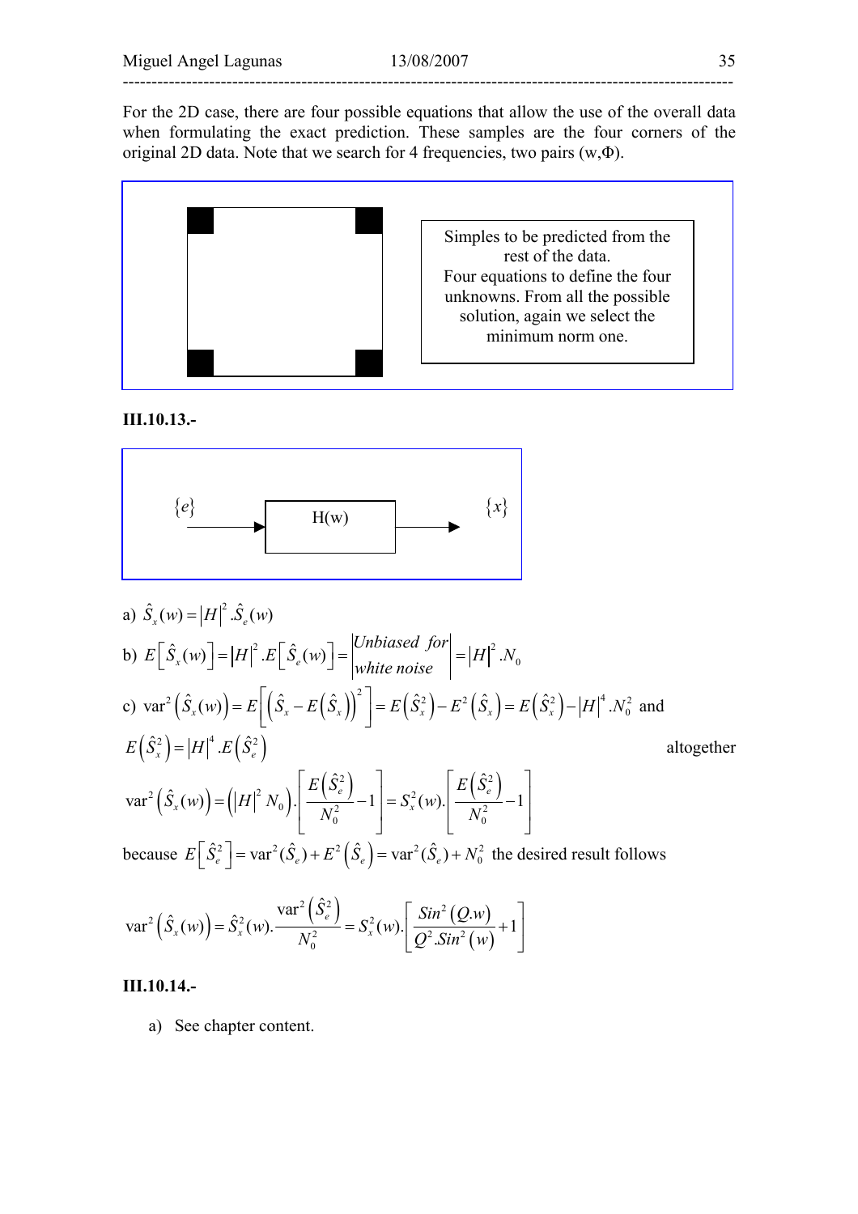For the 2D case, there are four possible equations that allow the use of the overall data when formulating the exact prediction. These samples are the four corners of the original 2D data. Note that we search for 4 frequencies, two pairs (w,Φ).

Simples to be predicted from the rest of the data.
Four equations to define the four unknowns. From all the possible solution, again we select the minimum norm one.

**III.10.13.-**

$\{e\}$ → H(w) → $\{x\}$

a) $\hat{S}_x(w) = |H|^2 . \hat{S}_e(w)$

b) $E\left[\hat{S}_x(w)\right] = |H|^2 . E\left[\hat{S}_e(w)\right] = \left| \begin{matrix} Unbiased \;\; for \\ white \; noise \end{matrix} \right| = |H|^2 . N_0$

c) $\text{var}^2\left(\hat{S}_x(w)\right) = E\left[\left(\hat{S}_x - E\left(\hat{S}_x\right)\right)^2\right] = E\left(\hat{S}_x^2\right) - E^2\left(\hat{S}_x\right) = E\left(\hat{S}_x^2\right) - |H|^4 . N_0^2$ and $E\left(\hat{S}_x^2\right) = |H|^4 . E\left(\hat{S}_e^2\right)$ altogether

$$\text{var}^2\left(\hat{S}_x(w)\right) = \left(|H|^2 N_0\right) . \left[\frac{E\left(\hat{S}_e^2\right)}{N_0^2} - 1\right] = S_x^2(w) . \left[\frac{E\left(\hat{S}_e^2\right)}{N_0^2} - 1\right]$$

because $E\left[\hat{S}_e^2\right] = \text{var}^2(\hat{S}_e) + E^2\left(\hat{S}_e\right) = \text{var}^2(\hat{S}_e) + N_0^2$ the desired result follows

$$\text{var}^2\left(\hat{S}_x(w)\right) = \hat{S}_x^2(w) . \frac{\text{var}^2\left(\hat{S}_e^2\right)}{N_0^2} = S_x^2(w) . \left[\frac{Sin^2(Q.w)}{Q^2 . Sin^2(w)} + 1\right]$$

**III.10.14.-**

a) See chapter content.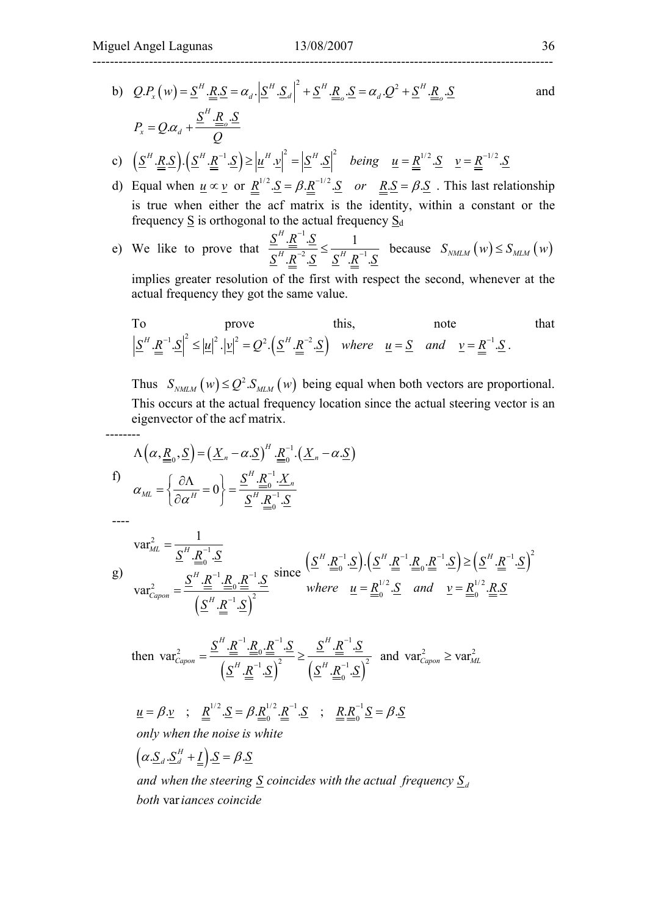b) $Q.P_x(w) = \underline{S}^H.\underline{\underline{R}}.\underline{S} = \alpha_d \cdot \left|\underline{S}^H.\underline{S}_d\right|^2 + \underline{S}^H.\underline{\underline{R}}_o.\underline{S} = \alpha_d.Q^2 + \underline{S}^H.\underline{\underline{R}}_o.\underline{S}$ and

$$P_x = Q.\alpha_d + \frac{\underline{S}^H.\underline{\underline{R}}_o.\underline{S}}{Q}$$

c) $\left(\underline{S}^H.\underline{\underline{R}}.\underline{S}\right).\left(\underline{S}^H.\underline{\underline{R}}^{-1}.\underline{S}\right) \geq \left|\underline{u}^H.\underline{v}\right|^2 = \left|\underline{S}^H.\underline{S}\right|^2 \quad \textit{being} \quad \underline{u} = \underline{\underline{R}}^{1/2}.\underline{S} \quad \underline{v} = \underline{\underline{R}}^{-1/2}.\underline{S}$

d) Equal when $\underline{u} \propto \underline{v}$ or $\underline{\underline{R}}^{1/2}.\underline{S} = \beta.\underline{\underline{R}}^{-1/2}.\underline{S}$ *or* $\underline{\underline{R}}.\underline{S} = \beta.\underline{S}$. This last relationship is true when either the acf matrix is the identity, within a constant or the frequency $\underline{S}$ is orthogonal to the actual frequency $\underline{S}_d$

e) We like to prove that $\dfrac{\underline{S}^H.\underline{\underline{R}}^{-1}.\underline{S}}{\underline{S}^H.\underline{\underline{R}}^{-2}.\underline{S}} \leq \dfrac{1}{\underline{S}^H.\underline{\underline{R}}^{-1}.\underline{S}}$ because $S_{NMLM}(w) \leq S_{MLM}(w)$ implies greater resolution of the first with respect the second, whenever at the actual frequency they got the same value.

To prove this, note that $\left|\underline{S}^H.\underline{\underline{R}}^{-1}.\underline{S}\right|^2 \leq \left|\underline{u}\right|^2.\left|\underline{v}\right|^2 = Q^2.\left(\underline{S}^H.\underline{\underline{R}}^{-2}.\underline{S}\right) \quad \textit{where} \quad \underline{u} = \underline{S} \quad \textit{and} \quad \underline{v} = \underline{\underline{R}}^{-1}.\underline{S}$.

Thus $S_{NMLM}(w) \leq Q^2.S_{MLM}(w)$ being equal when both vectors are proportional. This occurs at the actual frequency location since the actual steering vector is an eigenvector of the acf matrix.

--------

f)
$$\Lambda\left(\alpha, \underline{\underline{R}}_0, \underline{S}\right) = \left(\underline{X}_n - \alpha.\underline{S}\right)^H.\underline{\underline{R}}_0^{-1}.\left(\underline{X}_n - \alpha.\underline{S}\right)$$

$$\alpha_{ML} = \left\{\frac{\partial \Lambda}{\partial \alpha^H} = 0\right\} = \frac{\underline{S}^H.\underline{\underline{R}}_0^{-1}.\underline{X}_n}{\underline{S}^H.\underline{\underline{R}}_0^{-1}.\underline{S}}$$

----

g)
$$\text{var}^2_{ML} = \frac{1}{\underline{S}^H.\underline{\underline{R}}_0^{-1}.\underline{S}}$$

$$\text{var}^2_{Capon} = \frac{\underline{S}^H.\underline{\underline{R}}^{-1}.\underline{\underline{R}}_0.\underline{\underline{R}}^{-1}.\underline{S}}{\left(\underline{S}^H.\underline{\underline{R}}^{-1}.\underline{S}\right)^2}$$

since $\left(\underline{S}^H.\underline{\underline{R}}_0^{-1}.\underline{S}\right).\left(\underline{S}^H.\underline{\underline{R}}^{-1}.\underline{\underline{R}}_0.\underline{\underline{R}}^{-1}.\underline{S}\right) \geq \left(\underline{S}^H.\underline{\underline{R}}^{-1}.\underline{S}\right)^2$

*where* $\underline{u} = \underline{\underline{R}}_0^{1/2}.\underline{S}$ *and* $\underline{v} = \underline{\underline{R}}_0^{1/2}.\underline{\underline{R}}.\underline{S}$

then $\text{var}^2_{Capon} = \dfrac{\underline{S}^H.\underline{\underline{R}}^{-1}.\underline{\underline{R}}_0.\underline{\underline{R}}^{-1}.\underline{S}}{\left(\underline{S}^H.\underline{\underline{R}}^{-1}.\underline{S}\right)^2} \geq \dfrac{\underline{S}^H.\underline{\underline{R}}^{-1}.\underline{S}}{\left(\underline{S}^H.\underline{\underline{R}}_0^{-1}.\underline{S}\right)^2}$ and $\text{var}^2_{Capon} \geq \text{var}^2_{ML}$

$$\underline{u} = \beta.\underline{v} \quad ; \quad \underline{\underline{R}}^{1/2}.\underline{S} = \beta.\underline{\underline{R}}_0^{1/2}.\underline{\underline{R}}^{-1}.\underline{S} \quad ; \quad \underline{\underline{R}}.\underline{\underline{R}}_0^{-1}\underline{S} = \beta.\underline{S}$$

*only when the noise is white*

$$\left(\alpha.\underline{S}_d.\underline{S}_d^H + \underline{\underline{I}}\right).\underline{S} = \beta.\underline{S}$$

*and when the steering $\underline{S}$ coincides with the actual frequency $\underline{S}_d$*

*both* var*iances coincide*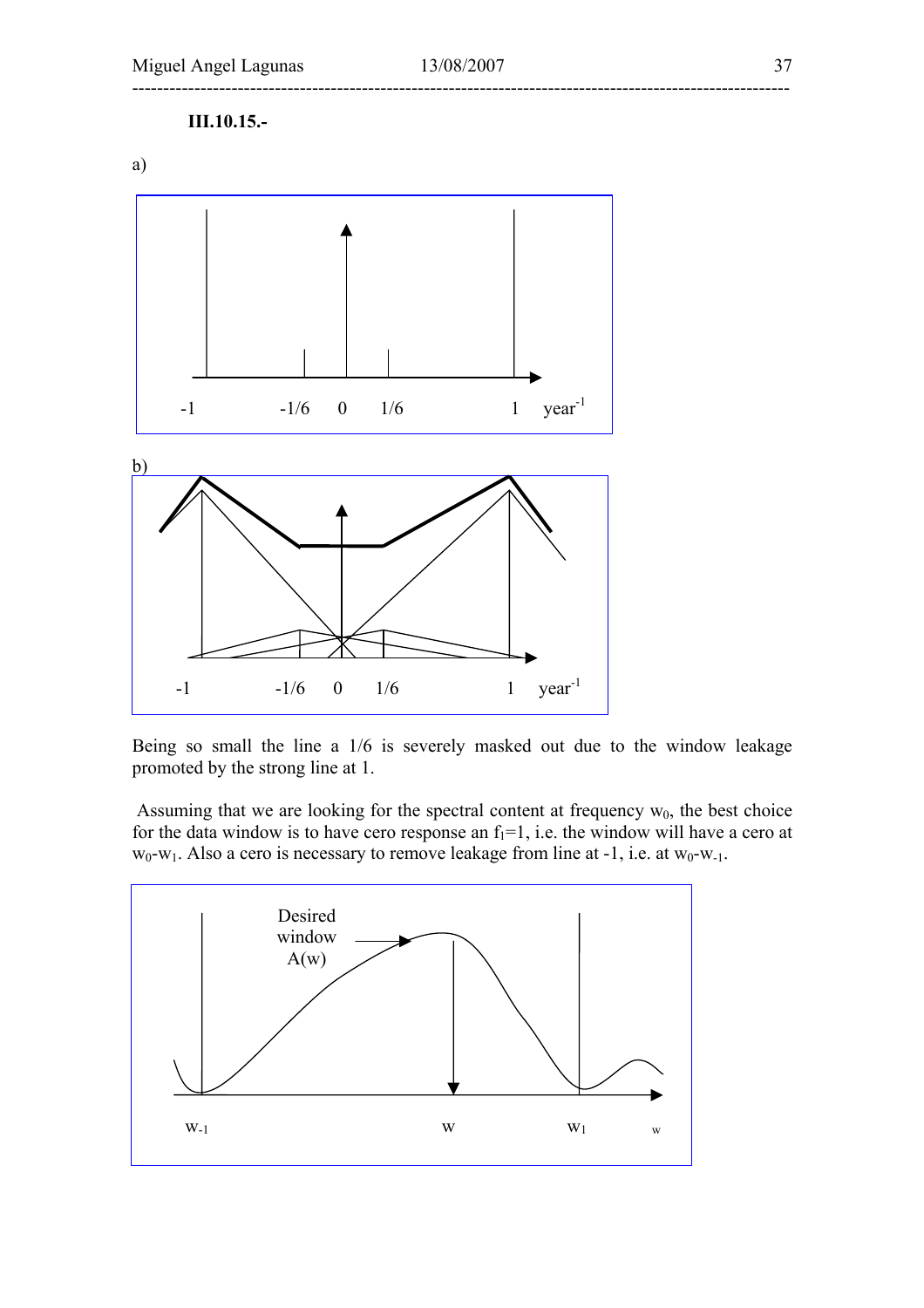**III.10.15.-**

a)

b)

Being so small the line a 1/6 is severely masked out due to the window leakage promoted by the strong line at 1.

Assuming that we are looking for the spectral content at frequency $w_0$, the best choice for the data window is to have cero response an $f_1=1$, i.e. the window will have a cero at $w_0$-$w_1$. Also a cero is necessary to remove leakage from line at -1, i.e. at $w_0$-$w_{-1}$.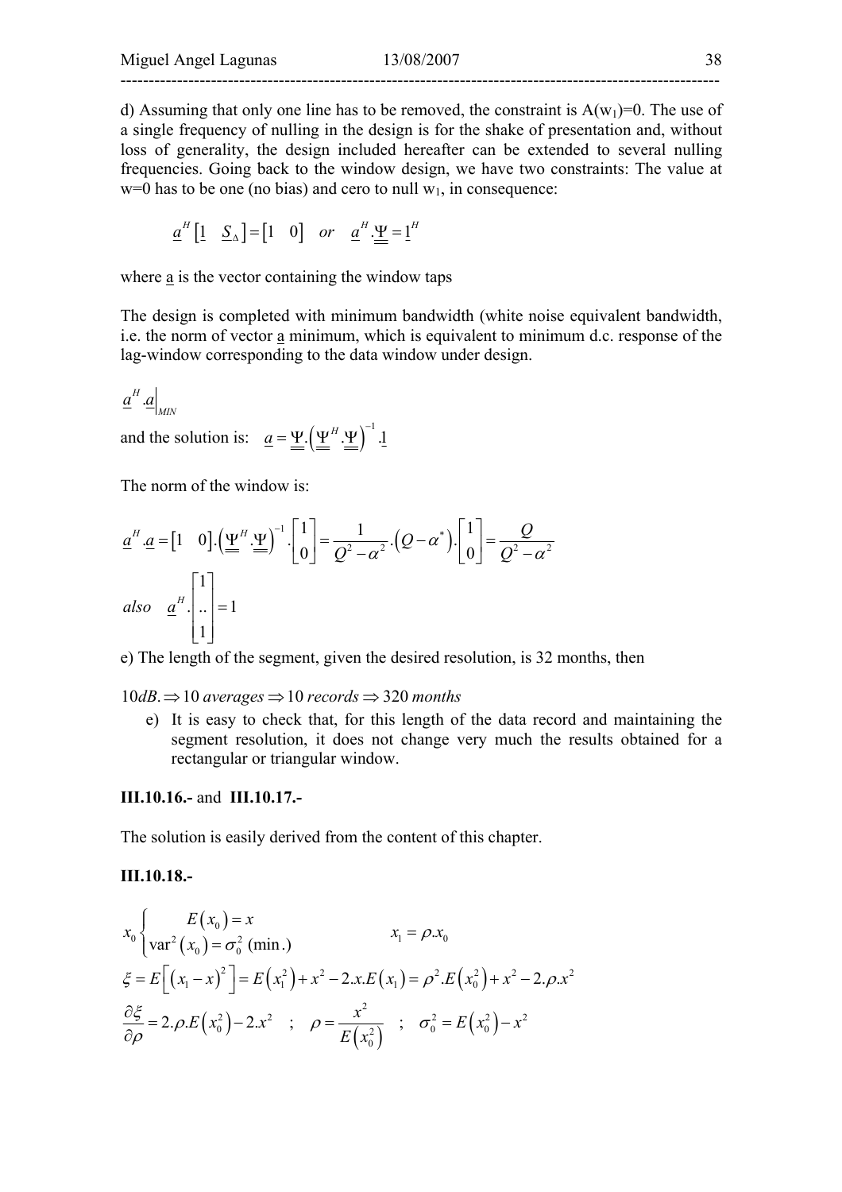d) Assuming that only one line has to be removed, the constraint is $A(w_1)=0$. The use of a single frequency of nulling in the design is for the shake of presentation and, without loss of generality, the design included hereafter can be extended to several nulling frequencies. Going back to the window design, we have two constraints: The value at w=0 has to be one (no bias) and cero to null $w_1$, in consequence:

$$\underline{a}^H \left[ \underline{1} \quad \underline{S}_\Delta \right] = \left[ 1 \quad 0 \right] \quad or \quad \underline{a}^H . \underline{\underline{\Psi}} = \underline{1}^H$$

where a is the vector containing the window taps

The design is completed with minimum bandwidth (white noise equivalent bandwidth, i.e. the norm of vector a minimum, which is equivalent to minimum d.c. response of the lag-window corresponding to the data window under design.

$$\underline{a}^H . \underline{a} \Big|_{MIN}$$

and the solution is: $\underline{a} = \underline{\underline{\Psi}} . \left( \underline{\underline{\Psi}}^H . \underline{\underline{\Psi}} \right)^{-1} . \underline{1}$

The norm of the window is:

$$\underline{a}^H . \underline{a} = \left[ 1 \quad 0 \right] . \left( \underline{\underline{\Psi}}^H . \underline{\underline{\Psi}} \right)^{-1} . \begin{bmatrix} 1 \\ 0 \end{bmatrix} = \frac{1}{Q^2 - \alpha^2} . \left( Q - \alpha^* \right) . \begin{bmatrix} 1 \\ 0 \end{bmatrix} = \frac{Q}{Q^2 - \alpha^2}$$

$$also \quad \underline{a}^H . \begin{bmatrix} 1 \\ .. \\ 1 \end{bmatrix} = 1$$

e) The length of the segment, given the desired resolution, is 32 months, then

$$10dB. \Rightarrow 10 \; averages \Rightarrow 10 \; records \Rightarrow 320 \; months$$

e) It is easy to check that, for this length of the data record and maintaining the segment resolution, it does not change very much the results obtained for a rectangular or triangular window.

**III.10.16.-** and **III.10.17.-**

The solution is easily derived from the content of this chapter.

**III.10.18.-**

$$x_0 \begin{cases} E\left(x_0\right) = x \\ \text{var}^2\left(x_0\right) = \sigma_0^2 \; (\min.) \end{cases} \qquad\qquad x_1 = \rho . x_0$$

$$\xi = E\left[ \left( x_1 - x \right)^2 \right] = E\left( x_1^2 \right) + x^2 - 2.x.E\left( x_1 \right) = \rho^2 . E\left( x_0^2 \right) + x^2 - 2.\rho.x^2$$

$$\frac{\partial \xi}{\partial \rho} = 2.\rho.E\left( x_0^2 \right) - 2.x^2 \quad ; \quad \rho = \frac{x^2}{E\left( x_0^2 \right)} \quad ; \quad \sigma_0^2 = E\left( x_0^2 \right) - x^2$$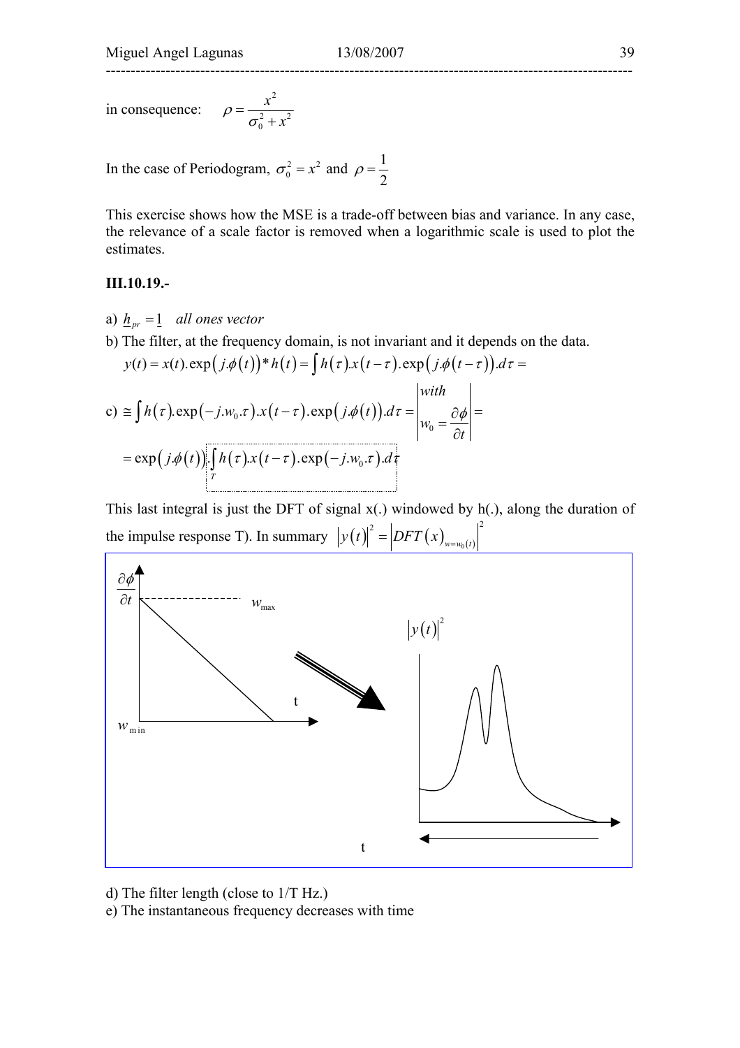in consequence: $\rho = \dfrac{x^2}{\sigma_0^2 + x^2}$

In the case of Periodogram, $\sigma_0^2 = x^2$ and $\rho = \dfrac{1}{2}$

This exercise shows how the MSE is a trade-off between bias and variance. In any case, the relevance of a scale factor is removed when a logarithmic scale is used to plot the estimates.

**III.10.19.-**

a) $\underline{h}_{pr} = \underline{1}$ *all ones vector*

b) The filter, at the frequency domain, is not invariant and it depends on the data.

$$y(t) = x(t).\exp\left(j.\phi(t)\right) * h(t) = \int h(\tau).x(t-\tau).\exp\left(j.\phi(t-\tau)\right).d\tau =$$

c) $$\cong \int h(\tau).\exp(-j.w_0.\tau).x(t-\tau).\exp\left(j.\phi(t)\right).d\tau = \left| \begin{matrix} with \\ w_0 = \dfrac{\partial \phi}{\partial t} \end{matrix} \right| =$$

$$= \exp\left(j.\phi(t)\right).\boxed{\int_T h(\tau).x(t-\tau).\exp(-j.w_0.\tau).d\tau}$$

This last integral is just the DFT of signal x(.) windowed by h(.), along the duration of the impulse response T). In summary $\left|y(t)\right|^2 = \left|DFT(x)_{w=w_0(t)}\right|^2$

d) The filter length (close to 1/T Hz.)

e) The instantaneous frequency decreases with time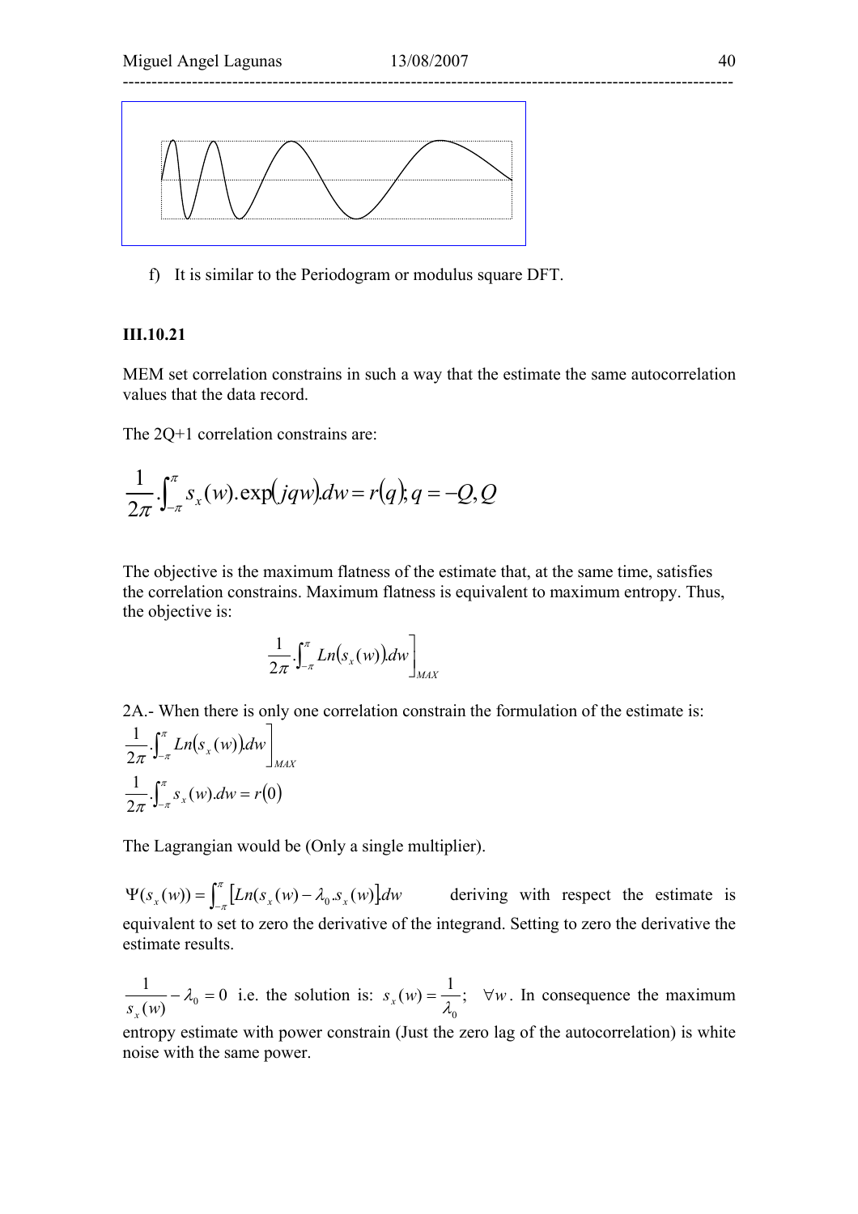f) It is similar to the Periodogram or modulus square DFT.

**III.10.21**

MEM set correlation constrains in such a way that the estimate the same autocorrelation values that the data record.

The 2Q+1 correlation constrains are:

$$\frac{1}{2\pi}.\int_{-\pi}^{\pi} s_x(w).\exp(jqw).dw = r(q); q = -Q, Q$$

The objective is the maximum flatness of the estimate that, at the same time, satisfies the correlation constrains. Maximum flatness is equivalent to maximum entropy. Thus, the objective is:

$$\left.\frac{1}{2\pi}.\int_{-\pi}^{\pi} Ln(s_x(w)).dw\right]_{MAX}$$

2A.- When there is only one correlation constrain the formulation of the estimate is:

$$\left.\frac{1}{2\pi}.\int_{-\pi}^{\pi} Ln(s_x(w)).dw\right]_{MAX}$$

$$\frac{1}{2\pi}.\int_{-\pi}^{\pi} s_x(w).dw = r(0)$$

The Lagrangian would be (Only a single multiplier).

$\Psi(s_x(w)) = \int_{-\pi}^{\pi} [Ln(s_x(w) - \lambda_0.s_x(w)].dw$ deriving with respect the estimate is equivalent to set to zero the derivative of the integrand. Setting to zero the derivative the estimate results.

$\frac{1}{s_x(w)} - \lambda_0 = 0$ i.e. the solution is: $s_x(w) = \frac{1}{\lambda_0}; \quad \forall w$. In consequence the maximum entropy estimate with power constrain (Just the zero lag of the autocorrelation) is white noise with the same power.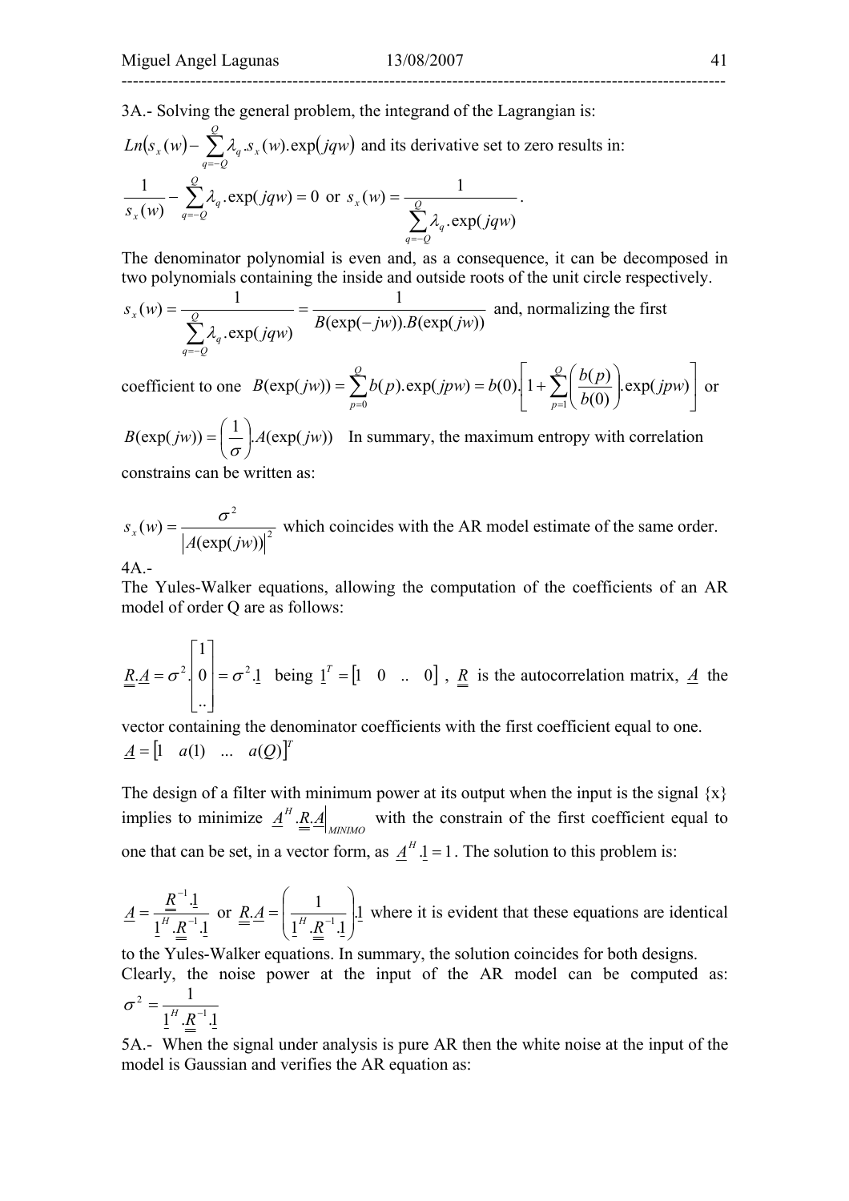3A.- Solving the general problem, the integrand of the Lagrangian is:

$Ln(s_x(w) - \sum_{q=-Q}^{Q} \lambda_q . s_x(w).\exp(jqw)$ and its derivative set to zero results in:

$$\frac{1}{s_x(w)} - \sum_{q=-Q}^{Q} \lambda_q .\exp(jqw) = 0 \text{ or } s_x(w) = \frac{1}{\sum_{q=-Q}^{Q} \lambda_q .\exp(jqw)}.$$

The denominator polynomial is even and, as a consequence, it can be decomposed in two polynomials containing the inside and outside roots of the unit circle respectively.

$$s_x(w) = \frac{1}{\sum_{q=-Q}^{Q} \lambda_q .\exp(jqw)} = \frac{1}{B(\exp(-jw)).B(\exp(jw))}$$ and, normalizing the first

coefficient to one $B(\exp(jw)) = \sum_{p=0}^{Q} b(p).\exp(jpw) = b(0).\left[1 + \sum_{p=1}^{Q} \left(\frac{b(p)}{b(0)}\right).\exp(jpw)\right]$ or

$B(\exp(jw)) = \left(\frac{1}{\sigma}\right).A(\exp(jw))$ In summary, the maximum entropy with correlation constrains can be written as:

$$s_x(w) = \frac{\sigma^2}{|A(\exp(jw))|^2}$$ which coincides with the AR model estimate of the same order.

4A.-

The Yules-Walker equations, allowing the computation of the coefficients of an AR model of order Q are as follows:

$$\underline{\underline{R}}.\underline{A} = \sigma^2.\begin{bmatrix} 1 \\ 0 \\ .. \end{bmatrix} = \sigma^2.\underline{1}$$ being $\underline{1}^T = \begin{bmatrix} 1 & 0 & .. & 0 \end{bmatrix}$, $\underline{\underline{R}}$ is the autocorrelation matrix, $\underline{A}$ the vector containing the denominator coefficients with the first coefficient equal to one.

$\underline{A} = \begin{bmatrix} 1 & a(1) & ... & a(Q) \end{bmatrix}^T$

The design of a filter with minimum power at its output when the input is the signal {x} implies to minimize $\underline{A}^H.\underline{\underline{R}}.\underline{A}\Big|_{MINIMO}$ with the constrain of the first coefficient equal to one that can be set, in a vector form, as $\underline{A}^H.\underline{1} = 1$. The solution to this problem is:

$$\underline{A} = \frac{\underline{\underline{R}}^{-1}.\underline{1}}{\underline{1}^H.\underline{\underline{R}}^{-1}.\underline{1}} \text{ or } \underline{\underline{R}}.\underline{A} = \left(\frac{1}{\underline{1}^H.\underline{\underline{R}}^{-1}.\underline{1}}\right).\underline{1}$$ where it is evident that these equations are identical to the Yules-Walker equations. In summary, the solution coincides for both designs.

Clearly, the noise power at the input of the AR model can be computed as:

$$\sigma^2 = \frac{1}{\underline{1}^H.\underline{\underline{R}}^{-1}.\underline{1}}$$

5A.- When the signal under analysis is pure AR then the white noise at the input of the model is Gaussian and verifies the AR equation as: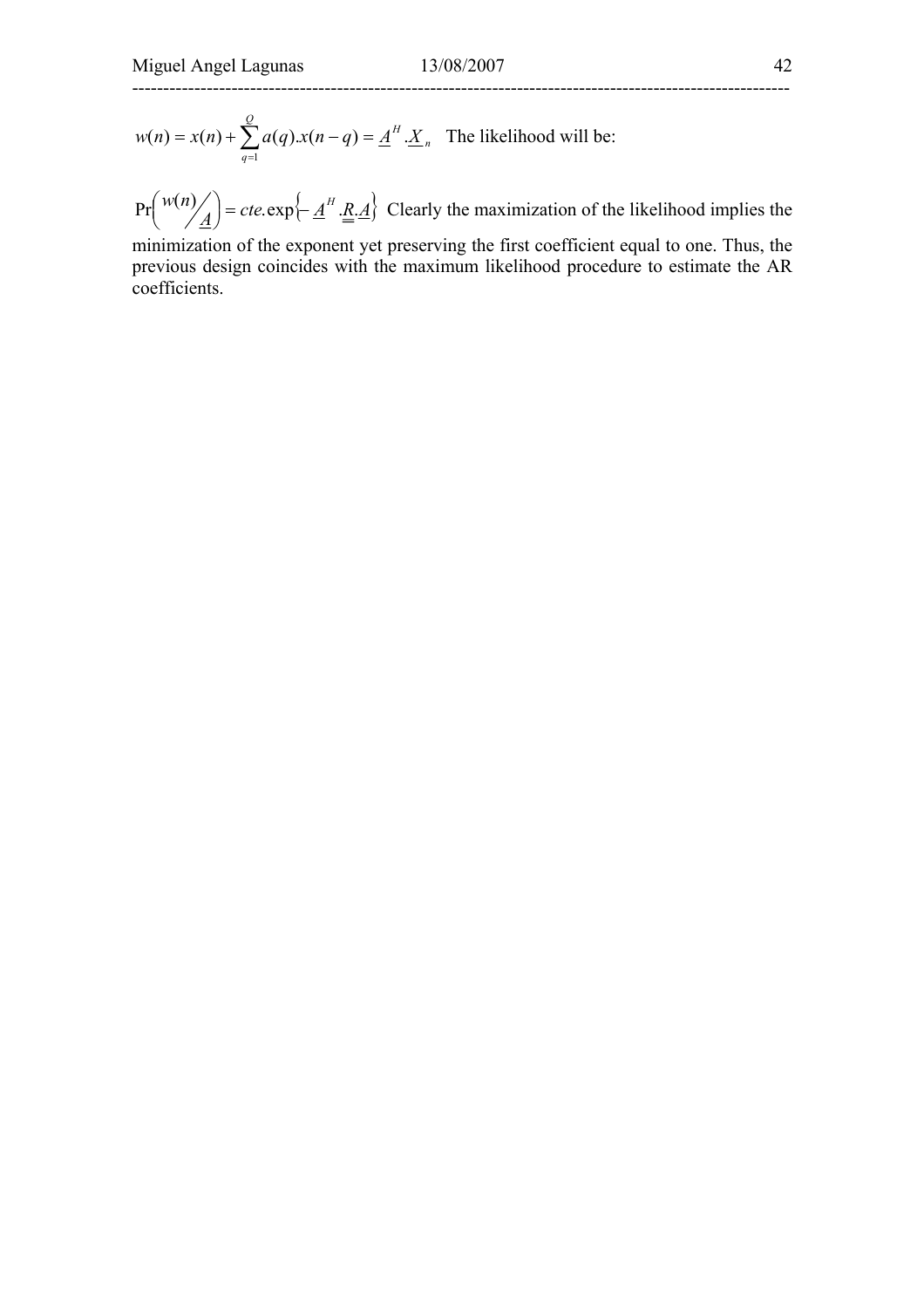$w(n) = x(n) + \sum_{q=1}^{Q} a(q).x(n-q) = \underline{A}^H.\underline{X}_n$ The likelihood will be:

$\Pr\left( w(n) / \underline{A} \right) = cte.\exp\left\{ -\underline{A}^H.\underline{\underline{R}}.\underline{A} \right\}$ Clearly the maximization of the likelihood implies the minimization of the exponent yet preserving the first coefficient equal to one. Thus, the previous design coincides with the maximum likelihood procedure to estimate the AR coefficients.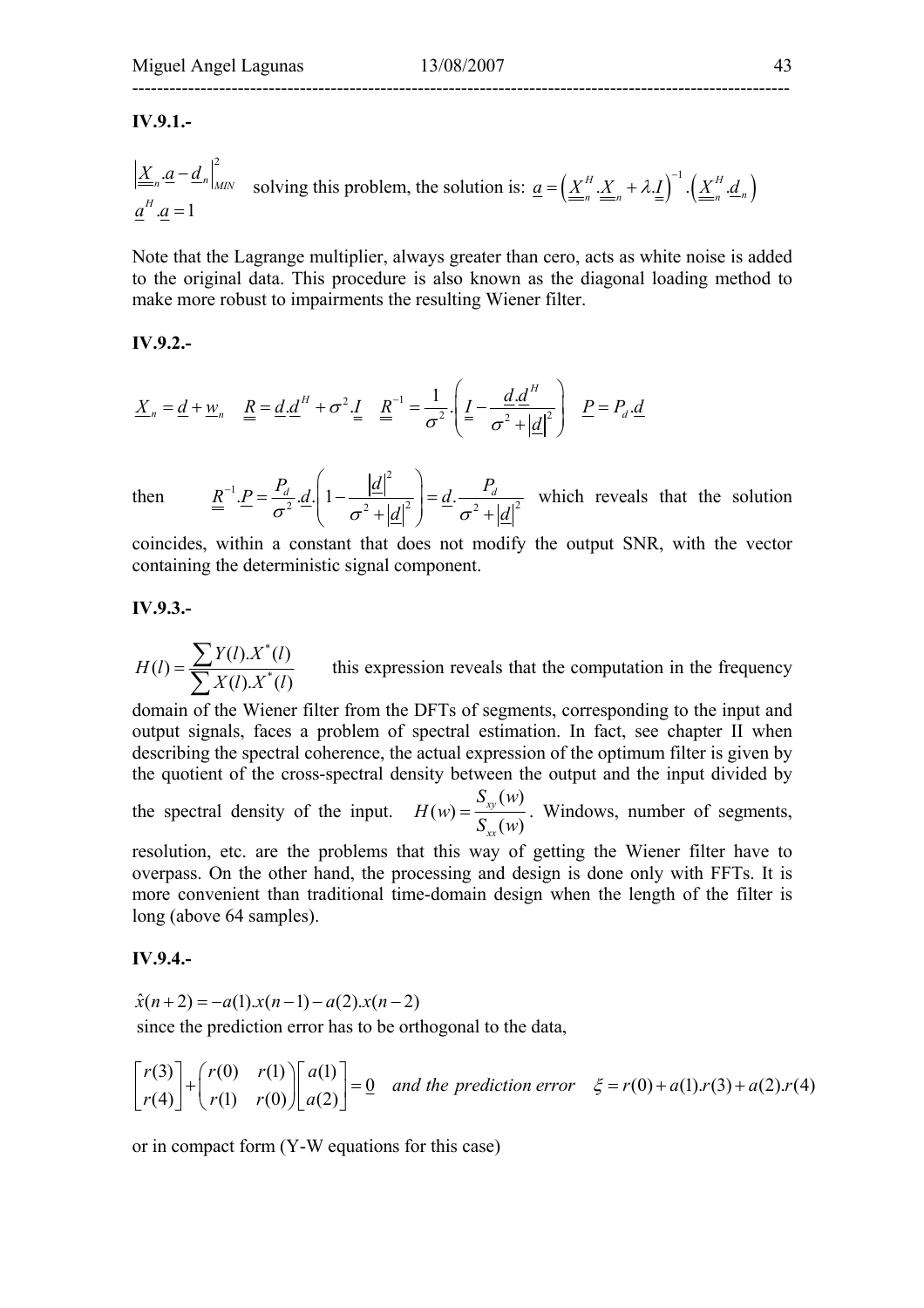**IV.9.1.-**

$$\left|\underline{\underline{X}}_n.\underline{a}-\underline{d}_n\right|^2_{MIN} \qquad \underline{a}^H.\underline{a}=1$$

solving this problem, the solution is: $\underline{a}=\left(\underline{\underline{X}}_n^H.\underline{\underline{X}}_n+\lambda.\underline{\underline{I}}\right)^{-1}.\left(\underline{\underline{X}}_n^H.\underline{d}_n\right)$

Note that the Lagrange multiplier, always greater than cero, acts as white noise is added to the original data. This procedure is also known as the diagonal loading method to make more robust to impairments the resulting Wiener filter.

**IV.9.2.-**

$$\underline{X}_n=\underline{d}+\underline{w}_n \quad \underline{\underline{R}}=\underline{d}.\underline{d}^H+\sigma^2.\underline{\underline{I}} \quad \underline{\underline{R}}^{-1}=\frac{1}{\sigma^2}.\left(\underline{\underline{I}}-\frac{\underline{d}.\underline{d}^H}{\sigma^2+\left|\underline{d}\right|^2}\right) \quad \underline{P}=P_d.\underline{d}$$

then $\underline{\underline{R}}^{-1}.\underline{P}=\dfrac{P_d}{\sigma^2}.\underline{d}.\left(1-\dfrac{\left|\underline{d}\right|^2}{\sigma^2+\left|\underline{d}\right|^2}\right)=\underline{d}.\dfrac{P_d}{\sigma^2+\left|\underline{d}\right|^2}$ which reveals that the solution coincides, within a constant that does not modify the output SNR, with the vector containing the deterministic signal component.

**IV.9.3.-**

$$H(l)=\frac{\sum Y(l).X^*(l)}{\sum X(l).X^*(l)}$$

this expression reveals that the computation in the frequency domain of the Wiener filter from the DFTs of segments, corresponding to the input and output signals, faces a problem of spectral estimation. In fact, see chapter II when describing the spectral coherence, the actual expression of the optimum filter is given by the quotient of the cross-spectral density between the output and the input divided by the spectral density of the input. $H(w)=\dfrac{S_{xy}(w)}{S_{xx}(w)}$. Windows, number of segments, resolution, etc. are the problems that this way of getting the Wiener filter have to overpass. On the other hand, the processing and design is done only with FFTs. It is more convenient than traditional time-domain design when the length of the filter is long (above 64 samples).

**IV.9.4.-**

$$\hat{x}(n+2)=-a(1).x(n-1)-a(2).x(n-2)$$

since the prediction error has to be orthogonal to the data,

$$\begin{bmatrix} r(3) \\ r(4) \end{bmatrix}+\begin{pmatrix} r(0) & r(1) \\ r(1) & r(0) \end{pmatrix}\begin{bmatrix} a(1) \\ a(2) \end{bmatrix}=\underline{0} \quad \textit{and the prediction error} \quad \xi=r(0)+a(1).r(3)+a(2).r(4)$$

or in compact form (Y-W equations for this case)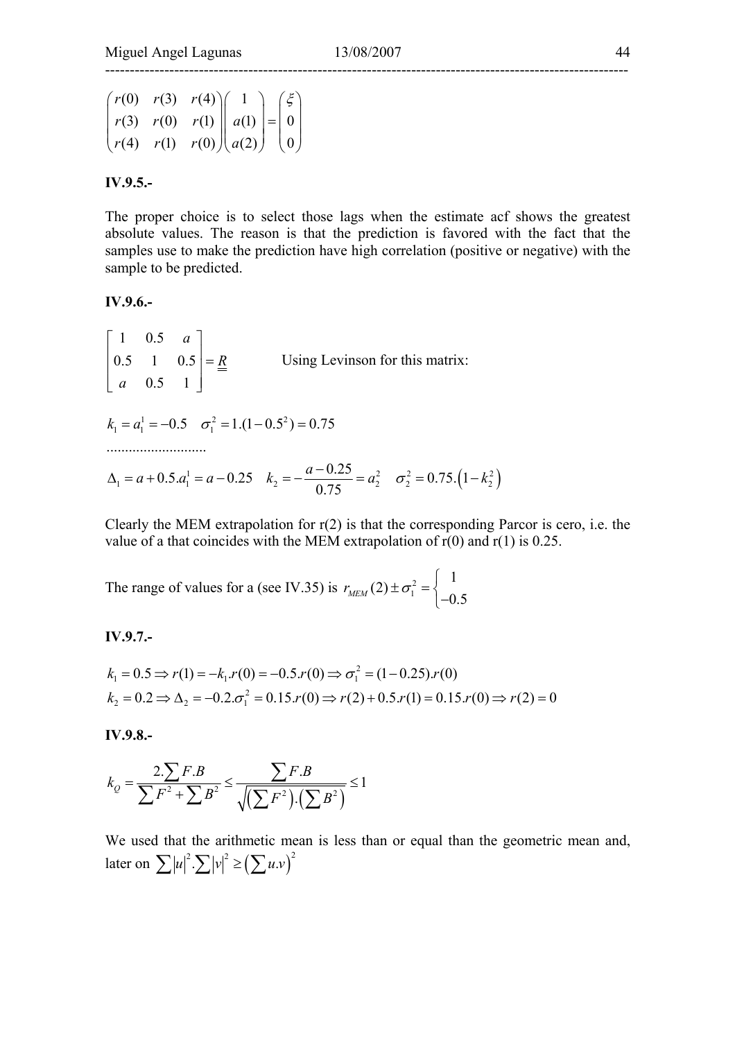$$\begin{pmatrix} r(0) & r(3) & r(4) \\ r(3) & r(0) & r(1) \\ r(4) & r(1) & r(0) \end{pmatrix} \begin{pmatrix} 1 \\ a(1) \\ a(2) \end{pmatrix} = \begin{pmatrix} \xi \\ 0 \\ 0 \end{pmatrix}$$

**IV.9.5.-**

The proper choice is to select those lags when the estimate acf shows the greatest absolute values. The reason is that the prediction is favored with the fact that the samples use to make the prediction have high correlation (positive or negative) with the sample to be predicted.

**IV.9.6.-**

$$\begin{bmatrix} 1 & 0.5 & a \\ 0.5 & 1 & 0.5 \\ a & 0.5 & 1 \end{bmatrix} = \underline{\underline{R}} \qquad \text{Using Levinson for this matrix:}$$

$$k_1 = a_1^1 = -0.5 \quad \sigma_1^2 = 1.(1-0.5^2) = 0.75$$

...........................

$$\Delta_1 = a + 0.5.a_1^1 = a - 0.25 \quad k_2 = -\frac{a-0.25}{0.75} = a_2^2 \quad \sigma_2^2 = 0.75.\left(1-k_2^2\right)$$

Clearly the MEM extrapolation for r(2) is that the corresponding Parcor is cero, i.e. the value of a that coincides with the MEM extrapolation of r(0) and r(1) is 0.25.

The range of values for a (see IV.35) is $r_{MEM}(2) \pm \sigma_1^2 = \begin{cases} 1 \\ -0.5 \end{cases}$

**IV.9.7.-**

$$k_1 = 0.5 \Rightarrow r(1) = -k_1.r(0) = -0.5.r(0) \Rightarrow \sigma_1^2 = (1-0.25).r(0)$$
$$k_2 = 0.2 \Rightarrow \Delta_2 = -0.2.\sigma_1^2 = 0.15.r(0) \Rightarrow r(2) + 0.5.r(1) = 0.15.r(0) \Rightarrow r(2) = 0$$

**IV.9.8.-**

$$k_Q = \frac{2.\sum F.B}{\sum F^2 + \sum B^2} \leq \frac{\sum F.B}{\sqrt{\left(\sum F^2\right).\left(\sum B^2\right)}} \leq 1$$

We used that the arithmetic mean is less than or equal than the geometric mean and, later on $\sum |u|^2 . \sum |v|^2 \geq \left(\sum u.v\right)^2$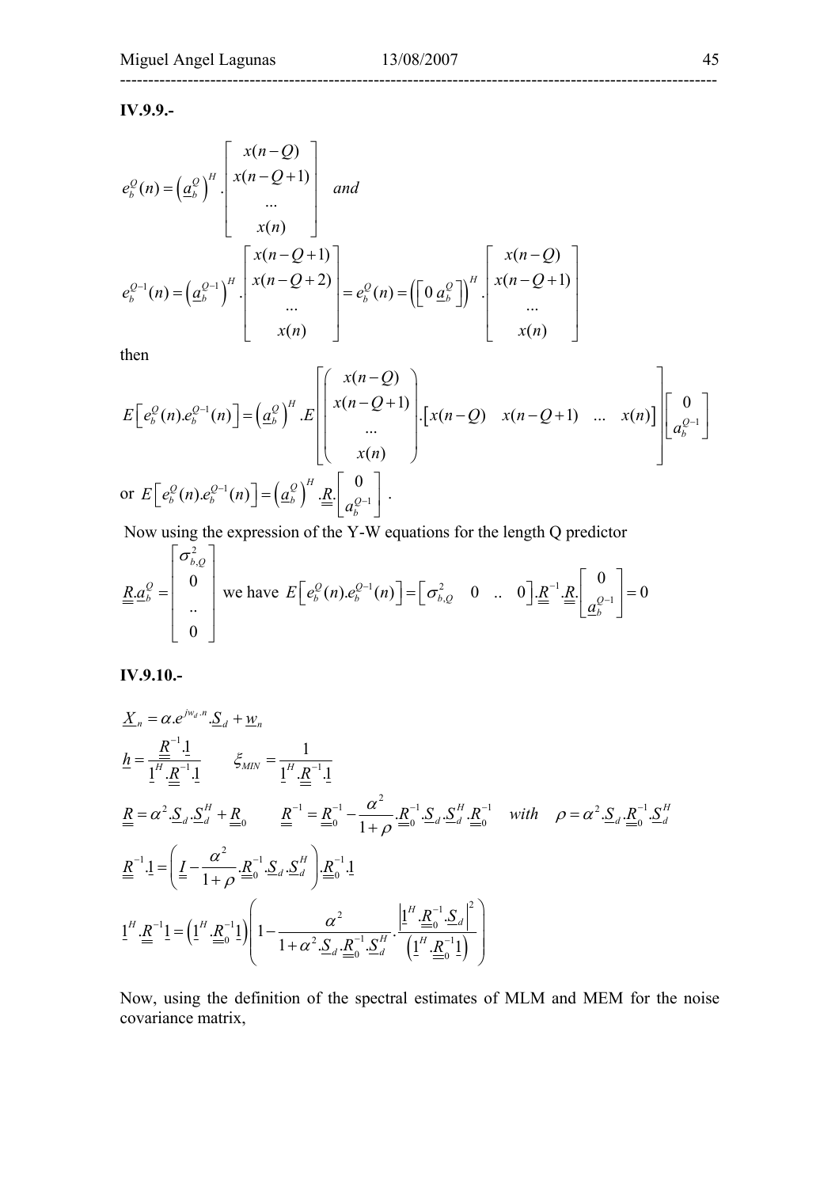**IV.9.9.-**

$$e_b^Q(n) = \left(\underline{a}_b^Q\right)^H . \begin{bmatrix} x(n-Q) \\ x(n-Q+1) \\ ... \\ x(n) \end{bmatrix} \quad and$$

$$e_b^{Q-1}(n) = \left(\underline{a}_b^{Q-1}\right)^H . \begin{bmatrix} x(n-Q+1) \\ x(n-Q+2) \\ ... \\ x(n) \end{bmatrix} = e_b^Q(n) = \left(\begin{bmatrix} 0 \; \underline{a}_b^Q \end{bmatrix}\right)^H . \begin{bmatrix} x(n-Q) \\ x(n-Q+1) \\ ... \\ x(n) \end{bmatrix}$$

then

$$E\left[e_b^Q(n).e_b^{Q-1}(n)\right] = \left(\underline{a}_b^Q\right)^H .E\left[\begin{pmatrix} x(n-Q) \\ x(n-Q+1) \\ ... \\ x(n) \end{pmatrix} .\begin{bmatrix} x(n-Q) & x(n-Q+1) & ... & x(n) \end{bmatrix}\right]\begin{bmatrix} 0 \\ a_b^{Q-1} \end{bmatrix}$$

or $E\left[e_b^Q(n).e_b^{Q-1}(n)\right] = \left(\underline{a}_b^Q\right)^H .\underline{\underline{R}}.\begin{bmatrix} 0 \\ a_b^{Q-1} \end{bmatrix}$ .

Now using the expression of the Y-W equations for the length Q predictor

$\underline{\underline{R}}.\underline{a}_b^Q = \begin{bmatrix} \sigma_{b,Q}^2 \\ 0 \\ .. \\ 0 \end{bmatrix}$ we have $E\left[e_b^Q(n).e_b^{Q-1}(n)\right] = \begin{bmatrix} \sigma_{b,Q}^2 & 0 & .. & 0 \end{bmatrix}.\underline{\underline{R}}^{-1}.\underline{\underline{R}}.\begin{bmatrix} 0 \\ \underline{a}_b^{Q-1} \end{bmatrix} = 0$

**IV.9.10.-**

$$\underline{X}_n = \alpha.e^{jw_d.n}.\underline{S}_d + \underline{w}_n$$

$$\underline{h} = \frac{\underline{\underline{R}}^{-1}.\underline{1}}{\underline{1}^H.\underline{\underline{R}}^{-1}.\underline{1}} \qquad \xi_{MIN} = \frac{1}{\underline{1}^H.\underline{\underline{R}}^{-1}.\underline{1}}$$

$$\underline{\underline{R}} = \alpha^2.\underline{S}_d.\underline{S}_d^H + \underline{\underline{R}}_0 \qquad \underline{\underline{R}}^{-1} = \underline{\underline{R}}_0^{-1} - \frac{\alpha^2}{1+\rho}.\underline{\underline{R}}_0^{-1}.\underline{S}_d.\underline{S}_d^H.\underline{\underline{R}}_0^{-1} \quad with \quad \rho = \alpha^2.\underline{S}_d.\underline{\underline{R}}_0^{-1}.\underline{S}_d^H$$

$$\underline{\underline{R}}^{-1}.\underline{1} = \left(\underline{\underline{I}} - \frac{\alpha^2}{1+\rho}.\underline{\underline{R}}_0^{-1}.\underline{S}_d.\underline{S}_d^H\right).\underline{\underline{R}}_0^{-1}.\underline{1}$$

$$\underline{1}^H.\underline{\underline{R}}^{-1}\underline{1} = \left(\underline{1}^H.\underline{\underline{R}}_0^{-1}\underline{1}\right)\left(1 - \frac{\alpha^2}{1+\alpha^2.\underline{S}_d.\underline{\underline{R}}_0^{-1}.\underline{S}_d^H}.\frac{\left|\underline{1}^H.\underline{\underline{R}}_0^{-1}.\underline{S}_d\right|^2}{\left(\underline{1}^H.\underline{\underline{R}}_0^{-1}\underline{1}\right)}\right)$$

Now, using the definition of the spectral estimates of MLM and MEM for the noise covariance matrix,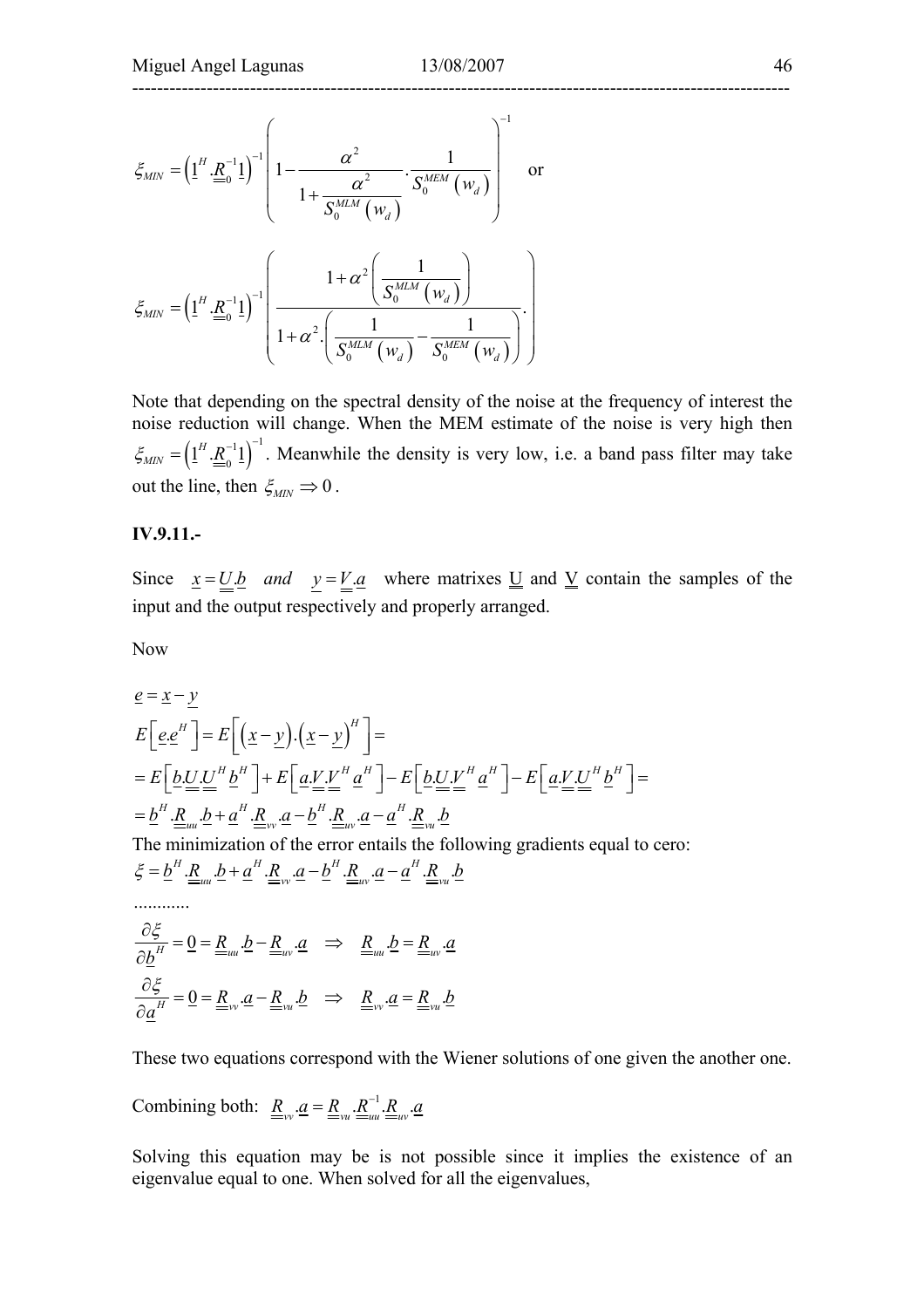$$\xi_{MIN} = \left(\underline{1}^H . \underline{\underline{R}}_0^{-1} \underline{1}\right)^{-1} \left( 1 - \frac{\alpha^2}{1 + \dfrac{\alpha^2}{S_0^{MLM}(w_d)}} . \frac{1}{S_0^{MEM}(w_d)} \right)^{-1} \quad \text{or}$$

$$\xi_{MIN} = \left(\underline{1}^H . \underline{\underline{R}}_0^{-1} \underline{1}\right)^{-1} \left( \frac{1 + \alpha^2 \left( \dfrac{1}{S_0^{MLM}(w_d)} \right)}{1 + \alpha^2 . \left( \dfrac{1}{S_0^{MLM}(w_d)} - \dfrac{1}{S_0^{MEM}(w_d)} \right)} \right).$$

Note that depending on the spectral density of the noise at the frequency of interest the noise reduction will change. When the MEM estimate of the noise is very high then $\xi_{MIN} = \left(\underline{1}^H . \underline{\underline{R}}_0^{-1} \underline{1}\right)^{-1}$. Meanwhile the density is very low, i.e. a band pass filter may take out the line, then $\xi_{MIN} \Rightarrow 0$.

### IV.9.11.-

Since $\underline{x} = \underline{\underline{U}}.\underline{b}$ *and* $\underline{y} = \underline{\underline{V}}.\underline{a}$ where matrixes $\underline{\underline{U}}$ and $\underline{\underline{V}}$ contain the samples of the input and the output respectively and properly arranged.

Now

$$\underline{e} = \underline{x} - \underline{y}$$

$$E\left[\underline{e}.\underline{e}^H\right] = E\left[\left(\underline{x} - \underline{y}\right).\left(\underline{x} - \underline{y}\right)^H\right] =$$

$$= E\left[\underline{b}.\underline{\underline{U}}.\underline{\underline{U}}^H \underline{b}^H\right] + E\left[\underline{a}.\underline{\underline{V}}.\underline{\underline{V}}^H \underline{a}^H\right] - E\left[\underline{b}.\underline{\underline{U}}.\underline{\underline{V}}^H \underline{a}^H\right] - E\left[\underline{a}.\underline{\underline{V}}.\underline{\underline{U}}^H \underline{b}^H\right] =$$

$$= \underline{b}^H . \underline{\underline{R}}_{uu} . \underline{b} + \underline{a}^H . \underline{\underline{R}}_{vv} . \underline{a} - \underline{b}^H . \underline{\underline{R}}_{uv} . \underline{a} - \underline{a}^H . \underline{\underline{R}}_{vu} . \underline{b}$$

The minimization of the error entails the following gradients equal to cero:

$$\xi = \underline{b}^H . \underline{\underline{R}}_{uu} . \underline{b} + \underline{a}^H . \underline{\underline{R}}_{vv} . \underline{a} - \underline{b}^H . \underline{\underline{R}}_{uv} . \underline{a} - \underline{a}^H . \underline{\underline{R}}_{vu} . \underline{b}$$

............

$$\frac{\partial \xi}{\partial \underline{b}^H} = \underline{0} = \underline{\underline{R}}_{uu} . \underline{b} - \underline{\underline{R}}_{uv} . \underline{a} \quad \Rightarrow \quad \underline{\underline{R}}_{uu} . \underline{b} = \underline{\underline{R}}_{uv} . \underline{a}$$

$$\frac{\partial \xi}{\partial \underline{a}^H} = \underline{0} = \underline{\underline{R}}_{vv} . \underline{a} - \underline{\underline{R}}_{vu} . \underline{b} \quad \Rightarrow \quad \underline{\underline{R}}_{vv} . \underline{a} = \underline{\underline{R}}_{vu} . \underline{b}$$

These two equations correspond with the Wiener solutions of one given the another one.

Combining both: $\underline{\underline{R}}_{vv} . \underline{a} = \underline{\underline{R}}_{vu} . \underline{\underline{R}}_{uu}^{-1} . \underline{\underline{R}}_{uv} . \underline{a}$

Solving this equation may be is not possible since it implies the existence of an eigenvalue equal to one. When solved for all the eigenvalues,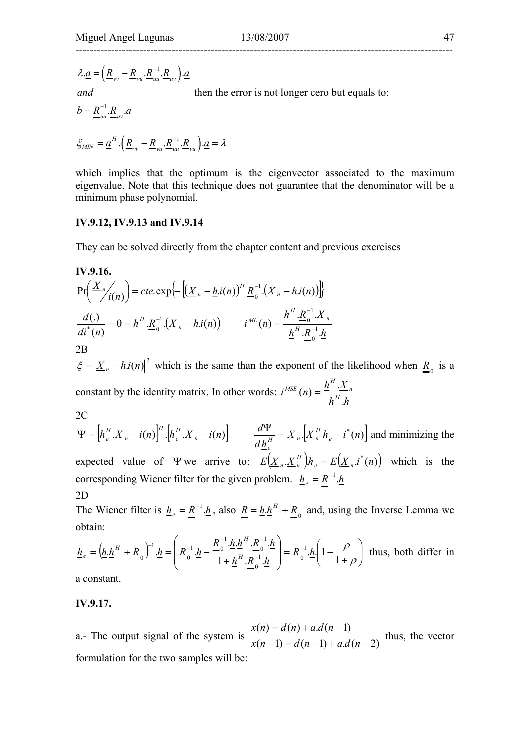$$\lambda.\underline{a} = \left( \underline{\underline{R}}_{vv} - \underline{\underline{R}}_{vu}.\underline{\underline{R}}_{uu}^{-1}.\underline{\underline{R}}_{uv} \right).\underline{a}$$

*and* then the error is not longer cero but equals to:

$$\underline{b} = \underline{\underline{R}}_{uu}^{-1}.\underline{\underline{R}}_{uv}.\underline{a}$$

$$\xi_{MIN} = \underline{a}^H.\left( \underline{\underline{R}}_{vv} - \underline{\underline{R}}_{vu}.\underline{\underline{R}}_{uu}^{-1}.\underline{\underline{R}}_{vu} \right).\underline{a} = \lambda$$

which implies that the optimum is the eigenvector associated to the maximum eigenvalue. Note that this technique does not guarantee that the denominator will be a minimum phase polynomial.

**IV.9.12, IV.9.13 and IV.9.14**

They can be solved directly from the chapter content and previous exercises

**IV.9.16.**

$$\Pr\left( \underline{X}_n / i(n) \right) = cte.\exp\left\{ -\left[ \left( \underline{X}_n - \underline{h}.i(n) \right)^H \underline{\underline{R}}_0^{-1}.\left( \underline{X}_n - \underline{h}.i(n) \right) \right] \right\}$$

$$\frac{d(.)}{di^*(n)} = 0 = \underline{h}^H.\underline{\underline{R}}_0^{-1}.\left( \underline{X}_n - \underline{h}.i(n) \right) \qquad i^{ML}(n) = \frac{\underline{h}^H.\underline{\underline{R}}_0^{-1}.\underline{X}_n}{\underline{h}^H.\underline{\underline{R}}_0^{-1}.\underline{h}}$$

2B

$\xi = \left| \underline{X}_n - \underline{h}.i(n) \right|^2$ which is the same than the exponent of the likelihood when $\underline{\underline{R}}_0$ is a constant by the identity matrix. In other words: $i^{MSE}(n) = \dfrac{\underline{h}^H.\underline{X}_n}{\underline{h}^H.\underline{h}}$

2C

$\Psi = \left[ \underline{h}_e^H.\underline{X}_n - i(n) \right]^H.\left[ \underline{h}_e^H.\underline{X}_n - i(n) \right] \qquad \dfrac{d\Psi}{d\underline{h}_e^H} = \underline{X}_n.\left[ \underline{X}_n^H \underline{h}_e - i^*(n) \right]$ and minimizing the expected value of $\Psi$ we arrive to: $E\left( \underline{X}_n.\underline{X}_n^H \right)\underline{h}_e = E\left( \underline{X}_n.i^*(n) \right)$ which is the corresponding Wiener filter for the given problem. $\underline{h}_e = \underline{\underline{R}}^{-1}.\underline{h}$

2D

The Wiener filter is $\underline{h}_e = \underline{\underline{R}}^{-1}.\underline{h}$, also $\underline{\underline{R}} = \underline{h}.\underline{h}^H + \underline{\underline{R}}_0$ and, using the Inverse Lemma we obtain:

$$\underline{h}_e = \left( \underline{h}.\underline{h}^H + \underline{\underline{R}}_0 \right)^{-1}.\underline{h} = \left( \underline{\underline{R}}_0^{-1}.\underline{h} - \frac{\underline{\underline{R}}_0^{-1}.\underline{h}.\underline{h}^H.\underline{\underline{R}}_0^{-1}.\underline{h}}{1 + \underline{h}^H.\underline{\underline{R}}_0^{-1}.\underline{h}} \right) = \underline{\underline{R}}_0^{-1}.\underline{h}.\left( 1 - \frac{\rho}{1+\rho} \right)$$

thus, both differ in a constant.

**IV.9.17.**

a.- The output signal of the system is $\begin{matrix} x(n) = d(n) + a.d(n-1) \\ x(n-1) = d(n-1) + a.d(n-2) \end{matrix}$ thus, the vector formulation for the two samples will be: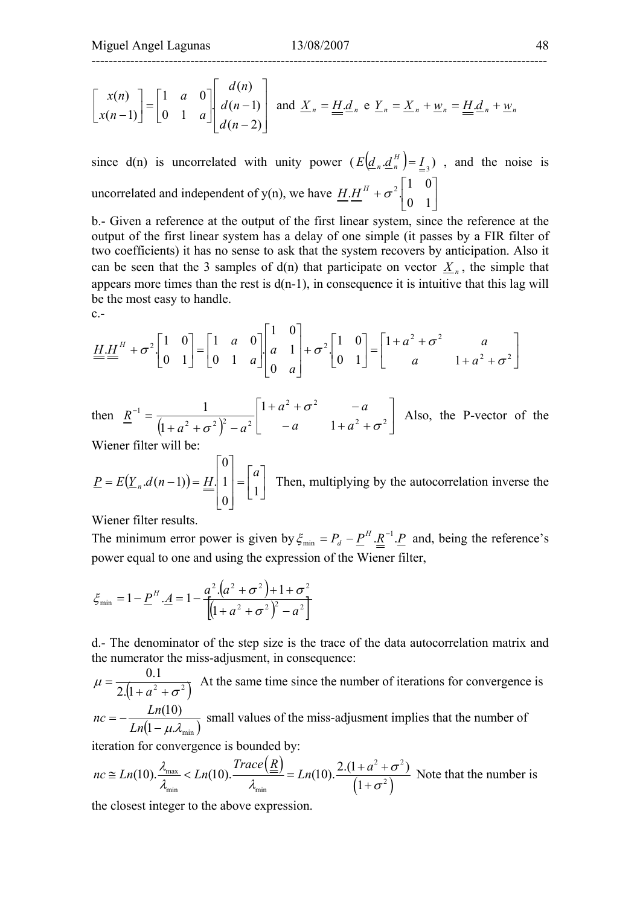$$\begin{bmatrix} x(n) \\ x(n-1) \end{bmatrix} = \begin{bmatrix} 1 & a & 0 \\ 0 & 1 & a \end{bmatrix} \cdot \begin{bmatrix} d(n) \\ d(n-1) \\ d(n-2) \end{bmatrix} \text{ and } \underline{X}_n = \underline{\underline{H}}.\underline{d}_n \text{ e } \underline{Y}_n = \underline{X}_n + \underline{w}_n = \underline{\underline{H}}.\underline{d}_n + \underline{w}_n$$

since d(n) is uncorrelated with unity power ($E\left(\underline{d}_n.\underline{d}_n^H\right) = \underline{\underline{I}}_3$), and the noise is uncorrelated and independent of y(n), we have $\underline{\underline{H}}.\underline{\underline{H}}^H + \sigma^2.\begin{bmatrix} 1 & 0 \\ 0 & 1 \end{bmatrix}$

b.- Given a reference at the output of the first linear system, since the reference at the output of the first linear system has a delay of one simple (it passes by a FIR filter of two coefficients) it has no sense to ask that the system recovers by anticipation. Also it can be seen that the 3 samples of d(n) that participate on vector $\underline{X}_n$, the simple that appears more times than the rest is d(n-1), in consequence it is intuitive that this lag will be the most easy to handle.

c.-

$$\underline{\underline{H}}.\underline{\underline{H}}^H + \sigma^2.\begin{bmatrix} 1 & 0 \\ 0 & 1 \end{bmatrix} = \begin{bmatrix} 1 & a & 0 \\ 0 & 1 & a \end{bmatrix} \cdot \begin{bmatrix} 1 & 0 \\ a & 1 \\ 0 & a \end{bmatrix} + \sigma^2.\begin{bmatrix} 1 & 0 \\ 0 & 1 \end{bmatrix} = \begin{bmatrix} 1+a^2+\sigma^2 & a \\ a & 1+a^2+\sigma^2 \end{bmatrix}$$

then $\underline{\underline{R}}^{-1} = \dfrac{1}{\left(1+a^2+\sigma^2\right)^2 - a^2} \begin{bmatrix} 1+a^2+\sigma^2 & -a \\ -a & 1+a^2+\sigma^2 \end{bmatrix}$ Also, the P-vector of the Wiener filter will be:

$\underline{P} = E\left(\underline{Y}_n.d(n-1)\right) = \underline{\underline{H}}.\begin{bmatrix} 0 \\ 1 \\ 0 \end{bmatrix} = \begin{bmatrix} a \\ 1 \end{bmatrix}$ Then, multiplying by the autocorrelation inverse the Wiener filter results.

The minimum error power is given by $\xi_{\min} = P_d - \underline{P}^H.\underline{\underline{R}}^{-1}.\underline{P}$ and, being the reference's power equal to one and using the expression of the Wiener filter,

$$\xi_{\min} = 1 - \underline{P}^H.\underline{A} = 1 - \frac{a^2.\left(a^2+\sigma^2\right) + 1 + \sigma^2}{\left[\left(1+a^2+\sigma^2\right)^2 - a^2\right]}$$

d.- The denominator of the step size is the trace of the data autocorrelation matrix and the numerator the miss-adjusment, in consequence:

$\mu = \dfrac{0.1}{2.\left(1+a^2+\sigma^2\right)}$ At the same time since the number of iterations for convergence is

$nc = -\dfrac{Ln(10)}{Ln\left(1-\mu.\lambda_{\min}\right)}$ small values of the miss-adjusment implies that the number of iteration for convergence is bounded by:

$nc \cong Ln(10).\dfrac{\lambda_{\max}}{\lambda_{\min}} < Ln(10).\dfrac{Trace\left(\underline{\underline{R}}\right)}{\lambda_{\min}} = Ln(10).\dfrac{2.(1+a^2+\sigma^2)}{\left(1+\sigma^2\right)}$ Note that the number is the closest integer to the above expression.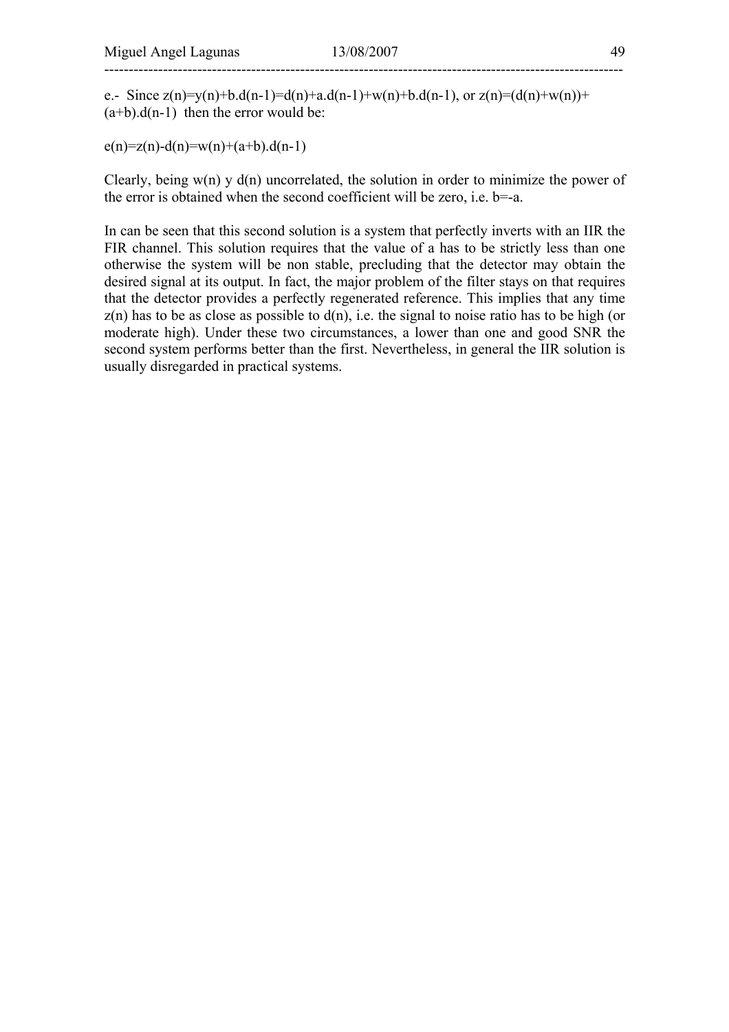e.- Since $z(n)=y(n)+b.d(n-1)=d(n)+a.d(n-1)+w(n)+b.d(n-1)$, or $z(n)=(d(n)+w(n))+(a+b).d(n-1)$ then the error would be:

$$e(n)=z(n)-d(n)=w(n)+(a+b).d(n-1)$$

Clearly, being $w(n)$ y $d(n)$ uncorrelated, the solution in order to minimize the power of the error is obtained when the second coefficient will be zero, i.e. $b=-a$.

In can be seen that this second solution is a system that perfectly inverts with an IIR the FIR channel. This solution requires that the value of a has to be strictly less than one otherwise the system will be non stable, precluding that the detector may obtain the desired signal at its output. In fact, the major problem of the filter stays on that requires that the detector provides a perfectly regenerated reference. This implies that any time $z(n)$ has to be as close as possible to $d(n)$, i.e. the signal to noise ratio has to be high (or moderate high). Under these two circumstances, a lower than one and good SNR the second system performs better than the first. Nevertheless, in general the IIR solution is usually disregarded in practical systems.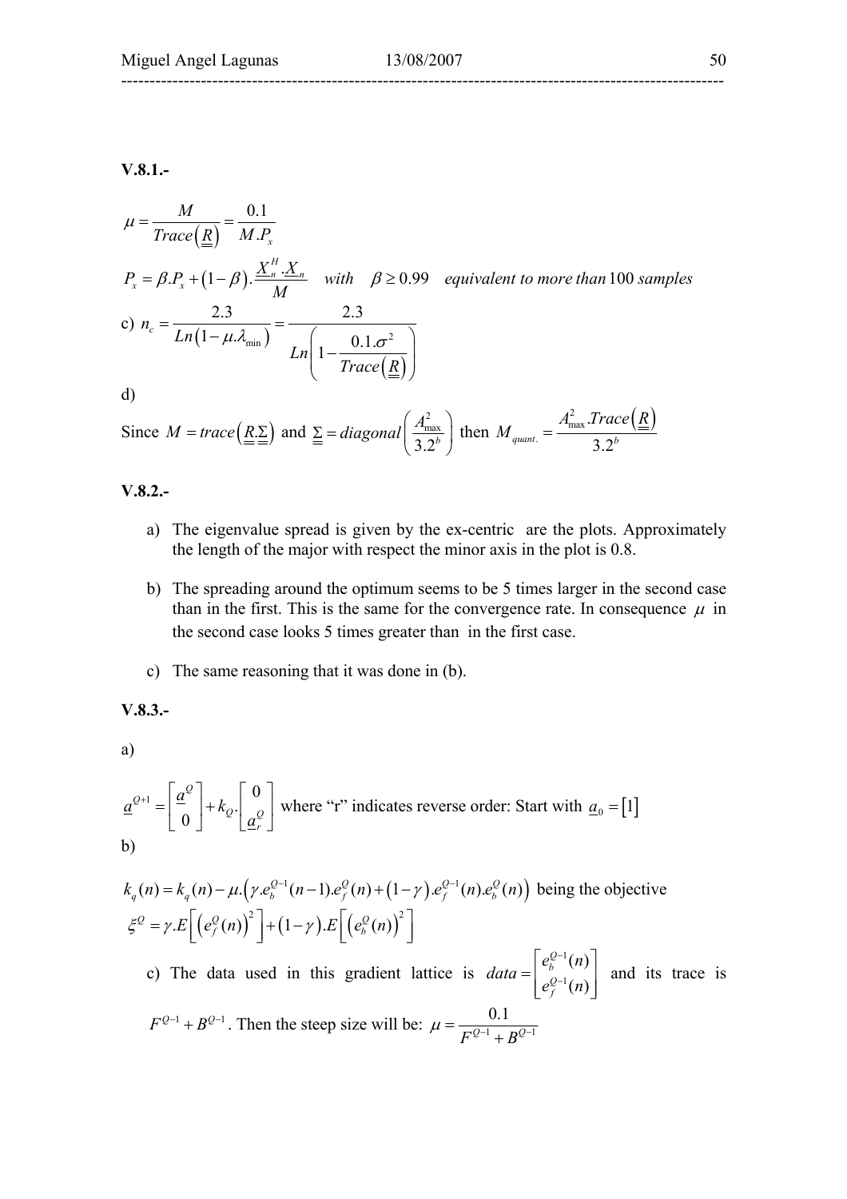**V.8.1.-**

$$\mu = \frac{M}{Trace\left(\underline{\underline{R}}\right)} = \frac{0.1}{M.P_x}$$

$$P_x = \beta.P_x + (1-\beta).\frac{\underline{X}_n^H.\underline{X}_n}{M} \quad with \quad \beta \geq 0.99 \quad equivalent\ to\ more\ than\ 100\ samples$$

c) $n_c = \dfrac{2.3}{Ln\left(1-\mu.\lambda_{\min}\right)} = \dfrac{2.3}{Ln\left(1-\dfrac{0.1.\sigma^2}{Trace\left(\underline{\underline{R}}\right)}\right)}$

d)

Since $M = trace\left(\underline{\underline{R}}.\underline{\underline{\Sigma}}\right)$ and $\underline{\underline{\Sigma}} = diagonal\left(\dfrac{A_{\max}^2}{3.2^b}\right)$ then $M_{quant.} = \dfrac{A_{\max}^2.Trace\left(\underline{\underline{R}}\right)}{3.2^b}$

**V.8.2.-**

a) The eigenvalue spread is given by the ex-centric are the plots. Approximately the length of the major with respect the minor axis in the plot is 0.8.

b) The spreading around the optimum seems to be 5 times larger in the second case than in the first. This is the same for the convergence rate. In consequence $\mu$ in the second case looks 5 times greater than in the first case.

c) The same reasoning that it was done in (b).

**V.8.3.-**

a)

$$\underline{a}^{Q+1} = \begin{bmatrix} \underline{a}^Q \\ 0 \end{bmatrix} + k_Q.\begin{bmatrix} 0 \\ \underline{a}_r^Q \end{bmatrix}$$ where "r" indicates reverse order: Start with $\underline{a}_0 = [1]$

b)

$k_q(n) = k_q(n) - \mu.\left(\gamma.e_b^{Q-1}(n-1).e_f^Q(n) + (1-\gamma).e_f^{Q-1}(n).e_b^Q(n)\right)$ being the objective

$$\xi^Q = \gamma.E\left[\left(e_f^Q(n)\right)^2\right] + (1-\gamma).E\left[\left(e_b^Q(n)\right)^2\right]$$

c) The data used in this gradient lattice is $data = \begin{bmatrix} e_b^{Q-1}(n) \\ e_f^{Q-1}(n) \end{bmatrix}$ and its trace is $F^{Q-1} + B^{Q-1}$. Then the steep size will be: $\mu = \dfrac{0.1}{F^{Q-1} + B^{Q-1}}$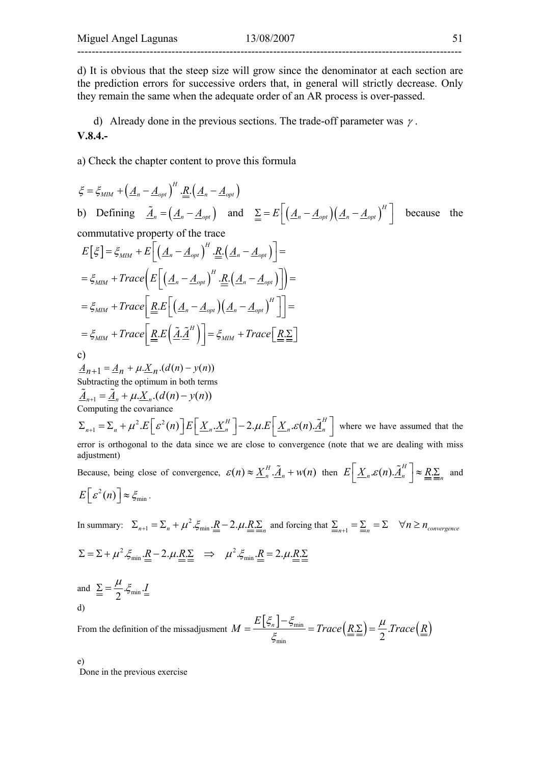d) It is obvious that the steep size will grow since the denominator at each section are the prediction errors for successive orders that, in general will strictly decrease. Only they remain the same when the adequate order of an AR process is over-passed.

d) Already done in the previous sections. The trade-off parameter was $\gamma$.

**V.8.4.-**

a) Check the chapter content to prove this formula

$$\xi = \xi_{MIM} + \left(\underline{A}_n - \underline{A}_{opt}\right)^H .\underline{\underline{R}}.\left(\underline{A}_n - \underline{A}_{opt}\right)$$

b) Defining $\underline{\tilde{A}}_n = \left(\underline{A}_n - \underline{A}_{opt}\right)$ and $\underline{\underline{\Sigma}} = E\left[\left(\underline{A}_n - \underline{A}_{opt}\right)\left(\underline{A}_n - \underline{A}_{opt}\right)^H\right]$ because the commutative property of the trace

$$E\left[\xi\right] = \xi_{MIM} + E\left[\left(\underline{A}_n - \underline{A}_{opt}\right)^H .\underline{\underline{R}}.\left(\underline{A}_n - \underline{A}_{opt}\right)\right] =$$

$$= \xi_{MIM} + Trace\left(E\left[\left(\underline{A}_n - \underline{A}_{opt}\right)^H .\underline{\underline{R}}.\left(\underline{A}_n - \underline{A}_{opt}\right)\right]\right) =$$

$$= \xi_{MIM} + Trace\left[\underline{\underline{R}}.E\left[\left(\underline{A}_n - \underline{A}_{opt}\right)\left(\underline{A}_n - \underline{A}_{opt}\right)^H\right]\right] =$$

$$= \xi_{MIM} + Trace\left[\underline{\underline{R}}.E\left(\underline{\tilde{A}}.\underline{\tilde{A}}^H\right)\right] = \xi_{MIM} + Trace\left[\underline{\underline{R}}.\underline{\underline{\Sigma}}\right]$$

c)

$$\underline{A}_{n+1} = \underline{A}_n + \mu.\underline{X}_n.(d(n) - y(n))$$

Subtracting the optimum in both terms

$$\underline{\tilde{A}}_{n+1} = \underline{\tilde{A}}_n + \mu.\underline{X}_n.(d(n) - y(n))$$

Computing the covariance

$\Sigma_{n+1} = \Sigma_n + \mu^2.E\left[\varepsilon^2(n)\right]E\left[\underline{X}_n.\underline{X}_n^H\right] - 2.\mu.E\left[\underline{X}_n.\varepsilon(n).\underline{\tilde{A}}_n^H\right]$ where we have assumed that the error is orthogonal to the data since we are close to convergence (note that we are dealing with miss adjustment)

Because, being close of convergence, $\varepsilon(n) \approx \underline{X}_n^H.\underline{\tilde{A}}_n + w(n)$ then $E\left[\underline{X}_n.\varepsilon(n).\underline{\tilde{A}}_n^H\right] \approx \underline{\underline{R}}.\underline{\underline{\Sigma}}_n$ and $E\left[\varepsilon^2(n)\right] \approx \xi_{\min}$.

In summary: $\Sigma_{n+1} = \Sigma_n + \mu^2.\xi_{\min}.\underline{\underline{R}} - 2.\mu.\underline{\underline{R}}.\underline{\underline{\Sigma}}_n$ and forcing that $\underline{\underline{\Sigma}}_{n+1} = \underline{\underline{\Sigma}}_n = \Sigma \quad \forall n \geq n_{convergence}$

$$\Sigma = \Sigma + \mu^2.\xi_{\min}.\underline{\underline{R}} - 2.\mu.\underline{\underline{R}}.\underline{\underline{\Sigma}} \quad \Rightarrow \quad \mu^2.\xi_{\min}.\underline{\underline{R}} = 2.\mu.\underline{\underline{R}}.\underline{\underline{\Sigma}}$$

and $\underline{\underline{\Sigma}} = \dfrac{\mu}{2}.\xi_{\min}.\underline{\underline{I}}$

d)

From the definition of the missadjusment $M = \dfrac{E\left[\xi_n\right] - \xi_{\min}}{\xi_{\min}} = Trace\left(\underline{\underline{R}}.\underline{\underline{\Sigma}}\right) = \dfrac{\mu}{2}.Trace\left(\underline{\underline{R}}\right)$

e)

Done in the previous exercise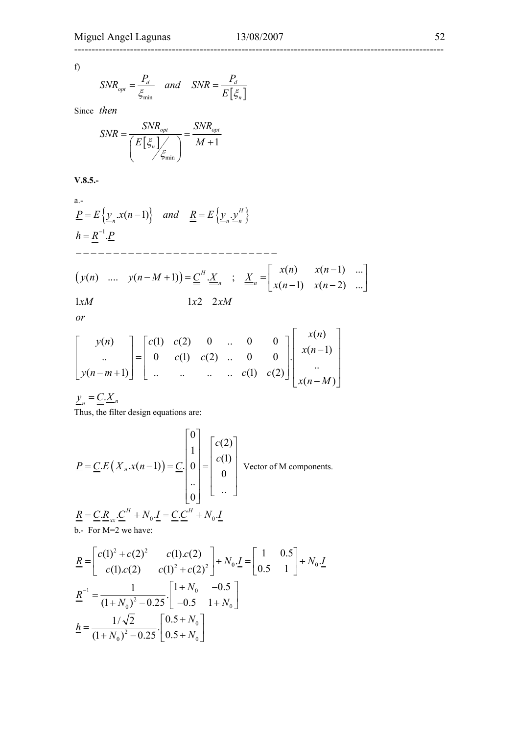f)

$$SNR_{opt} = \frac{P_d}{\xi_{\min}} \quad and \quad SNR = \frac{P_d}{E\left[\xi_n\right]}$$

Since *then*

$$SNR = \frac{SNR_{opt}}{\left( E\left[\xi_n\right] \Big/ \xi_{\min} \right)} = \frac{SNR_{opt}}{M+1}$$

**V.8.5.-**

a.-

$\underline{P} = E\left\{ \underline{y}_n . x(n-1) \right\} \quad and \quad \underline{\underline{R}} = E\left\{ \underline{y}_n . \underline{y}_n^H \right\}$

$\underline{h} = \underline{\underline{R}}^{-1} . \underline{P}$

$$- - - - - - - - - - - - - - - - - - - - - - - - - -$$

$$\begin{pmatrix} y(n) & .... & y(n-M+1) \end{pmatrix} = \underline{\underline{C}}^H . \underline{\underline{X}}_n \quad ; \quad \underline{\underline{X}}_n = \begin{bmatrix} x(n) & x(n-1) & ... \\ x(n-1) & x(n-2) & ... \end{bmatrix}$$

$1xM \qquad\qquad\qquad\qquad 1x2 \quad 2xM$

*or*

$$\begin{bmatrix} y(n) \\ .. \\ y(n-m+1) \end{bmatrix} = \begin{bmatrix} c(1) & c(2) & 0 & .. & 0 & 0 \\ 0 & c(1) & c(2) & .. & 0 & 0 \\ .. & .. & .. & .. & c(1) & c(2) \end{bmatrix} . \begin{bmatrix} x(n) \\ x(n-1) \\ .. \\ x(n-M) \end{bmatrix}$$

$\underline{y}_n = \underline{\underline{C}} . \underline{X}_n$

Thus, the filter design equations are:

$$\underline{P} = \underline{\underline{C}} . E\left( \underline{X}_n . x(n-1) \right) = \underline{\underline{C}} . \begin{bmatrix} 0 \\ 1 \\ 0 \\ .. \\ 0 \end{bmatrix} = \begin{bmatrix} c(2) \\ c(1) \\ 0 \\ .. \end{bmatrix} \text{ Vector of M components.}$$

$\underline{\underline{R}} = \underline{\underline{C}} . \underline{\underline{R}}_{xx} . \underline{\underline{C}}^H + N_0 . \underline{\underline{I}} = \underline{\underline{C}} . \underline{\underline{C}}^H + N_0 . \underline{\underline{I}}$

b.- For M=2 we have:

$$\underline{\underline{R}} = \begin{bmatrix} c(1)^2 + c(2)^2 & c(1).c(2) \\ c(1).c(2) & c(1)^2 + c(2)^2 \end{bmatrix} + N_0 . \underline{\underline{I}} = \begin{bmatrix} 1 & 0.5 \\ 0.5 & 1 \end{bmatrix} + N_0 . \underline{\underline{I}}$$

$$\underline{\underline{R}}^{-1} = \frac{1}{(1+N_0)^2 - 0.25} . \begin{bmatrix} 1+N_0 & -0.5 \\ -0.5 & 1+N_0 \end{bmatrix}$$

$$\underline{h} = \frac{1/\sqrt{2}}{(1+N_0)^2 - 0.25} . \begin{bmatrix} 0.5+N_0 \\ 0.5+N_0 \end{bmatrix}$$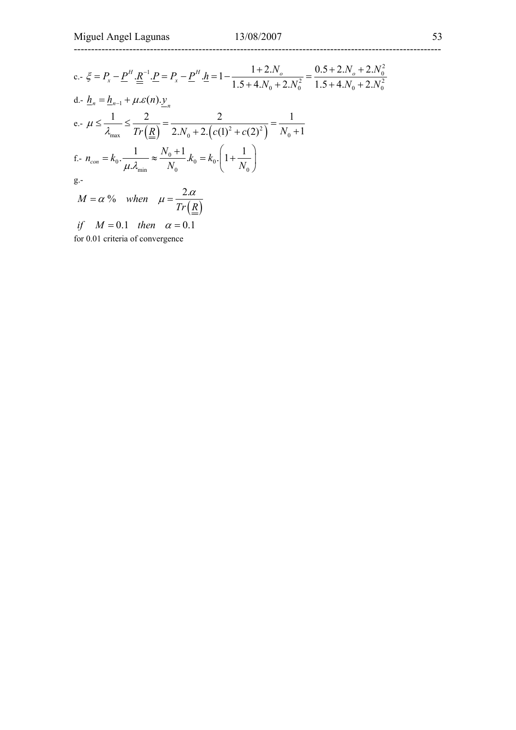c.- $\xi = P_x - \underline{P}^H.\underline{\underline{R}}^{-1}.\underline{P} = P_x - \underline{P}^H.\underline{h} = 1 - \dfrac{1+2.N_o}{1.5+4.N_0+2.N_0^2} = \dfrac{0.5+2.N_o+2.N_0^2}{1.5+4.N_0+2.N_0^2}$

d.- $\underline{h}_n = \underline{h}_{n-1} + \mu.\varepsilon(n).\underline{y}_n$

e.- $\mu \leq \dfrac{1}{\lambda_{\max}} \leq \dfrac{2}{Tr\left(\underline{\underline{R}}\right)} = \dfrac{2}{2.N_0 + 2.\left(c(1)^2 + c(2)^2\right)} = \dfrac{1}{N_0+1}$

f.- $n_{con} = k_0.\dfrac{1}{\mu.\lambda_{\min}} \approx \dfrac{N_0+1}{N_0}.k_0 = k_0.\left(1+\dfrac{1}{N_0}\right)$

g.-

$$M = \alpha \,\% \quad when \quad \mu = \frac{2.\alpha}{Tr\left(\underline{\underline{R}}\right)}$$

$$if \quad M = 0.1 \quad then \quad \alpha = 0.1$$

for 0.01 criteria of convergence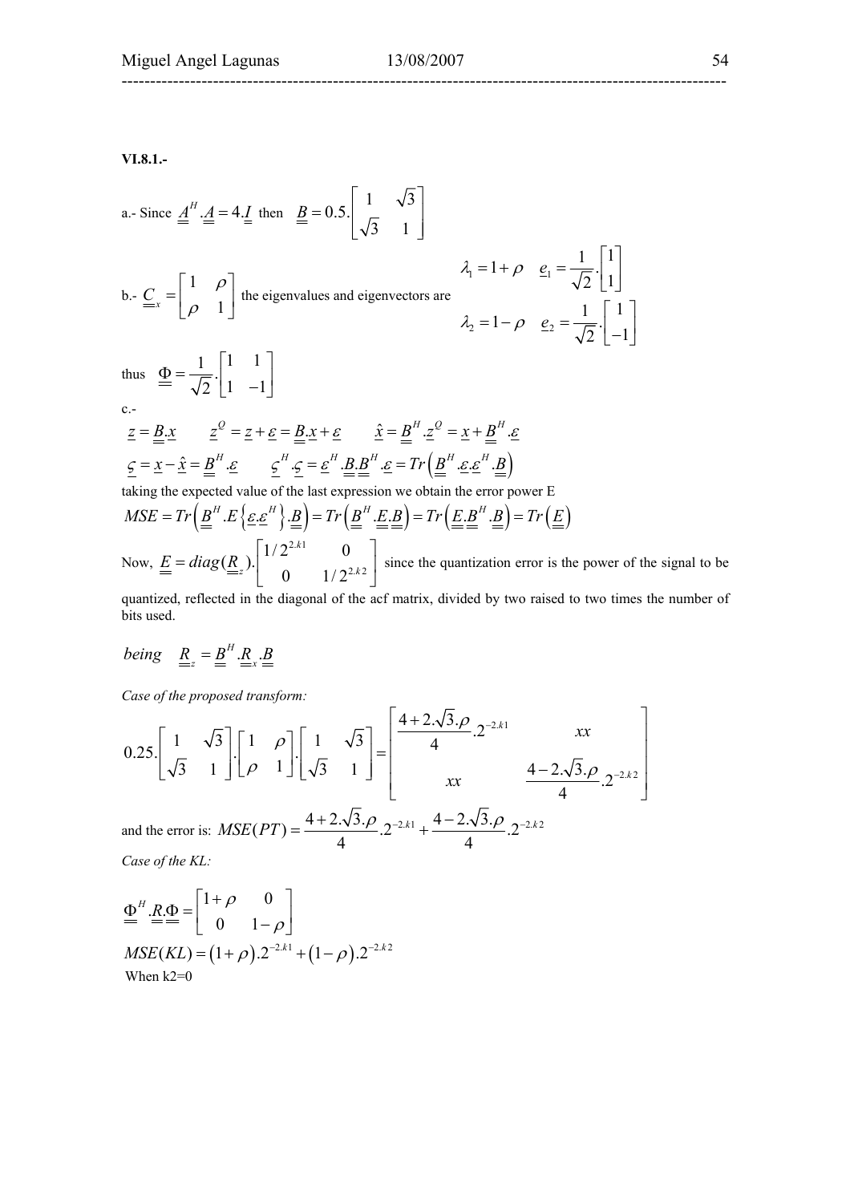**VI.8.1.-**

a.- Since $\underline{\underline{A}}^H.\underline{\underline{A}} = 4.\underline{\underline{I}}$ then $\underline{\underline{B}} = 0.5.\begin{bmatrix} 1 & \sqrt{3} \\ \sqrt{3} & 1 \end{bmatrix}$

b.- $\underline{\underline{C}}_x = \begin{bmatrix} 1 & \rho \\ \rho & 1 \end{bmatrix}$ the eigenvalues and eigenvectors are $\begin{matrix} \lambda_1 = 1+\rho & \underline{e}_1 = \frac{1}{\sqrt{2}}.\begin{bmatrix} 1 \\ 1 \end{bmatrix} \\ \lambda_2 = 1-\rho & \underline{e}_2 = \frac{1}{\sqrt{2}}.\begin{bmatrix} 1 \\ -1 \end{bmatrix} \end{matrix}$

thus $\underline{\underline{\Phi}} = \frac{1}{\sqrt{2}}.\begin{bmatrix} 1 & 1 \\ 1 & -1 \end{bmatrix}$

c.-

$$\underline{z} = \underline{\underline{B}}.\underline{x} \qquad \underline{z}^Q = \underline{z} + \underline{\varepsilon} = \underline{\underline{B}}.\underline{x} + \underline{\varepsilon} \qquad \hat{\underline{x}} = \underline{\underline{B}}^H.\underline{z}^Q = \underline{x} + \underline{\underline{B}}^H.\underline{\varepsilon}$$

$$\underline{\varsigma} = \underline{x} - \hat{\underline{x}} = \underline{\underline{B}}^H.\underline{\varepsilon} \qquad \underline{\varsigma}^H.\underline{\varsigma} = \underline{\varepsilon}^H.\underline{\underline{B}}.\underline{\underline{B}}^H.\underline{\varepsilon} = Tr\left(\underline{\underline{B}}^H.\underline{\varepsilon}.\underline{\varepsilon}^H.\underline{\underline{B}}\right)$$

taking the expected value of the last expression we obtain the error power E

$$MSE = Tr\left(\underline{\underline{B}}^H.E\left\{\underline{\varepsilon}.\underline{\varepsilon}^H\right\}.\underline{\underline{B}}\right) = Tr\left(\underline{\underline{B}}^H.\underline{\underline{E}}.\underline{\underline{B}}\right) = Tr\left(\underline{\underline{E}}.\underline{\underline{B}}^H.\underline{\underline{B}}\right) = Tr\left(\underline{\underline{E}}\right)$$

Now, $\underline{\underline{E}} = diag(\underline{\underline{R}}_z).\begin{bmatrix} 1/2^{2.k1} & 0 \\ 0 & 1/2^{2.k2} \end{bmatrix}$ since the quantization error is the power of the signal to be quantized, reflected in the diagonal of the acf matrix, divided by two raised to two times the number of bits used.

$$being \quad \underline{\underline{R}}_z = \underline{\underline{B}}^H.\underline{\underline{R}}_x.\underline{\underline{B}}$$

*Case of the proposed transform:*

$$0.25.\begin{bmatrix} 1 & \sqrt{3} \\ \sqrt{3} & 1 \end{bmatrix}.\begin{bmatrix} 1 & \rho \\ \rho & 1 \end{bmatrix}.\begin{bmatrix} 1 & \sqrt{3} \\ \sqrt{3} & 1 \end{bmatrix} = \begin{bmatrix} \frac{4+2.\sqrt{3}.\rho}{4}.2^{-2.k1} & xx \\ xx & \frac{4-2.\sqrt{3}.\rho}{4}.2^{-2.k2} \end{bmatrix}$$

and the error is: $MSE(PT) = \frac{4+2.\sqrt{3}.\rho}{4}.2^{-2.k1} + \frac{4-2.\sqrt{3}.\rho}{4}.2^{-2.k2}$

*Case of the KL:*

$$\underline{\underline{\Phi}}^H.\underline{\underline{R}}.\underline{\underline{\Phi}} = \begin{bmatrix} 1+\rho & 0 \\ 0 & 1-\rho \end{bmatrix}$$

$$MSE(KL) = (1+\rho).2^{-2.k1} + (1-\rho).2^{-2.k2}$$

When k2=0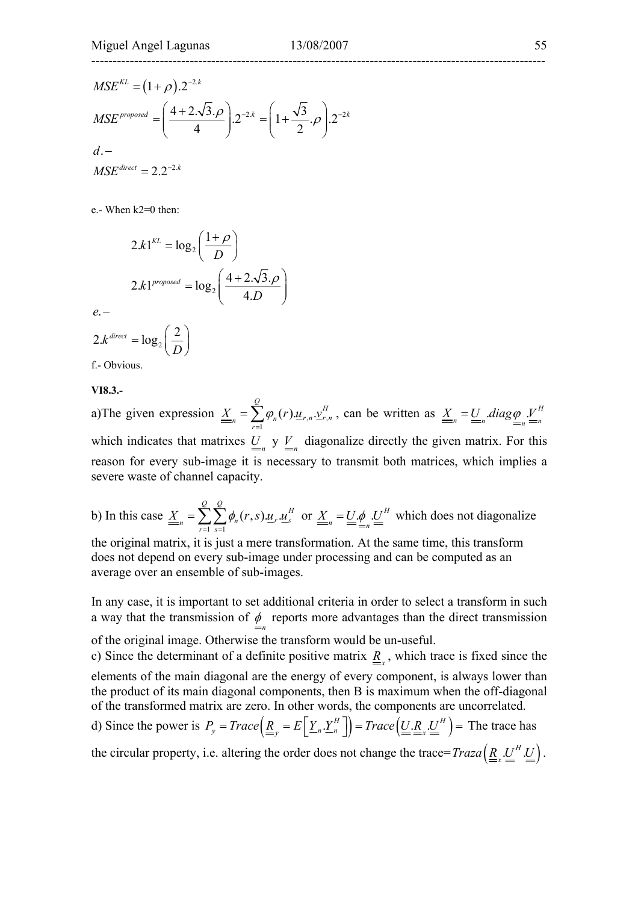$$MSE^{KL} = (1+\rho).2^{-2.k}$$

$$MSE^{proposed} = \left(\frac{4+2.\sqrt{3}.\rho}{4}\right).2^{-2.k} = \left(1+\frac{\sqrt{3}}{2}.\rho\right).2^{-2k}$$

$d.-$

$$MSE^{direct} = 2.2^{-2.k}$$

e.- When k2=0 then:

$$2.k1^{KL} = \log_2\left(\frac{1+\rho}{D}\right)$$

$$2.k1^{proposed} = \log_2\left(\frac{4+2.\sqrt{3}.\rho}{4.D}\right)$$

$e.-$

$$2.k^{direct} = \log_2\left(\frac{2}{D}\right)$$

f.- Obvious.

**VI8.3.-**

a)The given expression $\underline{\underline{X}}_n = \sum_{r=1}^{Q} \varphi_n(r).\underline{u}_{r,n}.\underline{v}_{r,n}^H$ , can be written as $\underline{\underline{X}}_n = \underline{\underline{U}}_n.diag\underline{\underline{\varphi}}_n.\underline{\underline{V}}_n^H$ which indicates that matrixes $\underline{\underline{U}}_n$ y $\underline{\underline{V}}_n$ diagonalize directly the given matrix. For this reason for every sub-image it is necessary to transmit both matrices, which implies a severe waste of channel capacity.

b) In this case $\underline{\underline{X}}_n = \sum_{r=1}^{Q}\sum_{s=1}^{Q} \phi_n(r,s).\underline{u}_r.\underline{u}_s^H$ or $\underline{\underline{X}}_n = \underline{\underline{U}}.\underline{\underline{\phi}}_n.\underline{\underline{U}}^H$ which does not diagonalize the original matrix, it is just a mere transformation. At the same time, this transform does not depend on every sub-image under processing and can be computed as an average over an ensemble of sub-images.

In any case, it is important to set additional criteria in order to select a transform in such a way that the transmission of $\underline{\underline{\phi}}_n$ reports more advantages than the direct transmission of the original image. Otherwise the transform would be un-useful.

c) Since the determinant of a definite positive matrix $\underline{\underline{R}}_x$ , which trace is fixed since the elements of the main diagonal are the energy of every component, is always lower than the product of its main diagonal components, then B is maximum when the off-diagonal of the transformed matrix are zero. In other words, the components are uncorrelated.

d) Since the power is $P_y = Trace\left(\underline{\underline{R}}_y = E\left[\underline{Y}_n.\underline{Y}_n^H\right]\right) = Trace\left(\underline{\underline{U}}.\underline{\underline{R}}_x.\underline{\underline{U}}^H\right) =$ The trace has the circular property, i.e. altering the order does not change the trace=$Traza\left(\underline{\underline{R}}_x.\underline{\underline{U}}^H.\underline{\underline{U}}\right)$.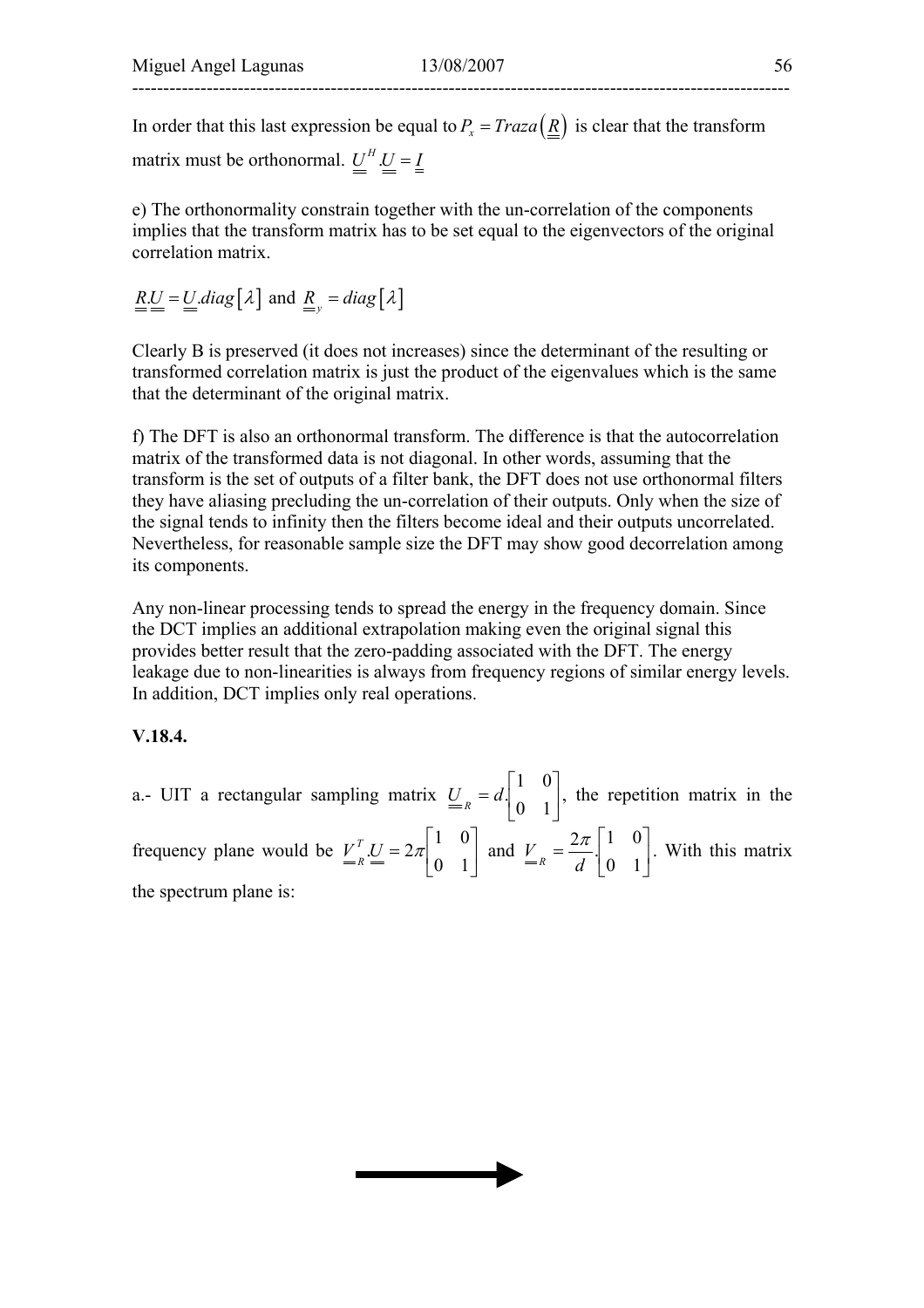In order that this last expression be equal to $P_x = Traza\left(\underline{\underline{R}}\right)$ is clear that the transform matrix must be orthonormal. $\underline{\underline{U}}^H.\underline{\underline{U}} = \underline{\underline{I}}$

e) The orthonormality constrain together with the un-correlation of the components implies that the transform matrix has to be set equal to the eigenvectors of the original correlation matrix.

$\underline{\underline{R}}.\underline{\underline{U}} = \underline{\underline{U}}.diag\left[\lambda\right]$ and $\underline{\underline{R}}_y = diag\left[\lambda\right]$

Clearly B is preserved (it does not increases) since the determinant of the resulting or transformed correlation matrix is just the product of the eigenvalues which is the same that the determinant of the original matrix.

f) The DFT is also an orthonormal transform. The difference is that the autocorrelation matrix of the transformed data is not diagonal. In other words, assuming that the transform is the set of outputs of a filter bank, the DFT does not use orthonormal filters they have aliasing precluding the un-correlation of their outputs. Only when the size of the signal tends to infinity then the filters become ideal and their outputs uncorrelated. Nevertheless, for reasonable sample size the DFT may show good decorrelation among its components.

Any non-linear processing tends to spread the energy in the frequency domain. Since the DCT implies an additional extrapolation making even the original signal this provides better result that the zero-padding associated with the DFT. The energy leakage due to non-linearities is always from frequency regions of similar energy levels. In addition, DCT implies only real operations.

**V.18.4.**

a.- UIT a rectangular sampling matrix $\underline{\underline{U}}_R = d.\begin{bmatrix} 1 & 0 \\ 0 & 1 \end{bmatrix}$, the repetition matrix in the frequency plane would be $\underline{\underline{V}}_R^T.\underline{\underline{U}} = 2\pi\begin{bmatrix} 1 & 0 \\ 0 & 1 \end{bmatrix}$ and $\underline{\underline{V}}_R = \frac{2\pi}{d}.\begin{bmatrix} 1 & 0 \\ 0 & 1 \end{bmatrix}$. With this matrix the spectrum plane is: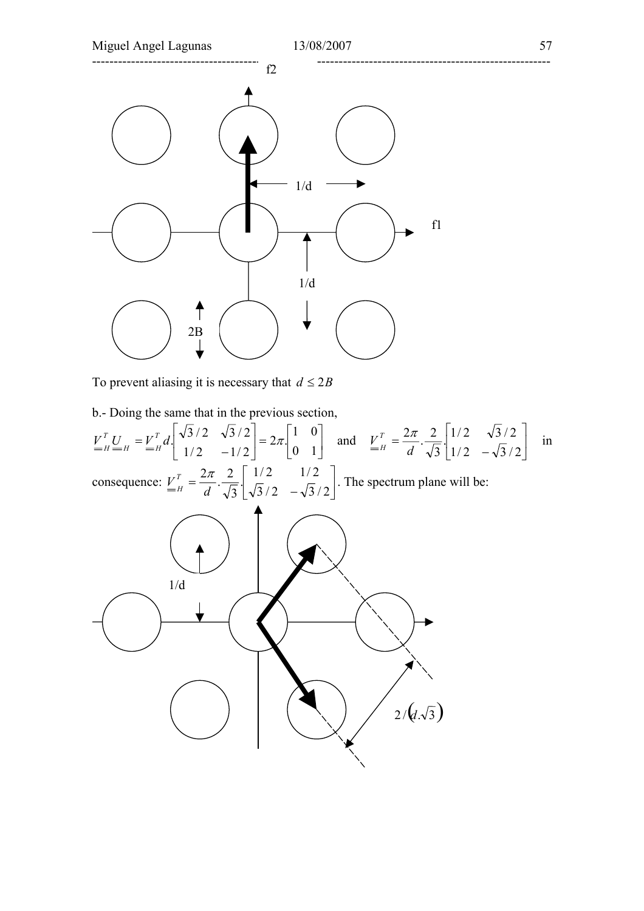To prevent aliasing it is necessary that $d \leq 2B$

b.- Doing the same that in the previous section,

$$\underline{\underline{V}}_H^T \underline{\underline{U}}_H = \underline{\underline{V}}_H^T d.\begin{bmatrix} \sqrt{3}/2 & \sqrt{3}/2 \\ 1/2 & -1/2 \end{bmatrix} = 2\pi.\begin{bmatrix} 1 & 0 \\ 0 & 1 \end{bmatrix} \quad \text{and} \quad \underline{\underline{V}}_H^T = \frac{2\pi}{d}.\frac{2}{\sqrt{3}}.\begin{bmatrix} 1/2 & \sqrt{3}/2 \\ 1/2 & -\sqrt{3}/2 \end{bmatrix}$$

in consequence: $\underline{\underline{V}}_H^T = \frac{2\pi}{d}.\frac{2}{\sqrt{3}}.\begin{bmatrix} 1/2 & 1/2 \\ \sqrt{3}/2 & -\sqrt{3}/2 \end{bmatrix}$. The spectrum plane will be: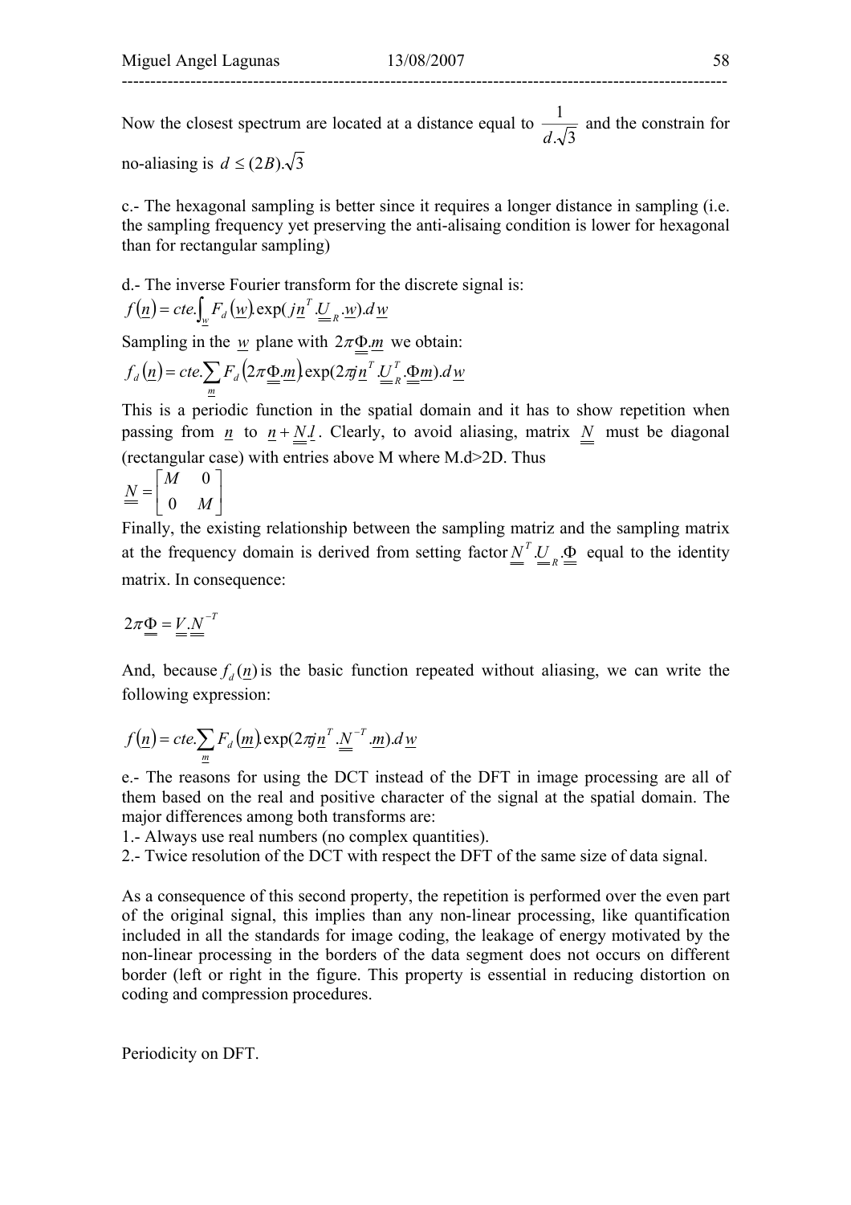Now the closest spectrum are located at a distance equal to $\frac{1}{d.\sqrt{3}}$ and the constrain for no-aliasing is $d \leq (2B).\sqrt{3}$

c.- The hexagonal sampling is better since it requires a longer distance in sampling (i.e. the sampling frequency yet preserving the anti-alisaing condition is lower for hexagonal than for rectangular sampling)

d.- The inverse Fourier transform for the discrete signal is:

$$f(\underline{n}) = cte.\int_{\underline{w}} F_d(\underline{w}).\exp(j\underline{n}^T.\underline{\underline{U}}_R.\underline{w}).d\underline{w}$$

Sampling in the $\underline{w}$ plane with $2\pi\underline{\underline{\Phi}}.\underline{m}$ we obtain:

$$f_d(\underline{n}) = cte.\sum_{\underline{m}} F_d(2\pi\underline{\underline{\Phi}}.\underline{m}).\exp(2\pi j\underline{n}^T.\underline{\underline{U}}_R^T.\underline{\underline{\Phi}}\underline{m}).d\underline{w}$$

This is a periodic function in the spatial domain and it has to show repetition when passing from $\underline{n}$ to $\underline{n} + \underline{\underline{N}}.\underline{l}$. Clearly, to avoid aliasing, matrix $\underline{\underline{N}}$ must be diagonal (rectangular case) with entries above M where M.d>2D. Thus

$$\underline{\underline{N}} = \begin{bmatrix} M & 0 \\ 0 & M \end{bmatrix}$$

Finally, the existing relationship between the sampling matriz and the sampling matrix at the frequency domain is derived from setting factor $\underline{\underline{N}}^T.\underline{\underline{U}}_R.\underline{\underline{\Phi}}$ equal to the identity matrix. In consequence:

$$2\pi\underline{\underline{\Phi}} = \underline{\underline{V}}.\underline{\underline{N}}^{-T}$$

And, because $f_d(\underline{n})$ is the basic function repeated without aliasing, we can write the following expression:

$$f(\underline{n}) = cte.\sum_{\underline{m}} F_d(\underline{m}).\exp(2\pi j\underline{n}^T.\underline{\underline{N}}^{-T}.\underline{m}).d\underline{w}$$

e.- The reasons for using the DCT instead of the DFT in image processing are all of them based on the real and positive character of the signal at the spatial domain. The major differences among both transforms are:

1.- Always use real numbers (no complex quantities).

2.- Twice resolution of the DCT with respect the DFT of the same size of data signal.

As a consequence of this second property, the repetition is performed over the even part of the original signal, this implies than any non-linear processing, like quantification included in all the standards for image coding, the leakage of energy motivated by the non-linear processing in the borders of the data segment does not occurs on different border (left or right in the figure. This property is essential in reducing distortion on coding and compression procedures.

Periodicity on DFT.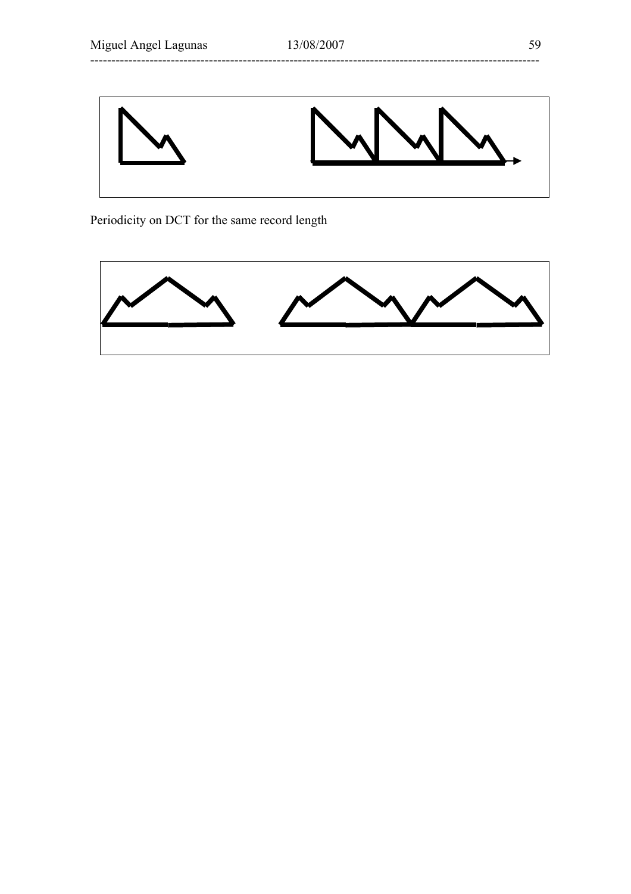Periodicity on DCT for the same record length